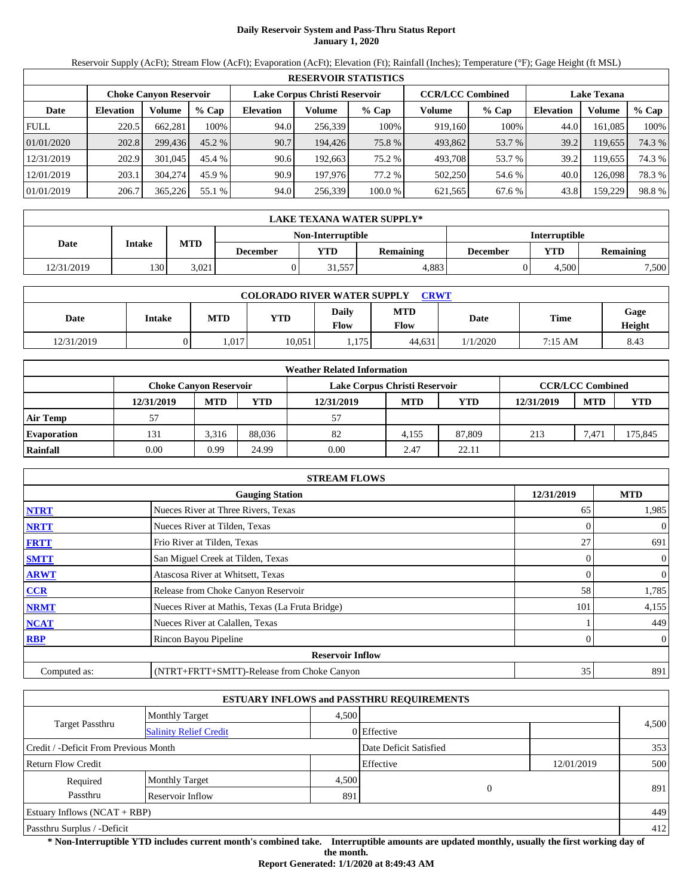# Daily Reservoir System and Pass-Thru Status Report
**January 1, 2020**

Reservoir Supply (AcFt); Stream Flow (AcFt); Evaporation (AcFt); Elevation (Ft); Rainfall (Inches); Temperature (°F); Gage Height (ft MSL)

| RESERVOIR STATISTICS | | | | | | | | | | | |
|---|---|---|---|---|---|---|---|---|---|---|---|
| | Choke Canyon Reservoir | | | Lake Corpus Christi Reservoir | | | CCR/LCC Combined | | Lake Texana | | |
| Date | Elevation | Volume | % Cap | Elevation | Volume | % Cap | Volume | % Cap | Elevation | Volume | % Cap |
| FULL | 220.5 | 662,281 | 100% | 94.0 | 256,339 | 100% | 919,160 | 100% | 44.0 | 161,085 | 100% |
| 01/01/2020 | 202.8 | 299,436 | 45.2 % | 90.7 | 194,426 | 75.8 % | 493,862 | 53.7 % | 39.2 | 119,655 | 74.3 % |
| 12/31/2019 | 202.9 | 301,045 | 45.4 % | 90.6 | 192,663 | 75.2 % | 493,708 | 53.7 % | 39.2 | 119,655 | 74.3 % |
| 12/01/2019 | 203.1 | 304,274 | 45.9 % | 90.9 | 197,976 | 77.2 % | 502,250 | 54.6 % | 40.0 | 126,098 | 78.3 % |
| 01/01/2019 | 206.7 | 365,226 | 55.1 % | 94.0 | 256,339 | 100.0 % | 621,565 | 67.6 % | 43.8 | 159,229 | 98.8 % |

| LAKE TEXANA WATER SUPPLY* | | | | | | | | |
|---|---|---|---|---|---|---|---|---|
| Date | Intake | MTD | Non-Interruptible | | | Interruptible | | |
| | | | December | YTD | Remaining | December | YTD | Remaining |
| 12/31/2019 | 130 | 3,021 | 0 | 31,557 | 4,883 | 0 | 4,500 | 7,500 |

| COLORADO RIVER WATER SUPPLY CRWT | | | | | | | | |
|---|---|---|---|---|---|---|---|---|
| Date | Intake | MTD | YTD | Daily Flow | MTD Flow | Date | Time | Gage Height |
| 12/31/2019 | 0 | 1,017 | 10,051 | 1,175 | 44,631 | 1/1/2020 | 7:15 AM | 8.43 |

| Weather Related Information | | | | | | | | | |
|---|---|---|---|---|---|---|---|---|---|
| | Choke Canyon Reservoir | | | Lake Corpus Christi Reservoir | | | CCR/LCC Combined | | |
| | 12/31/2019 | MTD | YTD | 12/31/2019 | MTD | YTD | 12/31/2019 | MTD | YTD |
| Air Temp | 57 | | | 57 | | | | | |
| Evaporation | 131 | 3,316 | 88,036 | 82 | 4,155 | 87,809 | 213 | 7,471 | 175,845 |
| Rainfall | 0.00 | 0.99 | 24.99 | 0.00 | 2.47 | 22.11 | | | |

| STREAM FLOWS | | | |
|---|---|---|---|
| | Gauging Station | 12/31/2019 | MTD |
| NTRT | Nueces River at Three Rivers, Texas | 65 | 1,985 |
| NRTT | Nueces River at Tilden, Texas | 0 | 0 |
| FRTT | Frio River at Tilden, Texas | 27 | 691 |
| SMTT | San Miguel Creek at Tilden, Texas | 0 | 0 |
| ARWT | Atascosa River at Whitsett, Texas | 0 | 0 |
| CCR | Release from Choke Canyon Reservoir | 58 | 1,785 |
| NRMT | Nueces River at Mathis, Texas (La Fruta Bridge) | 101 | 4,155 |
| NCAT | Nueces River at Calallen, Texas | 1 | 449 |
| RBP | Rincon Bayou Pipeline | 0 | 0 |
| | **Reservoir Inflow** | | |
| Computed as: | (NTRT+FRTT+SMTT)-Release from Choke Canyon | 35 | 891 |

| ESTUARY INFLOWS and PASSTHRU REQUIREMENTS | | | | | |
|---|---|---|---|---|---|
| Target Passthru | Monthly Target | 4,500 | | | 4,500 |
| | Salinity Relief Credit | 0 | Effective | | |
| Credit / -Deficit From Previous Month | | | Date Deficit Satisfied | | 353 |
| Return Flow Credit | | | Effective | 12/01/2019 | 500 |
| Required Passthru | Monthly Target | 4,500 | 0 | | 891 |
| | Reservoir Inflow | 891 | | | |
| Estuary Inflows (NCAT + RBP) | | | | | 449 |
| Passthru Surplus / -Deficit | | | | | 412 |

**\* Non-Interruptible YTD includes current month's combined take. Interruptible amounts are updated monthly, usually the first working day of the month.**

**Report Generated: 1/1/2020 at 8:49:43 AM**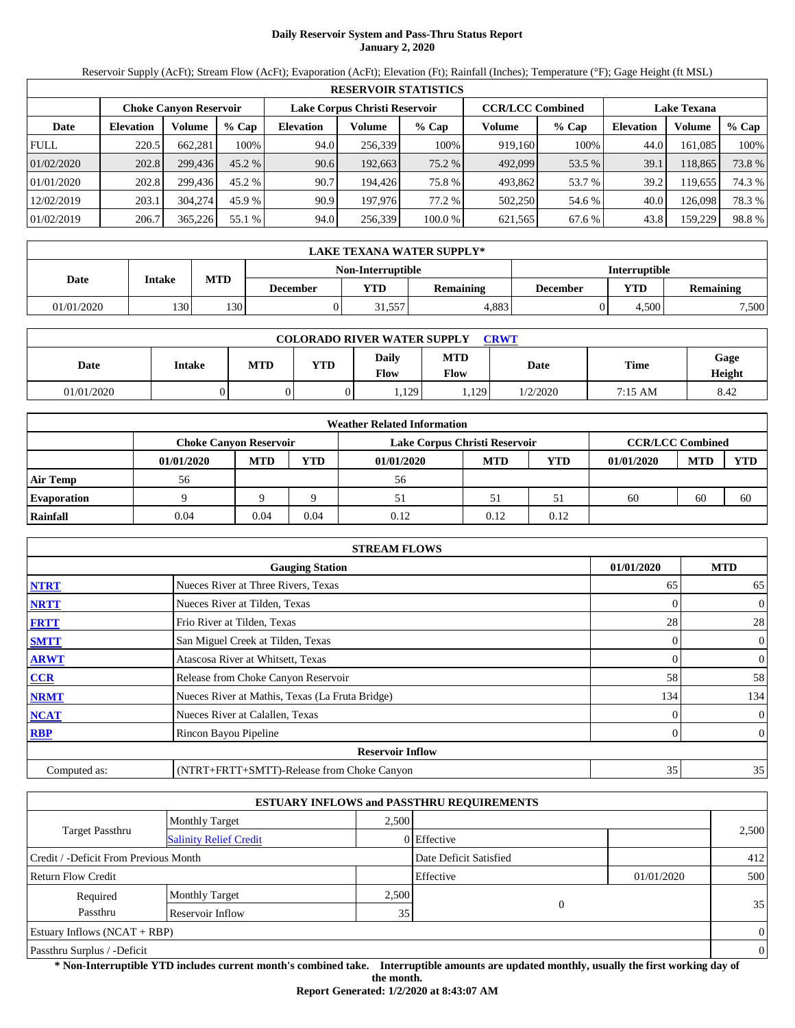# Daily Reservoir System and Pass-Thru Status Report
**January 2, 2020**

Reservoir Supply (AcFt); Stream Flow (AcFt); Evaporation (AcFt); Elevation (Ft); Rainfall (Inches); Temperature (°F); Gage Height (ft MSL)

| RESERVOIR STATISTICS | | | | | | | | | | | |
|---|---|---|---|---|---|---|---|---|---|---|---|
| | Choke Canyon Reservoir | | | Lake Corpus Christi Reservoir | | | CCR/LCC Combined | | Lake Texana | | |
| Date | Elevation | Volume | % Cap | Elevation | Volume | % Cap | Volume | % Cap | Elevation | Volume | % Cap |
| FULL | 220.5 | 662,281 | 100% | 94.0 | 256,339 | 100% | 919,160 | 100% | 44.0 | 161,085 | 100% |
| 01/02/2020 | 202.8 | 299,436 | 45.2 % | 90.6 | 192,663 | 75.2 % | 492,099 | 53.5 % | 39.1 | 118,865 | 73.8 % |
| 01/01/2020 | 202.8 | 299,436 | 45.2 % | 90.7 | 194,426 | 75.8 % | 493,862 | 53.7 % | 39.2 | 119,655 | 74.3 % |
| 12/02/2019 | 203.1 | 304,274 | 45.9 % | 90.9 | 197,976 | 77.2 % | 502,250 | 54.6 % | 40.0 | 126,098 | 78.3 % |
| 01/02/2019 | 206.7 | 365,226 | 55.1 % | 94.0 | 256,339 | 100.0 % | 621,565 | 67.6 % | 43.8 | 159,229 | 98.8 % |

| LAKE TEXANA WATER SUPPLY* | | | | | | | | |
|---|---|---|---|---|---|---|---|---|
| Date | Intake | MTD | Non-Interruptible | | | Interruptible | | |
| | | | December | YTD | Remaining | December | YTD | Remaining |
| 01/01/2020 | 130 | 130 | 0 | 31,557 | 4,883 | 0 | 4,500 | 7,500 |

| COLORADO RIVER WATER SUPPLY CRWT | | | | | | | | |
|---|---|---|---|---|---|---|---|---|
| Date | Intake | MTD | YTD | Daily Flow | MTD Flow | Date | Time | Gage Height |
| 01/01/2020 | 0 | 0 | 0 | 1,129 | 1,129 | 1/2/2020 | 7:15 AM | 8.42 |

| Weather Related Information | | | | | | | | | |
|---|---|---|---|---|---|---|---|---|---|
| | Choke Canyon Reservoir | | | Lake Corpus Christi Reservoir | | | CCR/LCC Combined | | |
| | 01/01/2020 | MTD | YTD | 01/01/2020 | MTD | YTD | 01/01/2020 | MTD | YTD |
| **Air Temp** | 56 | | | 56 | | | | | |
| **Evaporation** | 9 | 9 | 9 | 51 | 51 | 51 | 60 | 60 | 60 |
| **Rainfall** | 0.04 | 0.04 | 0.04 | 0.12 | 0.12 | 0.12 | | | |

| STREAM FLOWS | | | |
|---|---|---|---|
| | Gauging Station | 01/01/2020 | MTD |
| **NTRT** | Nueces River at Three Rivers, Texas | 65 | 65 |
| **NRTT** | Nueces River at Tilden, Texas | 0 | 0 |
| **FRTT** | Frio River at Tilden, Texas | 28 | 28 |
| **SMTT** | San Miguel Creek at Tilden, Texas | 0 | 0 |
| **ARWT** | Atascosa River at Whitsett, Texas | 0 | 0 |
| **CCR** | Release from Choke Canyon Reservoir | 58 | 58 |
| **NRMT** | Nueces River at Mathis, Texas (La Fruta Bridge) | 134 | 134 |
| **NCAT** | Nueces River at Calallen, Texas | 0 | 0 |
| **RBP** | Rincon Bayou Pipeline | 0 | 0 |
| | **Reservoir Inflow** | | |
| Computed as: | (NTRT+FRTT+SMTT)-Release from Choke Canyon | 35 | 35 |

| ESTUARY INFLOWS and PASSTHRU REQUIREMENTS | | | | | |
|---|---|---|---|---|---|
| Target Passthru | Monthly Target | 2,500 | | | 2,500 |
| | Salinity Relief Credit | 0 | Effective | | |
| Credit / -Deficit From Previous Month | | | Date Deficit Satisfied | | 412 |
| Return Flow Credit | | | Effective | 01/01/2020 | 500 |
| Required Passthru | Monthly Target | 2,500 | 0 | | 35 |
| | Reservoir Inflow | 35 | | | |
| Estuary Inflows (NCAT + RBP) | | | | | 0 |
| Passthru Surplus / -Deficit | | | | | 0 |

**\* Non-Interruptible YTD includes current month's combined take. Interruptible amounts are updated monthly, usually the first working day of the month.**

**Report Generated: 1/2/2020 at 8:43:07 AM**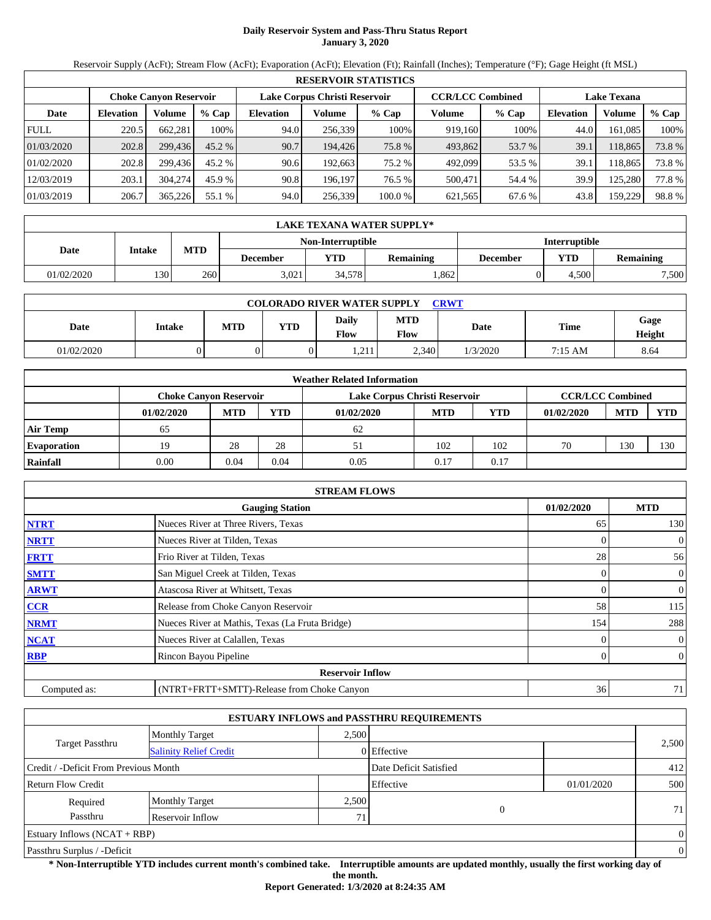# Daily Reservoir System and Pass-Thru Status Report
**January 3, 2020**

Reservoir Supply (AcFt); Stream Flow (AcFt); Evaporation (AcFt); Elevation (Ft); Rainfall (Inches); Temperature (°F); Gage Height (ft MSL)

| RESERVOIR STATISTICS | | | | | | | | | | | |
|---|---|---|---|---|---|---|---|---|---|---|---|
| | Choke Canyon Reservoir | | | Lake Corpus Christi Reservoir | | | CCR/LCC Combined | | Lake Texana | | |
| Date | Elevation | Volume | % Cap | Elevation | Volume | % Cap | Volume | % Cap | Elevation | Volume | % Cap |
| FULL | 220.5 | 662,281 | 100% | 94.0 | 256,339 | 100% | 919,160 | 100% | 44.0 | 161,085 | 100% |
| 01/03/2020 | 202.8 | 299,436 | 45.2 % | 90.7 | 194,426 | 75.8 % | 493,862 | 53.7 % | 39.1 | 118,865 | 73.8 % |
| 01/02/2020 | 202.8 | 299,436 | 45.2 % | 90.6 | 192,663 | 75.2 % | 492,099 | 53.5 % | 39.1 | 118,865 | 73.8 % |
| 12/03/2019 | 203.1 | 304,274 | 45.9 % | 90.8 | 196,197 | 76.5 % | 500,471 | 54.4 % | 39.9 | 125,280 | 77.8 % |
| 01/03/2019 | 206.7 | 365,226 | 55.1 % | 94.0 | 256,339 | 100.0 % | 621,565 | 67.6 % | 43.8 | 159,229 | 98.8 % |

| LAKE TEXANA WATER SUPPLY* | | | | | | | | |
|---|---|---|---|---|---|---|---|---|
| Date | Intake | MTD | Non-Interruptible | | | Interruptible | | |
| | | | December | YTD | Remaining | December | YTD | Remaining |
| 01/02/2020 | 130 | 260 | 3,021 | 34,578 | 1,862 | 0 | 4,500 | 7,500 |

| COLORADO RIVER WATER SUPPLY CRWT | | | | | | | | |
|---|---|---|---|---|---|---|---|---|
| Date | Intake | MTD | YTD | Daily Flow | MTD Flow | Date | Time | Gage Height |
| 01/02/2020 | 0 | 0 | 0 | 1,211 | 2,340 | 1/3/2020 | 7:15 AM | 8.64 |

| Weather Related Information | | | | | | | | | |
|---|---|---|---|---|---|---|---|---|---|
| | Choke Canyon Reservoir | | | Lake Corpus Christi Reservoir | | | CCR/LCC Combined | | |
| | 01/02/2020 | MTD | YTD | 01/02/2020 | MTD | YTD | 01/02/2020 | MTD | YTD |
| Air Temp | 65 | | | 62 | | | | | |
| Evaporation | 19 | 28 | 28 | 51 | 102 | 102 | 70 | 130 | 130 |
| Rainfall | 0.00 | 0.04 | 0.04 | 0.05 | 0.17 | 0.17 | | | |

| STREAM FLOWS | | | |
|---|---|---|---|
| | Gauging Station | 01/02/2020 | MTD |
| NTRT | Nueces River at Three Rivers, Texas | 65 | 130 |
| NRTT | Nueces River at Tilden, Texas | 0 | 0 |
| FRTT | Frio River at Tilden, Texas | 28 | 56 |
| SMTT | San Miguel Creek at Tilden, Texas | 0 | 0 |
| ARWT | Atascosa River at Whitsett, Texas | 0 | 0 |
| CCR | Release from Choke Canyon Reservoir | 58 | 115 |
| NRMT | Nueces River at Mathis, Texas (La Fruta Bridge) | 154 | 288 |
| NCAT | Nueces River at Calallen, Texas | 0 | 0 |
| RBP | Rincon Bayou Pipeline | 0 | 0 |
| | **Reservoir Inflow** | | |
| Computed as: | (NTRT+FRTT+SMTT)-Release from Choke Canyon | 36 | 71 |

| ESTUARY INFLOWS and PASSTHRU REQUIREMENTS | | | | | |
|---|---|---|---|---|---|
| Target Passthru | Monthly Target | 2,500 | | | 2,500 |
| | Salinity Relief Credit | 0 | Effective | | |
| Credit / -Deficit From Previous Month | | | Date Deficit Satisfied | | 412 |
| Return Flow Credit | | | Effective | 01/01/2020 | 500 |
| Required Passthru | Monthly Target | 2,500 | 0 | | 71 |
| | Reservoir Inflow | 71 | | | |
| Estuary Inflows (NCAT + RBP) | | | | | 0 |
| Passthru Surplus / -Deficit | | | | | 0 |

**\* Non-Interruptible YTD includes current month's combined take. Interruptible amounts are updated monthly, usually the first working day of the month.**

**Report Generated: 1/3/2020 at 8:24:35 AM**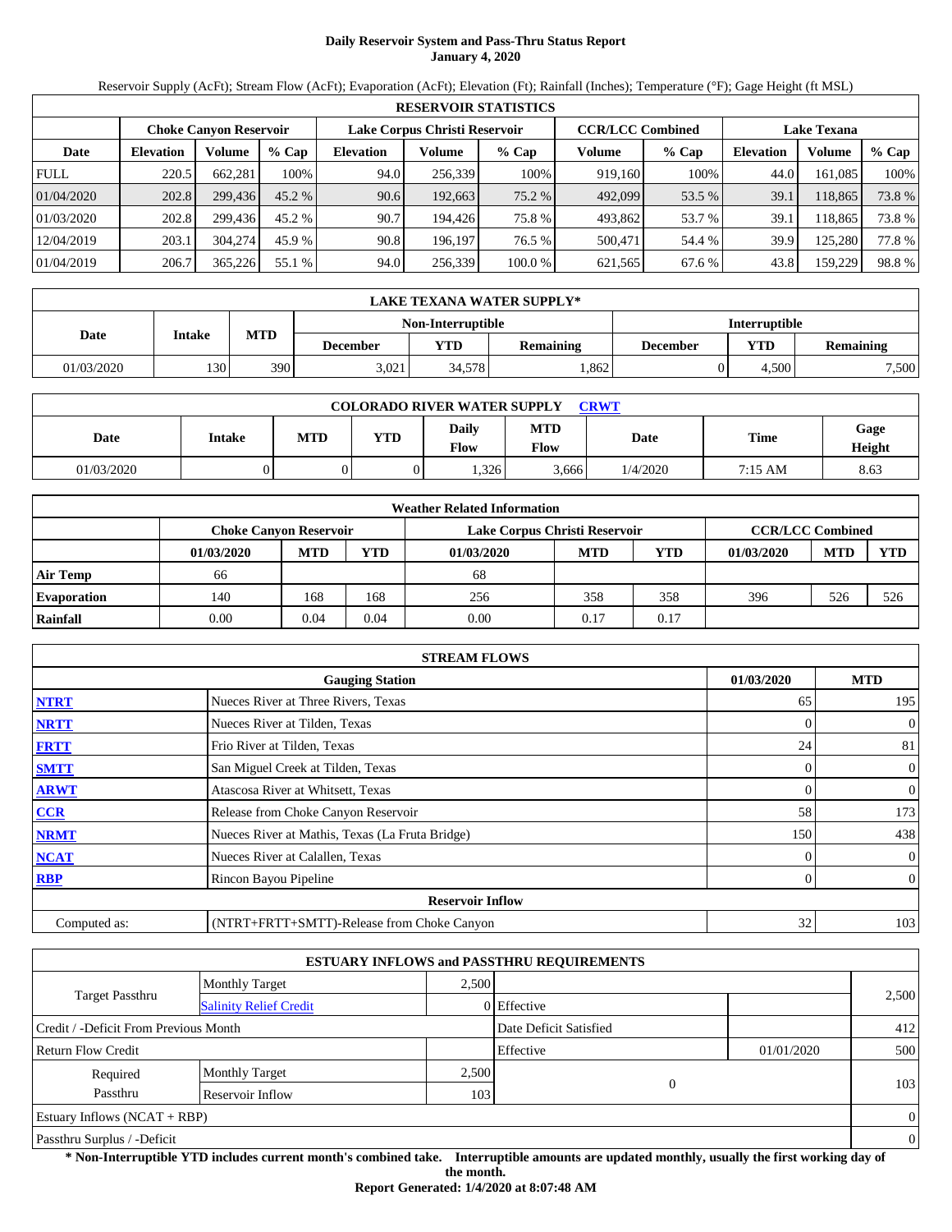# Daily Reservoir System and Pass-Thru Status Report
**January 4, 2020**

Reservoir Supply (AcFt); Stream Flow (AcFt); Evaporation (AcFt); Elevation (Ft); Rainfall (Inches); Temperature (°F); Gage Height (ft MSL)

| RESERVOIR STATISTICS | | | | | | | | | | | |
|---|---|---|---|---|---|---|---|---|---|---|---|
| | Choke Canyon Reservoir | | | Lake Corpus Christi Reservoir | | | CCR/LCC Combined | | Lake Texana | | |
| Date | Elevation | Volume | % Cap | Elevation | Volume | % Cap | Volume | % Cap | Elevation | Volume | % Cap |
| FULL | 220.5 | 662,281 | 100% | 94.0 | 256,339 | 100% | 919,160 | 100% | 44.0 | 161,085 | 100% |
| 01/04/2020 | 202.8 | 299,436 | 45.2 % | 90.6 | 192,663 | 75.2 % | 492,099 | 53.5 % | 39.1 | 118,865 | 73.8 % |
| 01/03/2020 | 202.8 | 299,436 | 45.2 % | 90.7 | 194,426 | 75.8 % | 493,862 | 53.7 % | 39.1 | 118,865 | 73.8 % |
| 12/04/2019 | 203.1 | 304,274 | 45.9 % | 90.8 | 196,197 | 76.5 % | 500,471 | 54.4 % | 39.9 | 125,280 | 77.8 % |
| 01/04/2019 | 206.7 | 365,226 | 55.1 % | 94.0 | 256,339 | 100.0 % | 621,565 | 67.6 % | 43.8 | 159,229 | 98.8 % |

| LAKE TEXANA WATER SUPPLY* | | | | | | | | |
|---|---|---|---|---|---|---|---|---|
| Date | Intake | MTD | Non-Interruptible | | | Interruptible | | |
| | | | December | YTD | Remaining | December | YTD | Remaining |
| 01/03/2020 | 130 | 390 | 3,021 | 34,578 | 1,862 | 0 | 4,500 | 7,500 |

| COLORADO RIVER WATER SUPPLY CRWT | | | | | | | | |
|---|---|---|---|---|---|---|---|---|
| Date | Intake | MTD | YTD | Daily Flow | MTD Flow | Date | Time | Gage Height |
| 01/03/2020 | 0 | 0 | 0 | 1,326 | 3,666 | 1/4/2020 | 7:15 AM | 8.63 |

| Weather Related Information | | | | | | | | | |
|---|---|---|---|---|---|---|---|---|---|
| | Choke Canyon Reservoir | | | Lake Corpus Christi Reservoir | | | CCR/LCC Combined | | |
| | 01/03/2020 | MTD | YTD | 01/03/2020 | MTD | YTD | 01/03/2020 | MTD | YTD |
| Air Temp | 66 | | | 68 | | | | | |
| Evaporation | 140 | 168 | 168 | 256 | 358 | 358 | 396 | 526 | 526 |
| Rainfall | 0.00 | 0.04 | 0.04 | 0.00 | 0.17 | 0.17 | | | |

| STREAM FLOWS | | | |
|---|---|---|---|
| | Gauging Station | 01/03/2020 | MTD |
| NTRT | Nueces River at Three Rivers, Texas | 65 | 195 |
| NRTT | Nueces River at Tilden, Texas | 0 | 0 |
| FRTT | Frio River at Tilden, Texas | 24 | 81 |
| SMTT | San Miguel Creek at Tilden, Texas | 0 | 0 |
| ARWT | Atascosa River at Whitsett, Texas | 0 | 0 |
| CCR | Release from Choke Canyon Reservoir | 58 | 173 |
| NRMT | Nueces River at Mathis, Texas (La Fruta Bridge) | 150 | 438 |
| NCAT | Nueces River at Calallen, Texas | 0 | 0 |
| RBP | Rincon Bayou Pipeline | 0 | 0 |
| | **Reservoir Inflow** | | |
| Computed as: | (NTRT+FRTT+SMTT)-Release from Choke Canyon | 32 | 103 |

| ESTUARY INFLOWS and PASSTHRU REQUIREMENTS | | | | | |
|---|---|---|---|---|---|
| Target Passthru | Monthly Target | 2,500 | | | 2,500 |
| | Salinity Relief Credit | 0 | Effective | | |
| Credit / -Deficit From Previous Month | | | Date Deficit Satisfied | | 412 |
| Return Flow Credit | | | Effective | 01/01/2020 | 500 |
| Required Passthru | Monthly Target | 2,500 | 0 | | 103 |
| | Reservoir Inflow | 103 | | | |
| Estuary Inflows (NCAT + RBP) | | | | | 0 |
| Passthru Surplus / -Deficit | | | | | 0 |

**\* Non-Interruptible YTD includes current month's combined take. Interruptible amounts are updated monthly, usually the first working day of the month.**

**Report Generated: 1/4/2020 at 8:07:48 AM**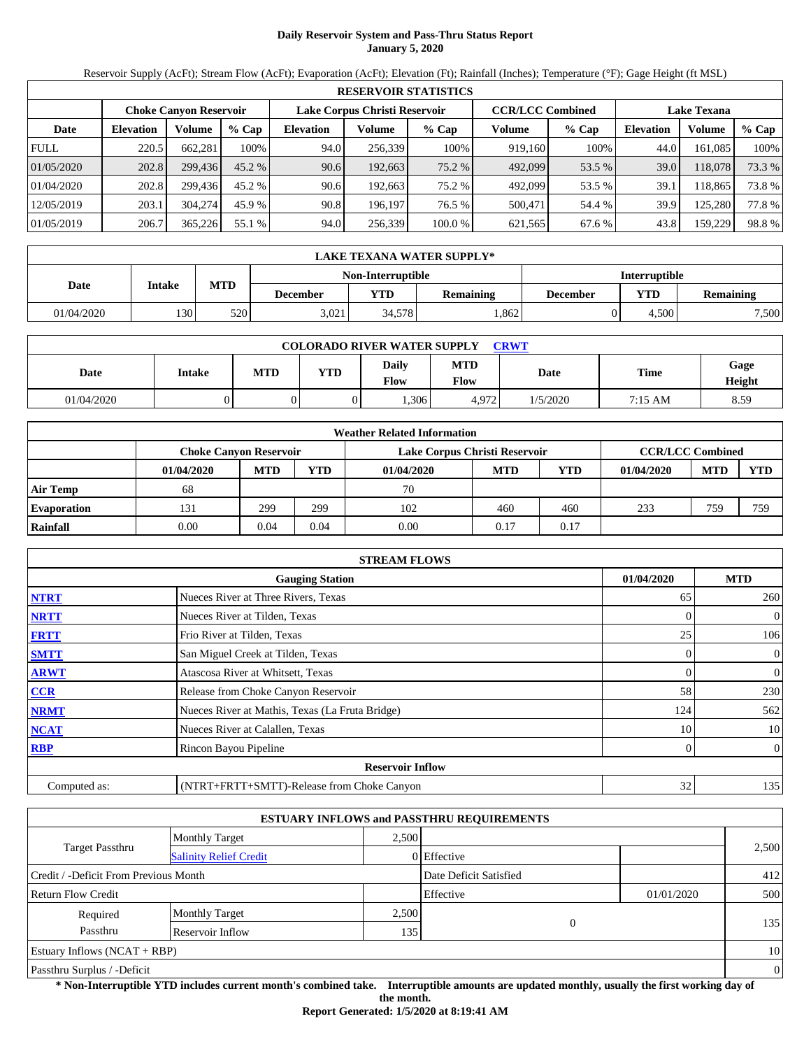# Daily Reservoir System and Pass-Thru Status Report
**January 5, 2020**

Reservoir Supply (AcFt); Stream Flow (AcFt); Evaporation (AcFt); Elevation (Ft); Rainfall (Inches); Temperature (°F); Gage Height (ft MSL)

| RESERVOIR STATISTICS | | | | | | | | | | | |
|---|---|---|---|---|---|---|---|---|---|---|---|
| | Choke Canyon Reservoir | | | Lake Corpus Christi Reservoir | | | CCR/LCC Combined | | Lake Texana | | |
| Date | Elevation | Volume | % Cap | Elevation | Volume | % Cap | Volume | % Cap | Elevation | Volume | % Cap |
| FULL | 220.5 | 662,281 | 100% | 94.0 | 256,339 | 100% | 919,160 | 100% | 44.0 | 161,085 | 100% |
| 01/05/2020 | 202.8 | 299,436 | 45.2 % | 90.6 | 192,663 | 75.2 % | 492,099 | 53.5 % | 39.0 | 118,078 | 73.3 % |
| 01/04/2020 | 202.8 | 299,436 | 45.2 % | 90.6 | 192,663 | 75.2 % | 492,099 | 53.5 % | 39.1 | 118,865 | 73.8 % |
| 12/05/2019 | 203.1 | 304,274 | 45.9 % | 90.8 | 196,197 | 76.5 % | 500,471 | 54.4 % | 39.9 | 125,280 | 77.8 % |
| 01/05/2019 | 206.7 | 365,226 | 55.1 % | 94.0 | 256,339 | 100.0 % | 621,565 | 67.6 % | 43.8 | 159,229 | 98.8 % |

| LAKE TEXANA WATER SUPPLY* | | | | | | | |
|---|---|---|---|---|---|---|---|
| | | | Non-Interruptible | | | Interruptible | | |
| Date | Intake | MTD | December | YTD | Remaining | December | YTD | Remaining |
| 01/04/2020 | 130 | 520 | 3,021 | 34,578 | 1,862 | 0 | 4,500 | 7,500 |

| COLORADO RIVER WATER SUPPLY CRWT | | | | | | | | |
|---|---|---|---|---|---|---|---|---|
| Date | Intake | MTD | YTD | Daily Flow | MTD Flow | Date | Time | Gage Height |
| 01/04/2020 | 0 | 0 | 0 | 1,306 | 4,972 | 1/5/2020 | 7:15 AM | 8.59 |

| Weather Related Information | | | | | | | | | |
|---|---|---|---|---|---|---|---|---|---|
| | Choke Canyon Reservoir | | | Lake Corpus Christi Reservoir | | | CCR/LCC Combined | | |
| | 01/04/2020 | MTD | YTD | 01/04/2020 | MTD | YTD | 01/04/2020 | MTD | YTD |
| Air Temp | 68 | | | 70 | | | | | |
| Evaporation | 131 | 299 | 299 | 102 | 460 | 460 | 233 | 759 | 759 |
| Rainfall | 0.00 | 0.04 | 0.04 | 0.00 | 0.17 | 0.17 | | | |

| STREAM FLOWS | | | |
|---|---|---|---|
| | Gauging Station | 01/04/2020 | MTD |
| NTRT | Nueces River at Three Rivers, Texas | 65 | 260 |
| NRTT | Nueces River at Tilden, Texas | 0 | 0 |
| FRTT | Frio River at Tilden, Texas | 25 | 106 |
| SMTT | San Miguel Creek at Tilden, Texas | 0 | 0 |
| ARWT | Atascosa River at Whitsett, Texas | 0 | 0 |
| CCR | Release from Choke Canyon Reservoir | 58 | 230 |
| NRMT | Nueces River at Mathis, Texas (La Fruta Bridge) | 124 | 562 |
| NCAT | Nueces River at Calallen, Texas | 10 | 10 |
| RBP | Rincon Bayou Pipeline | 0 | 0 |
| | **Reservoir Inflow** | | |
| Computed as: | (NTRT+FRTT+SMTT)-Release from Choke Canyon | 32 | 135 |

| ESTUARY INFLOWS and PASSTHRU REQUIREMENTS | | | | | |
|---|---|---|---|---|---|
| Target Passthru | Monthly Target | 2,500 | | | 2,500 |
| | Salinity Relief Credit | 0 | Effective | | |
| Credit / -Deficit From Previous Month | | | Date Deficit Satisfied | | 412 |
| Return Flow Credit | | | Effective | 01/01/2020 | 500 |
| Required Passthru | Monthly Target | 2,500 | 0 | | 135 |
| | Reservoir Inflow | 135 | | | |
| Estuary Inflows (NCAT + RBP) | | | | | 10 |
| Passthru Surplus / -Deficit | | | | | 0 |

**\* Non-Interruptible YTD includes current month's combined take. Interruptible amounts are updated monthly, usually the first working day of the month.**

**Report Generated: 1/5/2020 at 8:19:41 AM**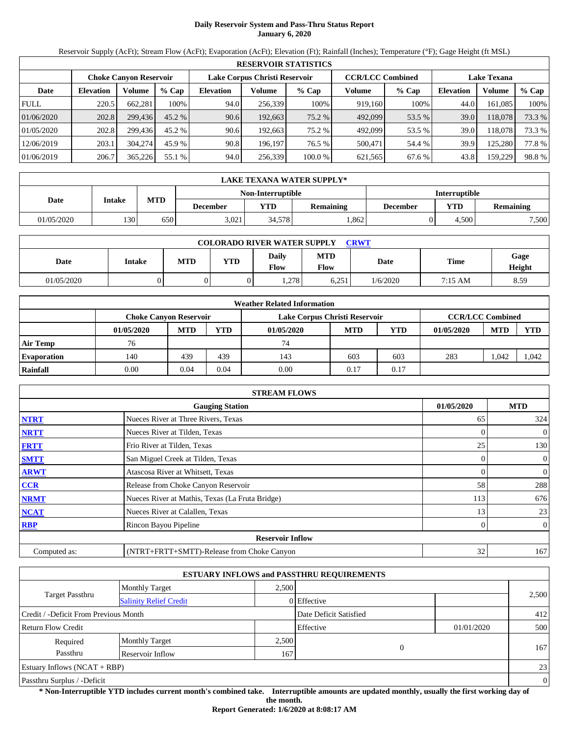# Daily Reservoir System and Pass-Thru Status Report
**January 6, 2020**

Reservoir Supply (AcFt); Stream Flow (AcFt); Evaporation (AcFt); Elevation (Ft); Rainfall (Inches); Temperature (°F); Gage Height (ft MSL)

| RESERVOIR STATISTICS | | | | | | | | | | | |
|---|---|---|---|---|---|---|---|---|---|---|---|
| | Choke Canyon Reservoir | | | Lake Corpus Christi Reservoir | | | CCR/LCC Combined | | Lake Texana | | |
| Date | Elevation | Volume | % Cap | Elevation | Volume | % Cap | Volume | % Cap | Elevation | Volume | % Cap |
| FULL | 220.5 | 662,281 | 100% | 94.0 | 256,339 | 100% | 919,160 | 100% | 44.0 | 161,085 | 100% |
| 01/06/2020 | 202.8 | 299,436 | 45.2 % | 90.6 | 192,663 | 75.2 % | 492,099 | 53.5 % | 39.0 | 118,078 | 73.3 % |
| 01/05/2020 | 202.8 | 299,436 | 45.2 % | 90.6 | 192,663 | 75.2 % | 492,099 | 53.5 % | 39.0 | 118,078 | 73.3 % |
| 12/06/2019 | 203.1 | 304,274 | 45.9 % | 90.8 | 196,197 | 76.5 % | 500,471 | 54.4 % | 39.9 | 125,280 | 77.8 % |
| 01/06/2019 | 206.7 | 365,226 | 55.1 % | 94.0 | 256,339 | 100.0 % | 621,565 | 67.6 % | 43.8 | 159,229 | 98.8 % |

| LAKE TEXANA WATER SUPPLY* | | | | | | | | |
|---|---|---|---|---|---|---|---|---|
| Date | Intake | MTD | Non-Interruptible | | | Interruptible | | |
| | | | December | YTD | Remaining | December | YTD | Remaining |
| 01/05/2020 | 130 | 650 | 3,021 | 34,578 | 1,862 | 0 | 4,500 | 7,500 |

| COLORADO RIVER WATER SUPPLY CRWT | | | | | | | | |
|---|---|---|---|---|---|---|---|---|
| Date | Intake | MTD | YTD | Daily Flow | MTD Flow | Date | Time | Gage Height |
| 01/05/2020 | 0 | 0 | 0 | 1,278 | 6,251 | 1/6/2020 | 7:15 AM | 8.59 |

| Weather Related Information | | | | | | | | | |
|---|---|---|---|---|---|---|---|---|---|
| | Choke Canyon Reservoir | | | Lake Corpus Christi Reservoir | | | CCR/LCC Combined | | |
| | 01/05/2020 | MTD | YTD | 01/05/2020 | MTD | YTD | 01/05/2020 | MTD | YTD |
| Air Temp | 76 | | | 74 | | | | | |
| Evaporation | 140 | 439 | 439 | 143 | 603 | 603 | 283 | 1,042 | 1,042 |
| Rainfall | 0.00 | 0.04 | 0.04 | 0.00 | 0.17 | 0.17 | | | |

| STREAM FLOWS | | | |
|---|---|---|---|
| | Gauging Station | 01/05/2020 | MTD |
| NTRT | Nueces River at Three Rivers, Texas | 65 | 324 |
| NRTT | Nueces River at Tilden, Texas | 0 | 0 |
| FRTT | Frio River at Tilden, Texas | 25 | 130 |
| SMTT | San Miguel Creek at Tilden, Texas | 0 | 0 |
| ARWT | Atascosa River at Whitsett, Texas | 0 | 0 |
| CCR | Release from Choke Canyon Reservoir | 58 | 288 |
| NRMT | Nueces River at Mathis, Texas (La Fruta Bridge) | 113 | 676 |
| NCAT | Nueces River at Calallen, Texas | 13 | 23 |
| RBP | Rincon Bayou Pipeline | 0 | 0 |
| | Reservoir Inflow | | |
| Computed as: | (NTRT+FRTT+SMTT)-Release from Choke Canyon | 32 | 167 |

| ESTUARY INFLOWS and PASSTHRU REQUIREMENTS | | | | | |
|---|---|---|---|---|---|
| Target Passthru | Monthly Target | 2,500 | | | 2,500 |
| | Salinity Relief Credit | 0 | Effective | | |
| Credit / -Deficit From Previous Month | | | Date Deficit Satisfied | | 412 |
| Return Flow Credit | | | Effective | 01/01/2020 | 500 |
| Required Passthru | Monthly Target | 2,500 | 0 | | 167 |
| | Reservoir Inflow | 167 | | | |
| Estuary Inflows (NCAT + RBP) | | | | | 23 |
| Passthru Surplus / -Deficit | | | | | 0 |

**\* Non-Interruptible YTD includes current month's combined take. Interruptible amounts are updated monthly, usually the first working day of the month.**

**Report Generated: 1/6/2020 at 8:08:17 AM**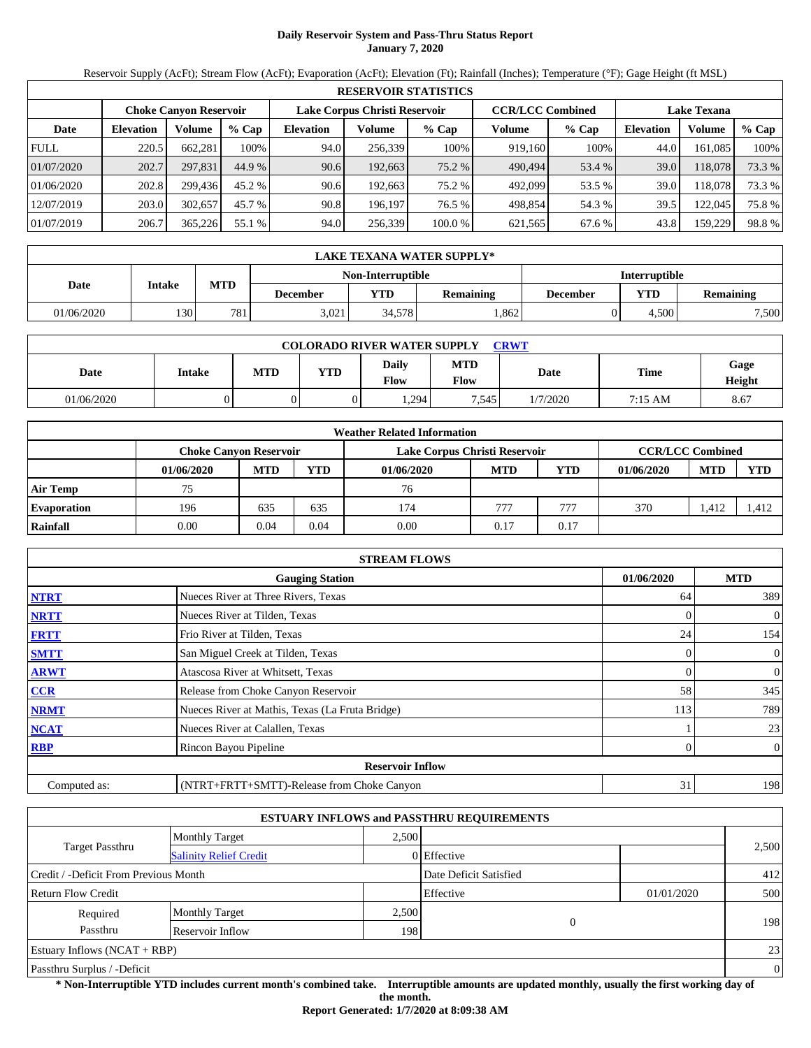# Daily Reservoir System and Pass-Thru Status Report
**January 7, 2020**

Reservoir Supply (AcFt); Stream Flow (AcFt); Evaporation (AcFt); Elevation (Ft); Rainfall (Inches); Temperature (°F); Gage Height (ft MSL)

| RESERVOIR STATISTICS | | | | | | | | | | | |
|---|---|---|---|---|---|---|---|---|---|---|---|
| | Choke Canyon Reservoir | | | Lake Corpus Christi Reservoir | | | CCR/LCC Combined | | Lake Texana | | |
| Date | Elevation | Volume | % Cap | Elevation | Volume | % Cap | Volume | % Cap | Elevation | Volume | % Cap |
| FULL | 220.5 | 662,281 | 100% | 94.0 | 256,339 | 100% | 919,160 | 100% | 44.0 | 161,085 | 100% |
| 01/07/2020 | 202.7 | 297,831 | 44.9 % | 90.6 | 192,663 | 75.2 % | 490,494 | 53.4 % | 39.0 | 118,078 | 73.3 % |
| 01/06/2020 | 202.8 | 299,436 | 45.2 % | 90.6 | 192,663 | 75.2 % | 492,099 | 53.5 % | 39.0 | 118,078 | 73.3 % |
| 12/07/2019 | 203.0 | 302,657 | 45.7 % | 90.8 | 196,197 | 76.5 % | 498,854 | 54.3 % | 39.5 | 122,045 | 75.8 % |
| 01/07/2019 | 206.7 | 365,226 | 55.1 % | 94.0 | 256,339 | 100.0 % | 621,565 | 67.6 % | 43.8 | 159,229 | 98.8 % |

| LAKE TEXANA WATER SUPPLY* | | | | | | | | |
|---|---|---|---|---|---|---|---|---|
| | | | Non-Interruptible | | | Interruptible | | |
| Date | Intake | MTD | December | YTD | Remaining | December | YTD | Remaining |
| 01/06/2020 | 130 | 781 | 3,021 | 34,578 | 1,862 | 0 | 4,500 | 7,500 |

| COLORADO RIVER WATER SUPPLY CRWT | | | | | | | | |
|---|---|---|---|---|---|---|---|---|
| Date | Intake | MTD | YTD | Daily Flow | MTD Flow | Date | Time | Gage Height |
| 01/06/2020 | 0 | 0 | 0 | 1,294 | 7,545 | 1/7/2020 | 7:15 AM | 8.67 |

| Weather Related Information | | | | | | | | | |
|---|---|---|---|---|---|---|---|---|---|
| | Choke Canyon Reservoir | | | Lake Corpus Christi Reservoir | | | CCR/LCC Combined | | |
| | 01/06/2020 | MTD | YTD | 01/06/2020 | MTD | YTD | 01/06/2020 | MTD | YTD |
| Air Temp | 75 | | | 76 | | | | | |
| Evaporation | 196 | 635 | 635 | 174 | 777 | 777 | 370 | 1,412 | 1,412 |
| Rainfall | 0.00 | 0.04 | 0.04 | 0.00 | 0.17 | 0.17 | | | |

| STREAM FLOWS | | | |
|---|---|---|---|
| | Gauging Station | 01/06/2020 | MTD |
| NTRT | Nueces River at Three Rivers, Texas | 64 | 389 |
| NRTT | Nueces River at Tilden, Texas | 0 | 0 |
| FRTT | Frio River at Tilden, Texas | 24 | 154 |
| SMTT | San Miguel Creek at Tilden, Texas | 0 | 0 |
| ARWT | Atascosa River at Whitsett, Texas | 0 | 0 |
| CCR | Release from Choke Canyon Reservoir | 58 | 345 |
| NRMT | Nueces River at Mathis, Texas (La Fruta Bridge) | 113 | 789 |
| NCAT | Nueces River at Calallen, Texas | 1 | 23 |
| RBP | Rincon Bayou Pipeline | 0 | 0 |
| Reservoir Inflow | | | |
| Computed as: | (NTRT+FRTT+SMTT)-Release from Choke Canyon | 31 | 198 |

| ESTUARY INFLOWS and PASSTHRU REQUIREMENTS | | | | | |
|---|---|---|---|---|---|
| Target Passthru | Monthly Target | 2,500 | | | 2,500 |
| | Salinity Relief Credit | 0 | Effective | | |
| Credit / -Deficit From Previous Month | | | Date Deficit Satisfied | | 412 |
| Return Flow Credit | | | Effective | 01/01/2020 | 500 |
| Required Passthru | Monthly Target | 2,500 | 0 | | 198 |
| | Reservoir Inflow | 198 | | | |
| Estuary Inflows (NCAT + RBP) | | | | | 23 |
| Passthru Surplus / -Deficit | | | | | 0 |

**\* Non-Interruptible YTD includes current month's combined take. Interruptible amounts are updated monthly, usually the first working day of the month.**

**Report Generated: 1/7/2020 at 8:09:38 AM**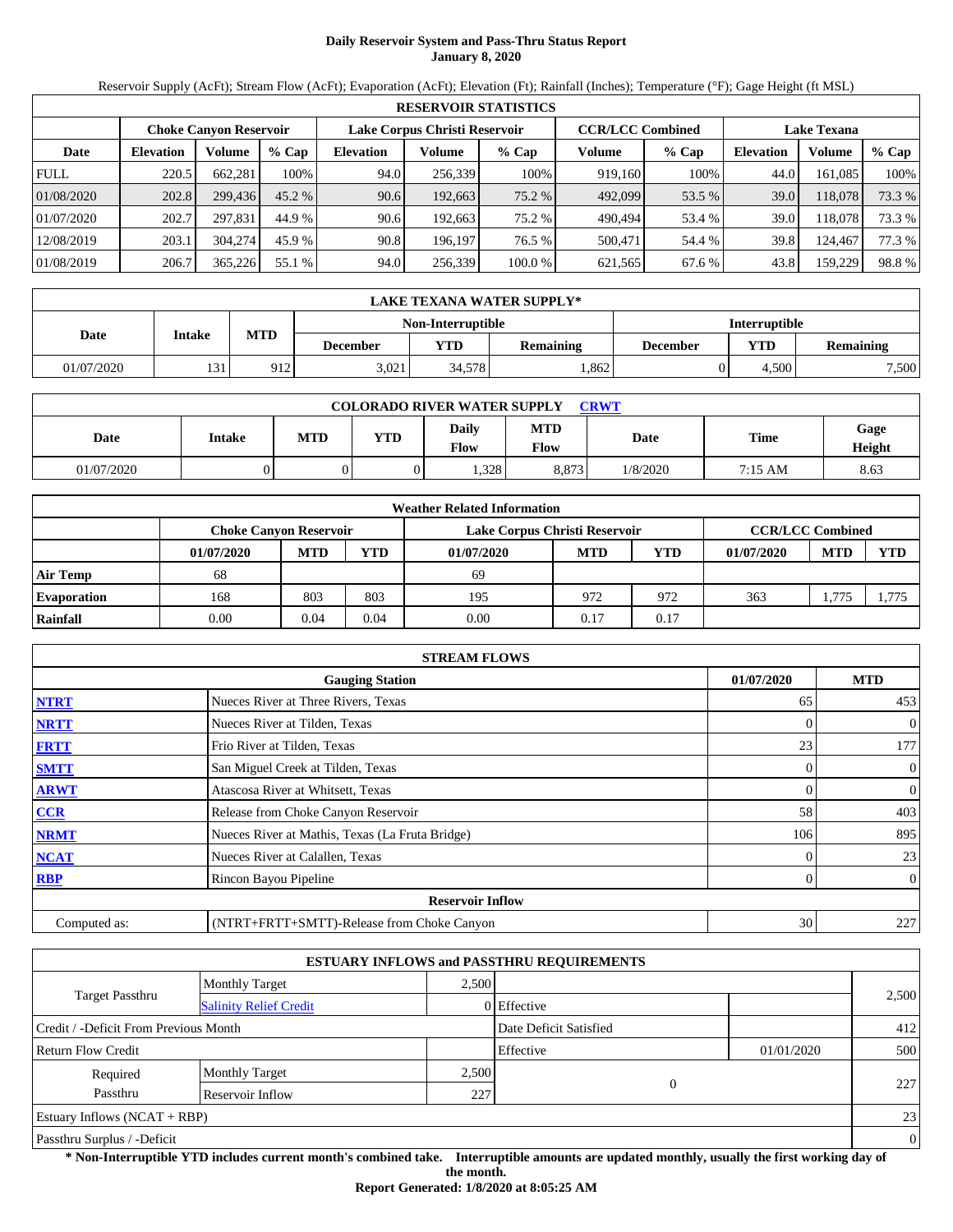# Daily Reservoir System and Pass-Thru Status Report
**January 8, 2020**

Reservoir Supply (AcFt); Stream Flow (AcFt); Evaporation (AcFt); Elevation (Ft); Rainfall (Inches); Temperature (°F); Gage Height (ft MSL)

| RESERVOIR STATISTICS | | | | | | | | | | | |
|---|---|---|---|---|---|---|---|---|---|---|---|
| | Choke Canyon Reservoir | | | Lake Corpus Christi Reservoir | | | CCR/LCC Combined | | Lake Texana | | |
| Date | Elevation | Volume | % Cap | Elevation | Volume | % Cap | Volume | % Cap | Elevation | Volume | % Cap |
| FULL | 220.5 | 662,281 | 100% | 94.0 | 256,339 | 100% | 919,160 | 100% | 44.0 | 161,085 | 100% |
| 01/08/2020 | 202.8 | 299,436 | 45.2 % | 90.6 | 192,663 | 75.2 % | 492,099 | 53.5 % | 39.0 | 118,078 | 73.3 % |
| 01/07/2020 | 202.7 | 297,831 | 44.9 % | 90.6 | 192,663 | 75.2 % | 490,494 | 53.4 % | 39.0 | 118,078 | 73.3 % |
| 12/08/2019 | 203.1 | 304,274 | 45.9 % | 90.8 | 196,197 | 76.5 % | 500,471 | 54.4 % | 39.8 | 124,467 | 77.3 % |
| 01/08/2019 | 206.7 | 365,226 | 55.1 % | 94.0 | 256,339 | 100.0 % | 621,565 | 67.6 % | 43.8 | 159,229 | 98.8 % |

| LAKE TEXANA WATER SUPPLY* | | | | | | | |
|---|---|---|---|---|---|---|---|
| | | | Non-Interruptible | | | Interruptible | | |
| Date | Intake | MTD | December | YTD | Remaining | December | YTD | Remaining |
| 01/07/2020 | 131 | 912 | 3,021 | 34,578 | 1,862 | 0 | 4,500 | 7,500 |

| COLORADO RIVER WATER SUPPLY [CRWT](CRWT) | | | | | | | | |
|---|---|---|---|---|---|---|---|---|
| Date | Intake | MTD | YTD | Daily Flow | MTD Flow | Date | Time | Gage Height |
| 01/07/2020 | 0 | 0 | 0 | 1,328 | 8,873 | 1/8/2020 | 7:15 AM | 8.63 |

| Weather Related Information | | | | | | | | | |
|---|---|---|---|---|---|---|---|---|---|
| | Choke Canyon Reservoir | | | Lake Corpus Christi Reservoir | | | CCR/LCC Combined | | |
| | 01/07/2020 | MTD | YTD | 01/07/2020 | MTD | YTD | 01/07/2020 | MTD | YTD |
| Air Temp | 68 | | | 69 | | | | | |
| Evaporation | 168 | 803 | 803 | 195 | 972 | 972 | 363 | 1,775 | 1,775 |
| Rainfall | 0.00 | 0.04 | 0.04 | 0.00 | 0.17 | 0.17 | | | |

| STREAM FLOWS | | | |
|---|---|---|---|
| | Gauging Station | 01/07/2020 | MTD |
| NTRT | Nueces River at Three Rivers, Texas | 65 | 453 |
| NRTT | Nueces River at Tilden, Texas | 0 | 0 |
| FRTT | Frio River at Tilden, Texas | 23 | 177 |
| SMTT | San Miguel Creek at Tilden, Texas | 0 | 0 |
| ARWT | Atascosa River at Whitsett, Texas | 0 | 0 |
| CCR | Release from Choke Canyon Reservoir | 58 | 403 |
| NRMT | Nueces River at Mathis, Texas (La Fruta Bridge) | 106 | 895 |
| NCAT | Nueces River at Calallen, Texas | 0 | 23 |
| RBP | Rincon Bayou Pipeline | 0 | 0 |
| | **Reservoir Inflow** | | |
| Computed as: | (NTRT+FRTT+SMTT)-Release from Choke Canyon | 30 | 227 |

| ESTUARY INFLOWS and PASSTHRU REQUIREMENTS | | | | | |
|---|---|---|---|---|---|
| Target Passthru | Monthly Target | 2,500 | | | 2,500 |
| | Salinity Relief Credit | 0 | Effective | | |
| Credit / -Deficit From Previous Month | | | Date Deficit Satisfied | | 412 |
| Return Flow Credit | | | Effective | 01/01/2020 | 500 |
| Required Passthru | Monthly Target | 2,500 | 0 | | 227 |
| | Reservoir Inflow | 227 | | | |
| Estuary Inflows (NCAT + RBP) | | | | | 23 |
| Passthru Surplus / -Deficit | | | | | 0 |

**\* Non-Interruptible YTD includes current month's combined take. Interruptible amounts are updated monthly, usually the first working day of the month.**

**Report Generated: 1/8/2020 at 8:05:25 AM**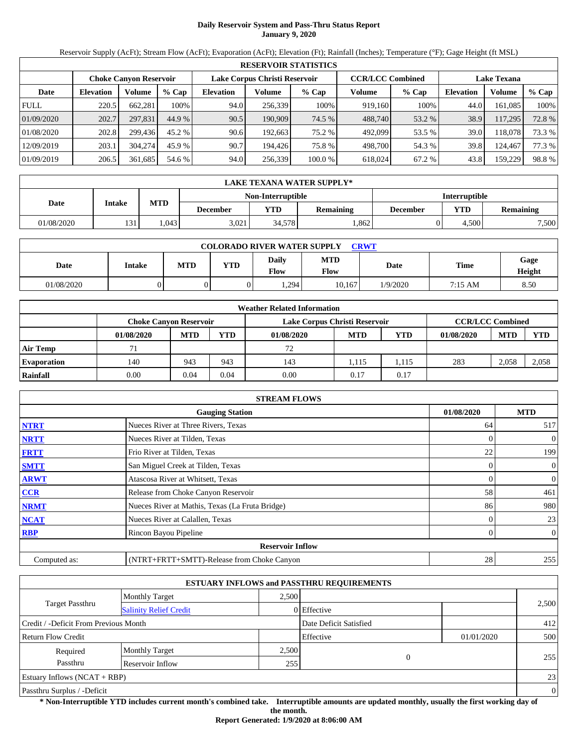# Daily Reservoir System and Pass-Thru Status Report
**January 9, 2020**

Reservoir Supply (AcFt); Stream Flow (AcFt); Evaporation (AcFt); Elevation (Ft); Rainfall (Inches); Temperature (°F); Gage Height (ft MSL)

| RESERVOIR STATISTICS | | | | | | | | | | | |
|---|---|---|---|---|---|---|---|---|---|---|---|
| | Choke Canyon Reservoir | | | Lake Corpus Christi Reservoir | | | CCR/LCC Combined | | Lake Texana | | |
| Date | Elevation | Volume | % Cap | Elevation | Volume | % Cap | Volume | % Cap | Elevation | Volume | % Cap |
| FULL | 220.5 | 662,281 | 100% | 94.0 | 256,339 | 100% | 919,160 | 100% | 44.0 | 161,085 | 100% |
| 01/09/2020 | 202.7 | 297,831 | 44.9 % | 90.5 | 190,909 | 74.5 % | 488,740 | 53.2 % | 38.9 | 117,295 | 72.8 % |
| 01/08/2020 | 202.8 | 299,436 | 45.2 % | 90.6 | 192,663 | 75.2 % | 492,099 | 53.5 % | 39.0 | 118,078 | 73.3 % |
| 12/09/2019 | 203.1 | 304,274 | 45.9 % | 90.7 | 194,426 | 75.8 % | 498,700 | 54.3 % | 39.8 | 124,467 | 77.3 % |
| 01/09/2019 | 206.5 | 361,685 | 54.6 % | 94.0 | 256,339 | 100.0 % | 618,024 | 67.2 % | 43.8 | 159,229 | 98.8 % |

| LAKE TEXANA WATER SUPPLY* | | | | | | | | |
|---|---|---|---|---|---|---|---|---|
| Date | Intake | MTD | Non-Interruptible | | | Interruptible | | |
| | | | December | YTD | Remaining | December | YTD | Remaining |
| 01/08/2020 | 131 | 1,043 | 3,021 | 34,578 | 1,862 | 0 | 4,500 | 7,500 |

| COLORADO RIVER WATER SUPPLY CRWT | | | | | | | | |
|---|---|---|---|---|---|---|---|---|
| Date | Intake | MTD | YTD | Daily Flow | MTD Flow | Date | Time | Gage Height |
| 01/08/2020 | 0 | 0 | 0 | 1,294 | 10,167 | 1/9/2020 | 7:15 AM | 8.50 |

| Weather Related Information | | | | | | | | | |
|---|---|---|---|---|---|---|---|---|---|
| | Choke Canyon Reservoir | | | Lake Corpus Christi Reservoir | | | CCR/LCC Combined | | |
| | 01/08/2020 | MTD | YTD | 01/08/2020 | MTD | YTD | 01/08/2020 | MTD | YTD |
| Air Temp | 71 | | | 72 | | | | | |
| Evaporation | 140 | 943 | 943 | 143 | 1,115 | 1,115 | 283 | 2,058 | 2,058 |
| Rainfall | 0.00 | 0.04 | 0.04 | 0.00 | 0.17 | 0.17 | | | |

| STREAM FLOWS | | | |
|---|---|---|---|
| | Gauging Station | 01/08/2020 | MTD |
| NTRT | Nueces River at Three Rivers, Texas | 64 | 517 |
| NRTT | Nueces River at Tilden, Texas | 0 | 0 |
| FRTT | Frio River at Tilden, Texas | 22 | 199 |
| SMTT | San Miguel Creek at Tilden, Texas | 0 | 0 |
| ARWT | Atascosa River at Whitsett, Texas | 0 | 0 |
| CCR | Release from Choke Canyon Reservoir | 58 | 461 |
| NRMT | Nueces River at Mathis, Texas (La Fruta Bridge) | 86 | 980 |
| NCAT | Nueces River at Calallen, Texas | 0 | 23 |
| RBP | Rincon Bayou Pipeline | 0 | 0 |
| | **Reservoir Inflow** | | |
| Computed as: | (NTRT+FRTT+SMTT)-Release from Choke Canyon | 28 | 255 |

| ESTUARY INFLOWS and PASSTHRU REQUIREMENTS | | | | | |
|---|---|---|---|---|---|
| Target Passthru | Monthly Target | 2,500 | | | 2,500 |
| | Salinity Relief Credit | 0 | Effective | | |
| Credit / -Deficit From Previous Month | | | Date Deficit Satisfied | | 412 |
| Return Flow Credit | | | Effective | 01/01/2020 | 500 |
| Required Passthru | Monthly Target | 2,500 | 0 | | 255 |
| | Reservoir Inflow | 255 | | | |
| Estuary Inflows (NCAT + RBP) | | | | | 23 |
| Passthru Surplus / -Deficit | | | | | 0 |

**\* Non-Interruptible YTD includes current month's combined take. Interruptible amounts are updated monthly, usually the first working day of the month.**

**Report Generated: 1/9/2020 at 8:06:00 AM**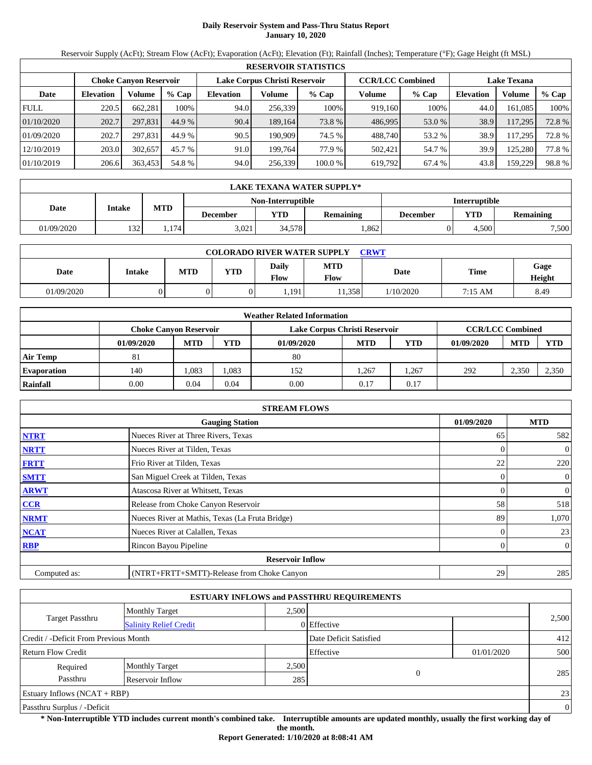# Daily Reservoir System and Pass-Thru Status Report
## January 10, 2020

Reservoir Supply (AcFt); Stream Flow (AcFt); Evaporation (AcFt); Elevation (Ft); Rainfall (Inches); Temperature (°F); Gage Height (ft MSL)

| RESERVOIR STATISTICS | | | | | | | | | | | |
|---|---|---|---|---|---|---|---|---|---|---|---|
| | Choke Canyon Reservoir | | | Lake Corpus Christi Reservoir | | | CCR/LCC Combined | | Lake Texana | | |
| Date | Elevation | Volume | % Cap | Elevation | Volume | % Cap | Volume | % Cap | Elevation | Volume | % Cap |
| FULL | 220.5 | 662,281 | 100% | 94.0 | 256,339 | 100% | 919,160 | 100% | 44.0 | 161,085 | 100% |
| 01/10/2020 | 202.7 | 297,831 | 44.9 % | 90.4 | 189,164 | 73.8 % | 486,995 | 53.0 % | 38.9 | 117,295 | 72.8 % |
| 01/09/2020 | 202.7 | 297,831 | 44.9 % | 90.5 | 190,909 | 74.5 % | 488,740 | 53.2 % | 38.9 | 117,295 | 72.8 % |
| 12/10/2019 | 203.0 | 302,657 | 45.7 % | 91.0 | 199,764 | 77.9 % | 502,421 | 54.7 % | 39.9 | 125,280 | 77.8 % |
| 01/10/2019 | 206.6 | 363,453 | 54.8 % | 94.0 | 256,339 | 100.0 % | 619,792 | 67.4 % | 43.8 | 159,229 | 98.8 % |

| LAKE TEXANA WATER SUPPLY* | | | | | | | |
|---|---|---|---|---|---|---|---|
| | | | Non-Interruptible | | | Interruptible | | |
| Date | Intake | MTD | December | YTD | Remaining | December | YTD | Remaining |
| 01/09/2020 | 132 | 1,174 | 3,021 | 34,578 | 1,862 | 0 | 4,500 | 7,500 |

| COLORADO RIVER WATER SUPPLY CRWT | | | | | | | | |
|---|---|---|---|---|---|---|---|---|
| Date | Intake | MTD | YTD | Daily Flow | MTD Flow | Date | Time | Gage Height |
| 01/09/2020 | 0 | 0 | 0 | 1,191 | 11,358 | 1/10/2020 | 7:15 AM | 8.49 |

| Weather Related Information | | | | | | | | | |
|---|---|---|---|---|---|---|---|---|---|
| | Choke Canyon Reservoir | | | Lake Corpus Christi Reservoir | | | CCR/LCC Combined | | |
| | 01/09/2020 | MTD | YTD | 01/09/2020 | MTD | YTD | 01/09/2020 | MTD | YTD |
| Air Temp | 81 | | | 80 | | | | | |
| Evaporation | 140 | 1,083 | 1,083 | 152 | 1,267 | 1,267 | 292 | 2,350 | 2,350 |
| Rainfall | 0.00 | 0.04 | 0.04 | 0.00 | 0.17 | 0.17 | | | |

| STREAM FLOWS | | | |
|---|---|---|---|
| | Gauging Station | 01/09/2020 | MTD |
| NTRT | Nueces River at Three Rivers, Texas | 65 | 582 |
| NRTT | Nueces River at Tilden, Texas | 0 | 0 |
| FRTT | Frio River at Tilden, Texas | 22 | 220 |
| SMTT | San Miguel Creek at Tilden, Texas | 0 | 0 |
| ARWT | Atascosa River at Whitsett, Texas | 0 | 0 |
| CCR | Release from Choke Canyon Reservoir | 58 | 518 |
| NRMT | Nueces River at Mathis, Texas (La Fruta Bridge) | 89 | 1,070 |
| NCAT | Nueces River at Calallen, Texas | 0 | 23 |
| RBP | Rincon Bayou Pipeline | 0 | 0 |
| Reservoir Inflow | | | |
| Computed as: | (NTRT+FRTT+SMTT)-Release from Choke Canyon | 29 | 285 |

| ESTUARY INFLOWS and PASSTHRU REQUIREMENTS | | | | | |
|---|---|---|---|---|---|
| Target Passthru | Monthly Target | 2,500 | | | 2,500 |
| | Salinity Relief Credit | 0 | Effective | | |
| Credit / -Deficit From Previous Month | | | Date Deficit Satisfied | | 412 |
| Return Flow Credit | | | Effective | 01/01/2020 | 500 |
| Required Passthru | Monthly Target | 2,500 | 0 | | 285 |
| | Reservoir Inflow | 285 | | | |
| Estuary Inflows (NCAT + RBP) | | | | | 23 |
| Passthru Surplus / -Deficit | | | | | 0 |

**\* Non-Interruptible YTD includes current month's combined take. Interruptible amounts are updated monthly, usually the first working day of the month.**

**Report Generated: 1/10/2020 at 8:08:41 AM**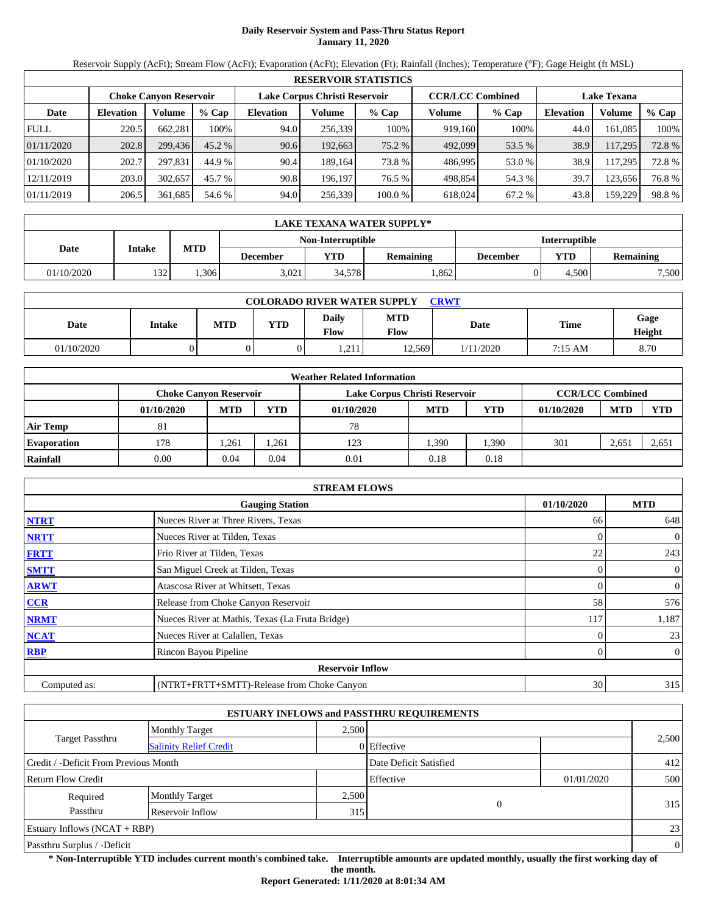# Daily Reservoir System and Pass-Thru Status Report
**January 11, 2020**

Reservoir Supply (AcFt); Stream Flow (AcFt); Evaporation (AcFt); Elevation (Ft); Rainfall (Inches); Temperature (°F); Gage Height (ft MSL)

| RESERVOIR STATISTICS | | | | | | | | | | | |
|---|---|---|---|---|---|---|---|---|---|---|---|
| | Choke Canyon Reservoir | | | Lake Corpus Christi Reservoir | | | CCR/LCC Combined | | Lake Texana | | |
| Date | Elevation | Volume | % Cap | Elevation | Volume | % Cap | Volume | % Cap | Elevation | Volume | % Cap |
| FULL | 220.5 | 662,281 | 100% | 94.0 | 256,339 | 100% | 919,160 | 100% | 44.0 | 161,085 | 100% |
| 01/11/2020 | 202.8 | 299,436 | 45.2 % | 90.6 | 192,663 | 75.2 % | 492,099 | 53.5 % | 38.9 | 117,295 | 72.8 % |
| 01/10/2020 | 202.7 | 297,831 | 44.9 % | 90.4 | 189,164 | 73.8 % | 486,995 | 53.0 % | 38.9 | 117,295 | 72.8 % |
| 12/11/2019 | 203.0 | 302,657 | 45.7 % | 90.8 | 196,197 | 76.5 % | 498,854 | 54.3 % | 39.7 | 123,656 | 76.8 % |
| 01/11/2019 | 206.5 | 361,685 | 54.6 % | 94.0 | 256,339 | 100.0 % | 618,024 | 67.2 % | 43.8 | 159,229 | 98.8 % |

| LAKE TEXANA WATER SUPPLY* | | | | | | | | |
|---|---|---|---|---|---|---|---|---|
| Date | Intake | MTD | Non-Interruptible | | | Interruptible | | |
| | | | December | YTD | Remaining | December | YTD | Remaining |
| 01/10/2020 | 132 | 1,306 | 3,021 | 34,578 | 1,862 | 0 | 4,500 | 7,500 |

| COLORADO RIVER WATER SUPPLY CRWT | | | | | | | | |
|---|---|---|---|---|---|---|---|---|
| Date | Intake | MTD | YTD | Daily Flow | MTD Flow | Date | Time | Gage Height |
| 01/10/2020 | 0 | 0 | 0 | 1,211 | 12,569 | 1/11/2020 | 7:15 AM | 8.70 |

| Weather Related Information | | | | | | | | | |
|---|---|---|---|---|---|---|---|---|---|
| | Choke Canyon Reservoir | | | Lake Corpus Christi Reservoir | | | CCR/LCC Combined | | |
| | 01/10/2020 | MTD | YTD | 01/10/2020 | MTD | YTD | 01/10/2020 | MTD | YTD |
| Air Temp | 81 | | | 78 | | | | | |
| Evaporation | 178 | 1,261 | 1,261 | 123 | 1,390 | 1,390 | 301 | 2,651 | 2,651 |
| Rainfall | 0.00 | 0.04 | 0.04 | 0.01 | 0.18 | 0.18 | | | |

| STREAM FLOWS | | | |
|---|---|---|---|
| | Gauging Station | 01/10/2020 | MTD |
| NTRT | Nueces River at Three Rivers, Texas | 66 | 648 |
| NRTT | Nueces River at Tilden, Texas | 0 | 0 |
| FRTT | Frio River at Tilden, Texas | 22 | 243 |
| SMTT | San Miguel Creek at Tilden, Texas | 0 | 0 |
| ARWT | Atascosa River at Whitsett, Texas | 0 | 0 |
| CCR | Release from Choke Canyon Reservoir | 58 | 576 |
| NRMT | Nueces River at Mathis, Texas (La Fruta Bridge) | 117 | 1,187 |
| NCAT | Nueces River at Calallen, Texas | 0 | 23 |
| RBP | Rincon Bayou Pipeline | 0 | 0 |
| **Reservoir Inflow** | | | |
| Computed as: | (NTRT+FRTT+SMTT)-Release from Choke Canyon | 30 | 315 |

| ESTUARY INFLOWS and PASSTHRU REQUIREMENTS | | | | | |
|---|---|---|---|---|---|
| Target Passthru | Monthly Target | 2,500 | | | 2,500 |
| | Salinity Relief Credit | 0 | Effective | | |
| Credit / -Deficit From Previous Month | | | Date Deficit Satisfied | | 412 |
| Return Flow Credit | | | Effective | 01/01/2020 | 500 |
| Required Passthru | Monthly Target | 2,500 | 0 | | 315 |
| | Reservoir Inflow | 315 | | | |
| Estuary Inflows (NCAT + RBP) | | | | | 23 |
| Passthru Surplus / -Deficit | | | | | 0 |

**\* Non-Interruptible YTD includes current month's combined take. Interruptible amounts are updated monthly, usually the first working day of the month.**

**Report Generated: 1/11/2020 at 8:01:34 AM**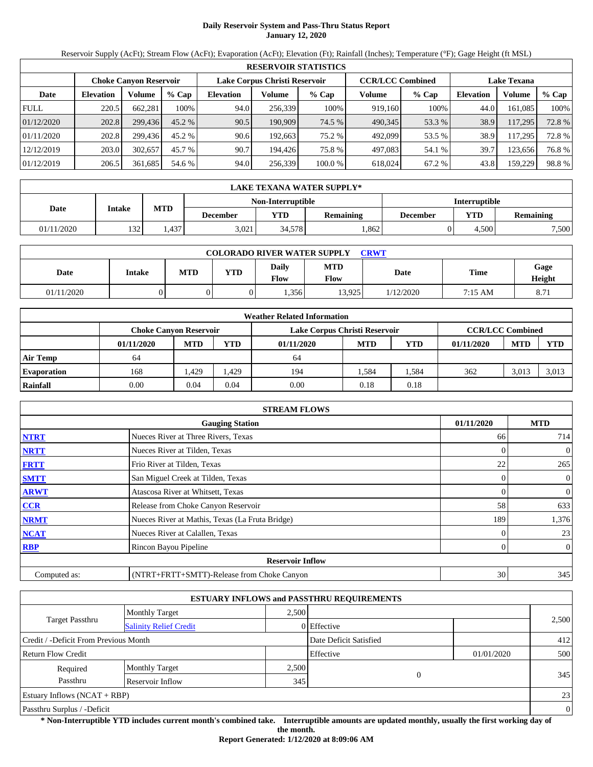# Daily Reservoir System and Pass-Thru Status Report
## January 12, 2020

Reservoir Supply (AcFt); Stream Flow (AcFt); Evaporation (AcFt); Elevation (Ft); Rainfall (Inches); Temperature (°F); Gage Height (ft MSL)

| RESERVOIR STATISTICS | | | | | | | | | | | |
|---|---|---|---|---|---|---|---|---|---|---|---|
| | Choke Canyon Reservoir | | | Lake Corpus Christi Reservoir | | | CCR/LCC Combined | | Lake Texana | | |
| Date | Elevation | Volume | % Cap | Elevation | Volume | % Cap | Volume | % Cap | Elevation | Volume | % Cap |
| FULL | 220.5 | 662,281 | 100% | 94.0 | 256,339 | 100% | 919,160 | 100% | 44.0 | 161,085 | 100% |
| 01/12/2020 | 202.8 | 299,436 | 45.2 % | 90.5 | 190,909 | 74.5 % | 490,345 | 53.3 % | 38.9 | 117,295 | 72.8 % |
| 01/11/2020 | 202.8 | 299,436 | 45.2 % | 90.6 | 192,663 | 75.2 % | 492,099 | 53.5 % | 38.9 | 117,295 | 72.8 % |
| 12/12/2019 | 203.0 | 302,657 | 45.7 % | 90.7 | 194,426 | 75.8 % | 497,083 | 54.1 % | 39.7 | 123,656 | 76.8 % |
| 01/12/2019 | 206.5 | 361,685 | 54.6 % | 94.0 | 256,339 | 100.0 % | 618,024 | 67.2 % | 43.8 | 159,229 | 98.8 % |

| LAKE TEXANA WATER SUPPLY* | | | | | | | | |
|---|---|---|---|---|---|---|---|---|
| Date | Intake | MTD | Non-Interruptible | | | Interruptible | | |
| | | | December | YTD | Remaining | December | YTD | Remaining |
| 01/11/2020 | 132 | 1,437 | 3,021 | 34,578 | 1,862 | 0 | 4,500 | 7,500 |

| COLORADO RIVER WATER SUPPLY CRWT | | | | | | | | |
|---|---|---|---|---|---|---|---|---|
| Date | Intake | MTD | YTD | Daily Flow | MTD Flow | Date | Time | Gage Height |
| 01/11/2020 | 0 | 0 | 0 | 1,356 | 13,925 | 1/12/2020 | 7:15 AM | 8.71 |

| Weather Related Information | | | | | | | | | |
|---|---|---|---|---|---|---|---|---|---|
| | Choke Canyon Reservoir | | | Lake Corpus Christi Reservoir | | | CCR/LCC Combined | | |
| | 01/11/2020 | MTD | YTD | 01/11/2020 | MTD | YTD | 01/11/2020 | MTD | YTD |
| Air Temp | 64 | | | 64 | | | | | |
| Evaporation | 168 | 1,429 | 1,429 | 194 | 1,584 | 1,584 | 362 | 3,013 | 3,013 |
| Rainfall | 0.00 | 0.04 | 0.04 | 0.00 | 0.18 | 0.18 | | | |

| STREAM FLOWS | | | |
|---|---|---|---|
| | Gauging Station | 01/11/2020 | MTD |
| NTRT | Nueces River at Three Rivers, Texas | 66 | 714 |
| NRTT | Nueces River at Tilden, Texas | 0 | 0 |
| FRTT | Frio River at Tilden, Texas | 22 | 265 |
| SMTT | San Miguel Creek at Tilden, Texas | 0 | 0 |
| ARWT | Atascosa River at Whitsett, Texas | 0 | 0 |
| CCR | Release from Choke Canyon Reservoir | 58 | 633 |
| NRMT | Nueces River at Mathis, Texas (La Fruta Bridge) | 189 | 1,376 |
| NCAT | Nueces River at Calallen, Texas | 0 | 23 |
| RBP | Rincon Bayou Pipeline | 0 | 0 |
| Reservoir Inflow | | | |
| Computed as: | (NTRT+FRTT+SMTT)-Release from Choke Canyon | 30 | 345 |

| ESTUARY INFLOWS and PASSTHRU REQUIREMENTS | | | | | |
|---|---|---|---|---|---|
| Target Passthru | Monthly Target | 2,500 | | | 2,500 |
| | Salinity Relief Credit | 0 | Effective | | |
| Credit / -Deficit From Previous Month | | | Date Deficit Satisfied | | 412 |
| Return Flow Credit | | | Effective | 01/01/2020 | 500 |
| Required Passthru | Monthly Target | 2,500 | 0 | | 345 |
| | Reservoir Inflow | 345 | | | |
| Estuary Inflows (NCAT + RBP) | | | | | 23 |
| Passthru Surplus / -Deficit | | | | | 0 |

**\* Non-Interruptible YTD includes current month's combined take. Interruptible amounts are updated monthly, usually the first working day of the month.**

**Report Generated: 1/12/2020 at 8:09:06 AM**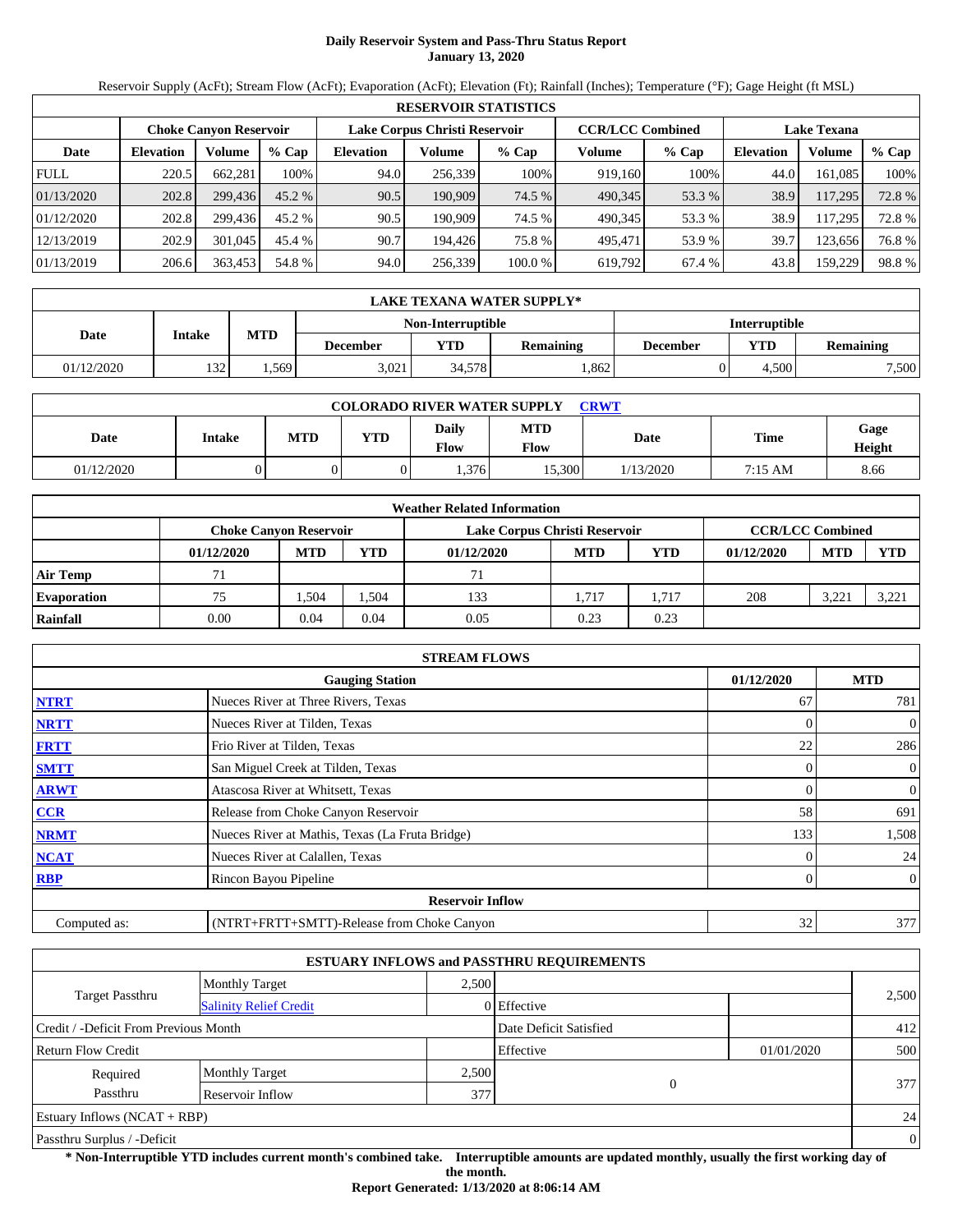# Daily Reservoir System and Pass-Thru Status Report
**January 13, 2020**

Reservoir Supply (AcFt); Stream Flow (AcFt); Evaporation (AcFt); Elevation (Ft); Rainfall (Inches); Temperature (°F); Gage Height (ft MSL)

| RESERVOIR STATISTICS | | | | | | | | | | | |
|---|---|---|---|---|---|---|---|---|---|---|---|
| | Choke Canyon Reservoir | | | Lake Corpus Christi Reservoir | | | CCR/LCC Combined | | Lake Texana | | |
| Date | Elevation | Volume | % Cap | Elevation | Volume | % Cap | Volume | % Cap | Elevation | Volume | % Cap |
| FULL | 220.5 | 662,281 | 100% | 94.0 | 256,339 | 100% | 919,160 | 100% | 44.0 | 161,085 | 100% |
| 01/13/2020 | 202.8 | 299,436 | 45.2 % | 90.5 | 190,909 | 74.5 % | 490,345 | 53.3 % | 38.9 | 117,295 | 72.8 % |
| 01/12/2020 | 202.8 | 299,436 | 45.2 % | 90.5 | 190,909 | 74.5 % | 490,345 | 53.3 % | 38.9 | 117,295 | 72.8 % |
| 12/13/2019 | 202.9 | 301,045 | 45.4 % | 90.7 | 194,426 | 75.8 % | 495,471 | 53.9 % | 39.7 | 123,656 | 76.8 % |
| 01/13/2019 | 206.6 | 363,453 | 54.8 % | 94.0 | 256,339 | 100.0 % | 619,792 | 67.4 % | 43.8 | 159,229 | 98.8 % |

| LAKE TEXANA WATER SUPPLY* | | | | | | | | |
|---|---|---|---|---|---|---|---|---|
| Date | Intake | MTD | Non-Interruptible | | | Interruptible | | |
| | | | December | YTD | Remaining | December | YTD | Remaining |
| 01/12/2020 | 132 | 1,569 | 3,021 | 34,578 | 1,862 | 0 | 4,500 | 7,500 |

| COLORADO RIVER WATER SUPPLY CRWT | | | | | | | | |
|---|---|---|---|---|---|---|---|---|
| Date | Intake | MTD | YTD | Daily Flow | MTD Flow | Date | Time | Gage Height |
| 01/12/2020 | 0 | 0 | 0 | 1,376 | 15,300 | 1/13/2020 | 7:15 AM | 8.66 |

| Weather Related Information | | | | | | | | | |
|---|---|---|---|---|---|---|---|---|---|
| | Choke Canyon Reservoir | | | Lake Corpus Christi Reservoir | | | CCR/LCC Combined | | |
| | 01/12/2020 | MTD | YTD | 01/12/2020 | MTD | YTD | 01/12/2020 | MTD | YTD |
| Air Temp | 71 | | | 71 | | | | | |
| Evaporation | 75 | 1,504 | 1,504 | 133 | 1,717 | 1,717 | 208 | 3,221 | 3,221 |
| Rainfall | 0.00 | 0.04 | 0.04 | 0.05 | 0.23 | 0.23 | | | |

| STREAM FLOWS | | | |
|---|---|---|---|
| | Gauging Station | 01/12/2020 | MTD |
| NTRT | Nueces River at Three Rivers, Texas | 67 | 781 |
| NRTT | Nueces River at Tilden, Texas | 0 | 0 |
| FRTT | Frio River at Tilden, Texas | 22 | 286 |
| SMTT | San Miguel Creek at Tilden, Texas | 0 | 0 |
| ARWT | Atascosa River at Whitsett, Texas | 0 | 0 |
| CCR | Release from Choke Canyon Reservoir | 58 | 691 |
| NRMT | Nueces River at Mathis, Texas (La Fruta Bridge) | 133 | 1,508 |
| NCAT | Nueces River at Calallen, Texas | 0 | 24 |
| RBP | Rincon Bayou Pipeline | 0 | 0 |
| | **Reservoir Inflow** | | |
| Computed as: | (NTRT+FRTT+SMTT)-Release from Choke Canyon | 32 | 377 |

| ESTUARY INFLOWS and PASSTHRU REQUIREMENTS | | | | | |
|---|---|---|---|---|---|
| Target Passthru | Monthly Target | 2,500 | | | 2,500 |
| | Salinity Relief Credit | 0 | Effective | | |
| Credit / -Deficit From Previous Month | | | Date Deficit Satisfied | | 412 |
| Return Flow Credit | | | Effective | 01/01/2020 | 500 |
| Required Passthru | Monthly Target | 2,500 | 0 | | 377 |
| | Reservoir Inflow | 377 | | | |
| Estuary Inflows (NCAT + RBP) | | | | | 24 |
| Passthru Surplus / -Deficit | | | | | 0 |

**\* Non-Interruptible YTD includes current month's combined take. Interruptible amounts are updated monthly, usually the first working day of the month.**

**Report Generated: 1/13/2020 at 8:06:14 AM**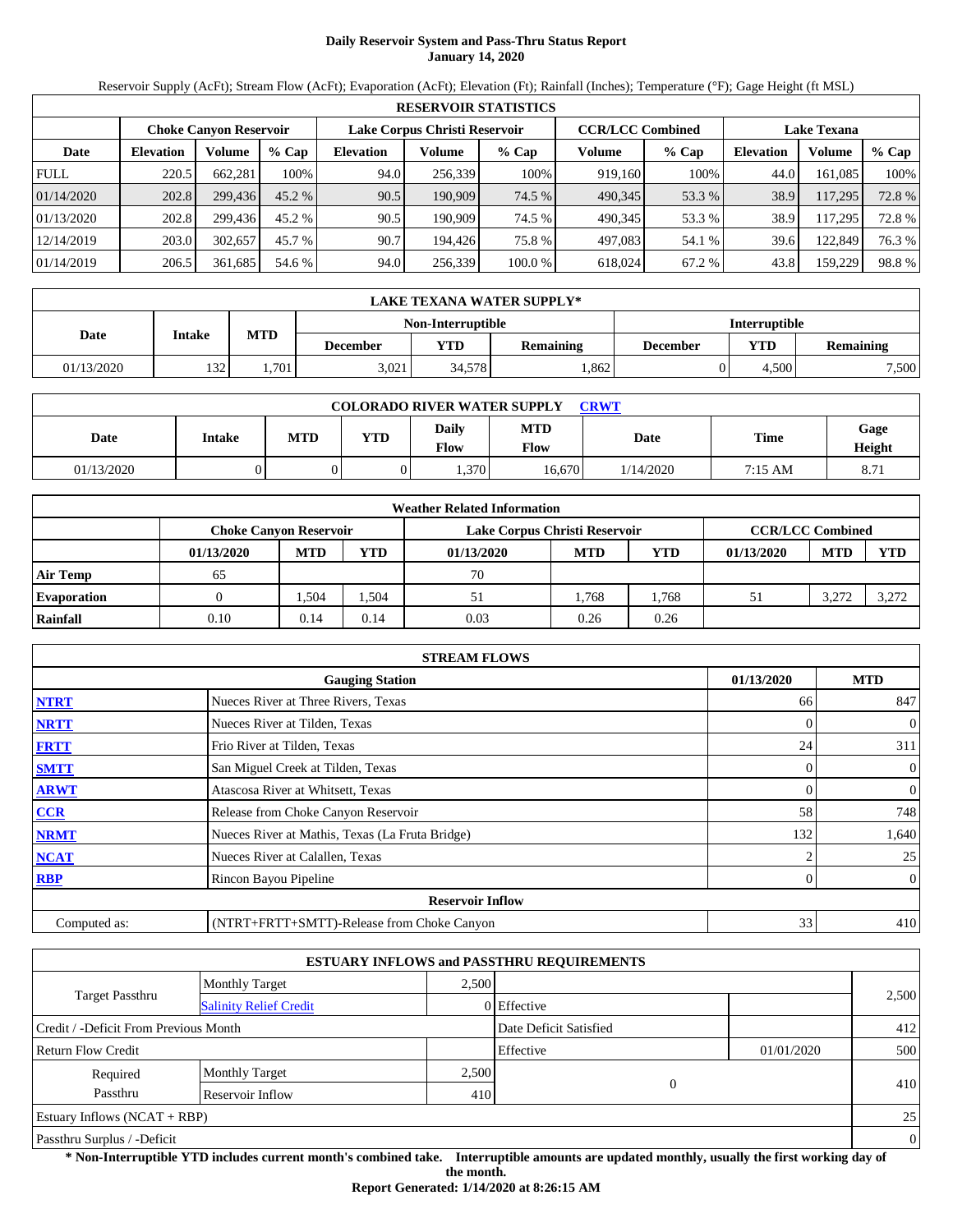# Daily Reservoir System and Pass-Thru Status Report
**January 14, 2020**

Reservoir Supply (AcFt); Stream Flow (AcFt); Evaporation (AcFt); Elevation (Ft); Rainfall (Inches); Temperature (°F); Gage Height (ft MSL)

| RESERVOIR STATISTICS | | | | | | | | | | | |
|---|---|---|---|---|---|---|---|---|---|---|---|
| | Choke Canyon Reservoir | | | Lake Corpus Christi Reservoir | | | CCR/LCC Combined | | Lake Texana | | |
| Date | Elevation | Volume | % Cap | Elevation | Volume | % Cap | Volume | % Cap | Elevation | Volume | % Cap |
| FULL | 220.5 | 662,281 | 100% | 94.0 | 256,339 | 100% | 919,160 | 100% | 44.0 | 161,085 | 100% |
| 01/14/2020 | 202.8 | 299,436 | 45.2 % | 90.5 | 190,909 | 74.5 % | 490,345 | 53.3 % | 38.9 | 117,295 | 72.8 % |
| 01/13/2020 | 202.8 | 299,436 | 45.2 % | 90.5 | 190,909 | 74.5 % | 490,345 | 53.3 % | 38.9 | 117,295 | 72.8 % |
| 12/14/2019 | 203.0 | 302,657 | 45.7 % | 90.7 | 194,426 | 75.8 % | 497,083 | 54.1 % | 39.6 | 122,849 | 76.3 % |
| 01/14/2019 | 206.5 | 361,685 | 54.6 % | 94.0 | 256,339 | 100.0 % | 618,024 | 67.2 % | 43.8 | 159,229 | 98.8 % |

| LAKE TEXANA WATER SUPPLY* | | | | | | | | |
|---|---|---|---|---|---|---|---|---|
| Date | Intake | MTD | Non-Interruptible | | | Interruptible | | |
| | | | December | YTD | Remaining | December | YTD | Remaining |
| 01/13/2020 | 132 | 1,701 | 3,021 | 34,578 | 1,862 | 0 | 4,500 | 7,500 |

| COLORADO RIVER WATER SUPPLY CRWT | | | | | | | | |
|---|---|---|---|---|---|---|---|---|
| Date | Intake | MTD | YTD | Daily Flow | MTD Flow | Date | Time | Gage Height |
| 01/13/2020 | 0 | 0 | 0 | 1,370 | 16,670 | 1/14/2020 | 7:15 AM | 8.71 |

| Weather Related Information | | | | | | | | | |
|---|---|---|---|---|---|---|---|---|---|
| | Choke Canyon Reservoir | | | Lake Corpus Christi Reservoir | | | CCR/LCC Combined | | |
| | 01/13/2020 | MTD | YTD | 01/13/2020 | MTD | YTD | 01/13/2020 | MTD | YTD |
| Air Temp | 65 | | | 70 | | | | | |
| Evaporation | 0 | 1,504 | 1,504 | 51 | 1,768 | 1,768 | 51 | 3,272 | 3,272 |
| Rainfall | 0.10 | 0.14 | 0.14 | 0.03 | 0.26 | 0.26 | | | |

| STREAM FLOWS | | | |
|---|---|---|---|
| | Gauging Station | 01/13/2020 | MTD |
| NTRT | Nueces River at Three Rivers, Texas | 66 | 847 |
| NRTT | Nueces River at Tilden, Texas | 0 | 0 |
| FRTT | Frio River at Tilden, Texas | 24 | 311 |
| SMTT | San Miguel Creek at Tilden, Texas | 0 | 0 |
| ARWT | Atascosa River at Whitsett, Texas | 0 | 0 |
| CCR | Release from Choke Canyon Reservoir | 58 | 748 |
| NRMT | Nueces River at Mathis, Texas (La Fruta Bridge) | 132 | 1,640 |
| NCAT | Nueces River at Calallen, Texas | 2 | 25 |
| RBP | Rincon Bayou Pipeline | 0 | 0 |
| Reservoir Inflow | | | |
| Computed as: | (NTRT+FRTT+SMTT)-Release from Choke Canyon | 33 | 410 |

| ESTUARY INFLOWS and PASSTHRU REQUIREMENTS | | | | | |
|---|---|---|---|---|---|
| Target Passthru | Monthly Target | 2,500 | | | 2,500 |
| | Salinity Relief Credit | 0 | Effective | | |
| Credit / -Deficit From Previous Month | | | Date Deficit Satisfied | | 412 |
| Return Flow Credit | | | Effective | 01/01/2020 | 500 |
| Required Passthru | Monthly Target | 2,500 | 0 | | 410 |
| | Reservoir Inflow | 410 | | | |
| Estuary Inflows (NCAT + RBP) | | | | | 25 |
| Passthru Surplus / -Deficit | | | | | 0 |

**\* Non-Interruptible YTD includes current month's combined take. Interruptible amounts are updated monthly, usually the first working day of the month.**

**Report Generated: 1/14/2020 at 8:26:15 AM**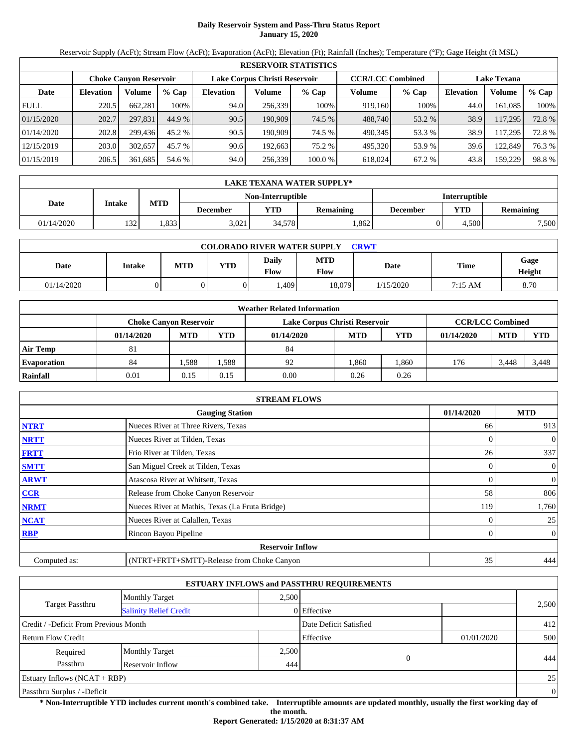# Daily Reservoir System and Pass-Thru Status Report
## January 15, 2020

Reservoir Supply (AcFt); Stream Flow (AcFt); Evaporation (AcFt); Elevation (Ft); Rainfall (Inches); Temperature (°F); Gage Height (ft MSL)

| RESERVOIR STATISTICS | | | | | | | | | | | |
|---|---|---|---|---|---|---|---|---|---|---|---|
| | Choke Canyon Reservoir | | | Lake Corpus Christi Reservoir | | | CCR/LCC Combined | | Lake Texana | | |
| Date | Elevation | Volume | % Cap | Elevation | Volume | % Cap | Volume | % Cap | Elevation | Volume | % Cap |
| FULL | 220.5 | 662,281 | 100% | 94.0 | 256,339 | 100% | 919,160 | 100% | 44.0 | 161,085 | 100% |
| 01/15/2020 | 202.7 | 297,831 | 44.9 % | 90.5 | 190,909 | 74.5 % | 488,740 | 53.2 % | 38.9 | 117,295 | 72.8 % |
| 01/14/2020 | 202.8 | 299,436 | 45.2 % | 90.5 | 190,909 | 74.5 % | 490,345 | 53.3 % | 38.9 | 117,295 | 72.8 % |
| 12/15/2019 | 203.0 | 302,657 | 45.7 % | 90.6 | 192,663 | 75.2 % | 495,320 | 53.9 % | 39.6 | 122,849 | 76.3 % |
| 01/15/2019 | 206.5 | 361,685 | 54.6 % | 94.0 | 256,339 | 100.0 % | 618,024 | 67.2 % | 43.8 | 159,229 | 98.8 % |

| LAKE TEXANA WATER SUPPLY* | | | | | | | |
|---|---|---|---|---|---|---|---|
| Date | Intake | MTD | Non-Interruptible | | | Interruptible | | |
| | | | December | YTD | Remaining | December | YTD | Remaining |
| 01/14/2020 | 132 | 1,833 | 3,021 | 34,578 | 1,862 | 0 | 4,500 | 7,500 |

| COLORADO RIVER WATER SUPPLY CRWT | | | | | | | | |
|---|---|---|---|---|---|---|---|---|
| Date | Intake | MTD | YTD | Daily Flow | MTD Flow | Date | Time | Gage Height |
| 01/14/2020 | 0 | 0 | 0 | 1,409 | 18,079 | 1/15/2020 | 7:15 AM | 8.70 |

| Weather Related Information | | | | | | | | | |
|---|---|---|---|---|---|---|---|---|---|
| | Choke Canyon Reservoir | | | Lake Corpus Christi Reservoir | | | CCR/LCC Combined | | |
| | 01/14/2020 | MTD | YTD | 01/14/2020 | MTD | YTD | 01/14/2020 | MTD | YTD |
| Air Temp | 81 | | | 84 | | | | | |
| Evaporation | 84 | 1,588 | 1,588 | 92 | 1,860 | 1,860 | 176 | 3,448 | 3,448 |
| Rainfall | 0.01 | 0.15 | 0.15 | 0.00 | 0.26 | 0.26 | | | |

| STREAM FLOWS | | | |
|---|---|---|---|
| | Gauging Station | 01/14/2020 | MTD |
| NTRT | Nueces River at Three Rivers, Texas | 66 | 913 |
| NRTT | Nueces River at Tilden, Texas | 0 | 0 |
| FRTT | Frio River at Tilden, Texas | 26 | 337 |
| SMTT | San Miguel Creek at Tilden, Texas | 0 | 0 |
| ARWT | Atascosa River at Whitsett, Texas | 0 | 0 |
| CCR | Release from Choke Canyon Reservoir | 58 | 806 |
| NRMT | Nueces River at Mathis, Texas (La Fruta Bridge) | 119 | 1,760 |
| NCAT | Nueces River at Calallen, Texas | 0 | 25 |
| RBP | Rincon Bayou Pipeline | 0 | 0 |
| Reservoir Inflow | | | |
| Computed as: | (NTRT+FRTT+SMTT)-Release from Choke Canyon | 35 | 444 |

| ESTUARY INFLOWS and PASSTHRU REQUIREMENTS | | | | | |
|---|---|---|---|---|---|
| Target Passthru | Monthly Target | 2,500 | | | 2,500 |
| | Salinity Relief Credit | 0 | Effective | | |
| Credit / -Deficit From Previous Month | | | Date Deficit Satisfied | | 412 |
| Return Flow Credit | | | Effective | 01/01/2020 | 500 |
| Required Passthru | Monthly Target | 2,500 | 0 | | 444 |
| | Reservoir Inflow | 444 | | | |
| Estuary Inflows (NCAT + RBP) | | | | | 25 |
| Passthru Surplus / -Deficit | | | | | 0 |

**\* Non-Interruptible YTD includes current month's combined take. Interruptible amounts are updated monthly, usually the first working day of the month.**

**Report Generated: 1/15/2020 at 8:31:37 AM**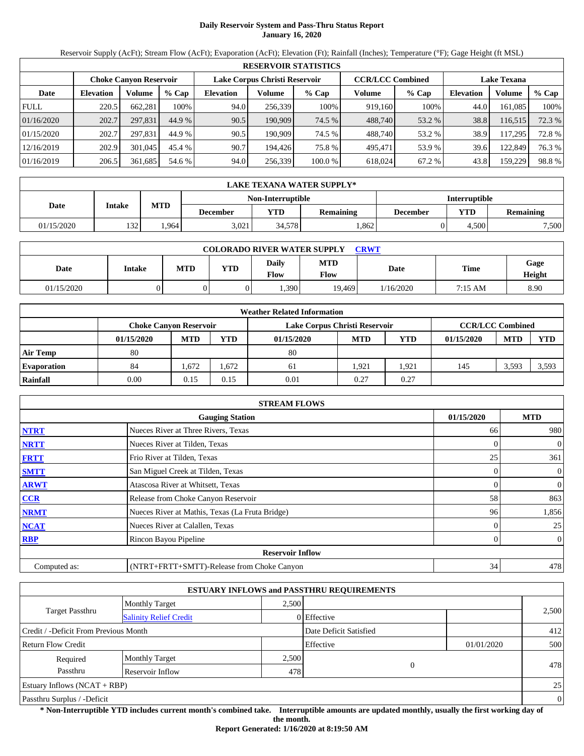# Daily Reservoir System and Pass-Thru Status Report
**January 16, 2020**

Reservoir Supply (AcFt); Stream Flow (AcFt); Evaporation (AcFt); Elevation (Ft); Rainfall (Inches); Temperature (°F); Gage Height (ft MSL)

| RESERVOIR STATISTICS | | | | | | | | | | | |
|---|---|---|---|---|---|---|---|---|---|---|---|
| | Choke Canyon Reservoir | | | Lake Corpus Christi Reservoir | | | CCR/LCC Combined | | Lake Texana | | |
| Date | Elevation | Volume | % Cap | Elevation | Volume | % Cap | Volume | % Cap | Elevation | Volume | % Cap |
| FULL | 220.5 | 662,281 | 100% | 94.0 | 256,339 | 100% | 919,160 | 100% | 44.0 | 161,085 | 100% |
| 01/16/2020 | 202.7 | 297,831 | 44.9 % | 90.5 | 190,909 | 74.5 % | 488,740 | 53.2 % | 38.8 | 116,515 | 72.3 % |
| 01/15/2020 | 202.7 | 297,831 | 44.9 % | 90.5 | 190,909 | 74.5 % | 488,740 | 53.2 % | 38.9 | 117,295 | 72.8 % |
| 12/16/2019 | 202.9 | 301,045 | 45.4 % | 90.7 | 194,426 | 75.8 % | 495,471 | 53.9 % | 39.6 | 122,849 | 76.3 % |
| 01/16/2019 | 206.5 | 361,685 | 54.6 % | 94.0 | 256,339 | 100.0 % | 618,024 | 67.2 % | 43.8 | 159,229 | 98.8 % |

| LAKE TEXANA WATER SUPPLY* | | | | | | | |
|---|---|---|---|---|---|---|---|
| | | | Non-Interruptible | | | Interruptible | | |
| Date | Intake | MTD | December | YTD | Remaining | December | YTD | Remaining |
| 01/15/2020 | 132 | 1,964 | 3,021 | 34,578 | 1,862 | 0 | 4,500 | 7,500 |

| COLORADO RIVER WATER SUPPLY CRWT | | | | | | | | |
|---|---|---|---|---|---|---|---|---|
| Date | Intake | MTD | YTD | Daily Flow | MTD Flow | Date | Time | Gage Height |
| 01/15/2020 | 0 | 0 | 0 | 1,390 | 19,469 | 1/16/2020 | 7:15 AM | 8.90 |

| Weather Related Information | | | | | | | | | |
|---|---|---|---|---|---|---|---|---|---|
| | Choke Canyon Reservoir | | | Lake Corpus Christi Reservoir | | | CCR/LCC Combined | | |
| | 01/15/2020 | MTD | YTD | 01/15/2020 | MTD | YTD | 01/15/2020 | MTD | YTD |
| Air Temp | 80 | | | 80 | | | | | |
| Evaporation | 84 | 1,672 | 1,672 | 61 | 1,921 | 1,921 | 145 | 3,593 | 3,593 |
| Rainfall | 0.00 | 0.15 | 0.15 | 0.01 | 0.27 | 0.27 | | | |

| STREAM FLOWS | | | |
|---|---|---|---|
| | Gauging Station | 01/15/2020 | MTD |
| NTRT | Nueces River at Three Rivers, Texas | 66 | 980 |
| NRTT | Nueces River at Tilden, Texas | 0 | 0 |
| FRTT | Frio River at Tilden, Texas | 25 | 361 |
| SMTT | San Miguel Creek at Tilden, Texas | 0 | 0 |
| ARWT | Atascosa River at Whitsett, Texas | 0 | 0 |
| CCR | Release from Choke Canyon Reservoir | 58 | 863 |
| NRMT | Nueces River at Mathis, Texas (La Fruta Bridge) | 96 | 1,856 |
| NCAT | Nueces River at Calallen, Texas | 0 | 25 |
| RBP | Rincon Bayou Pipeline | 0 | 0 |
| | **Reservoir Inflow** | | |
| Computed as: | (NTRT+FRTT+SMTT)-Release from Choke Canyon | 34 | 478 |

| ESTUARY INFLOWS and PASSTHRU REQUIREMENTS | | | | | |
|---|---|---|---|---|---|
| Target Passthru | Monthly Target | 2,500 | | | 2,500 |
| | Salinity Relief Credit | 0 | Effective | | |
| Credit / -Deficit From Previous Month | | | Date Deficit Satisfied | | 412 |
| Return Flow Credit | | | Effective | 01/01/2020 | 500 |
| Required Passthru | Monthly Target | 2,500 | 0 | | 478 |
| | Reservoir Inflow | 478 | | | |
| Estuary Inflows (NCAT + RBP) | | | | | 25 |
| Passthru Surplus / -Deficit | | | | | 0 |

**\* Non-Interruptible YTD includes current month's combined take. Interruptible amounts are updated monthly, usually the first working day of the month.**

**Report Generated: 1/16/2020 at 8:19:50 AM**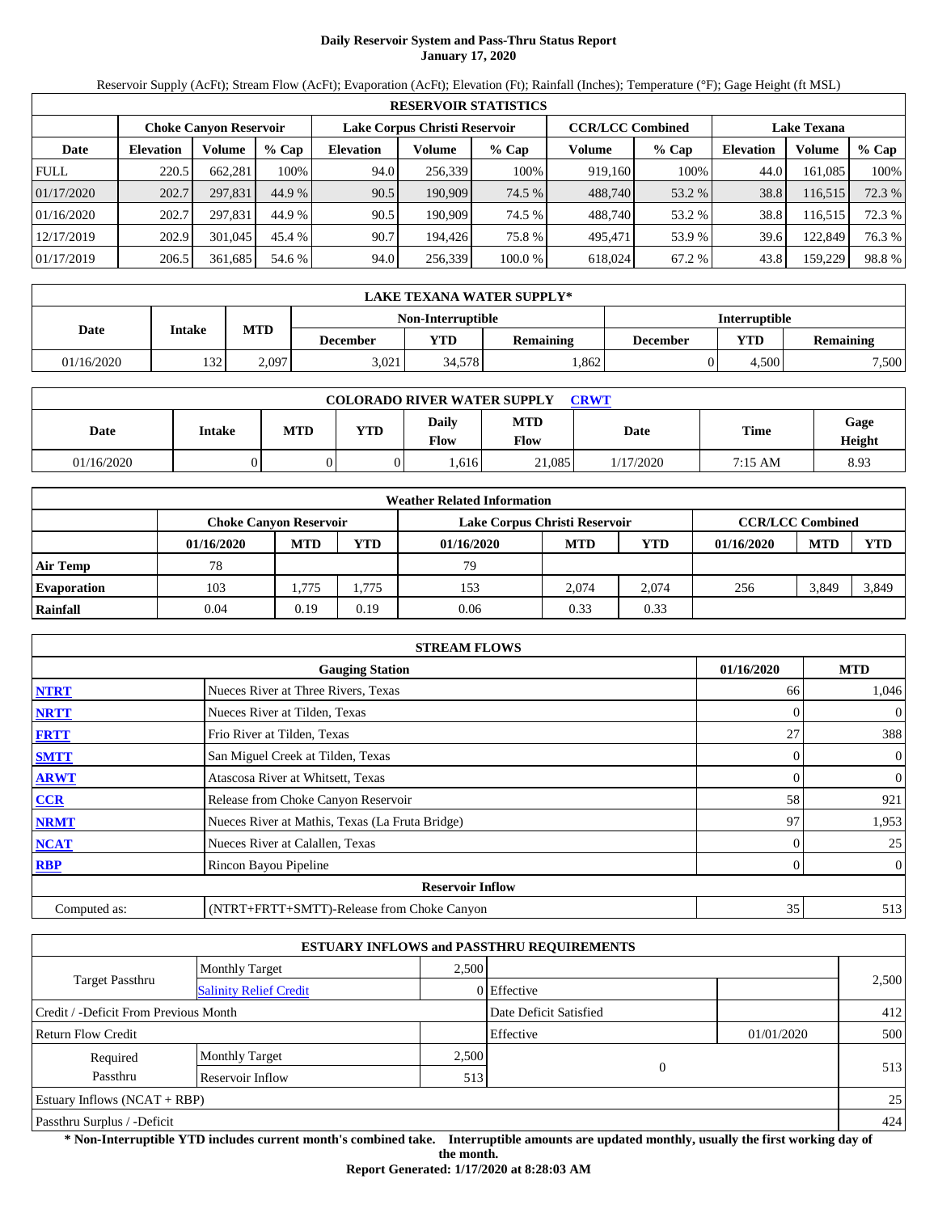# Daily Reservoir System and Pass-Thru Status Report
## January 17, 2020

Reservoir Supply (AcFt); Stream Flow (AcFt); Evaporation (AcFt); Elevation (Ft); Rainfall (Inches); Temperature (°F); Gage Height (ft MSL)

| RESERVOIR STATISTICS | | | | | | | | | | | |
|---|---|---|---|---|---|---|---|---|---|---|---|
| | Choke Canyon Reservoir | | | Lake Corpus Christi Reservoir | | | CCR/LCC Combined | | Lake Texana | | |
| Date | Elevation | Volume | % Cap | Elevation | Volume | % Cap | Volume | % Cap | Elevation | Volume | % Cap |
| FULL | 220.5 | 662,281 | 100% | 94.0 | 256,339 | 100% | 919,160 | 100% | 44.0 | 161,085 | 100% |
| 01/17/2020 | 202.7 | 297,831 | 44.9 % | 90.5 | 190,909 | 74.5 % | 488,740 | 53.2 % | 38.8 | 116,515 | 72.3 % |
| 01/16/2020 | 202.7 | 297,831 | 44.9 % | 90.5 | 190,909 | 74.5 % | 488,740 | 53.2 % | 38.8 | 116,515 | 72.3 % |
| 12/17/2019 | 202.9 | 301,045 | 45.4 % | 90.7 | 194,426 | 75.8 % | 495,471 | 53.9 % | 39.6 | 122,849 | 76.3 % |
| 01/17/2019 | 206.5 | 361,685 | 54.6 % | 94.0 | 256,339 | 100.0 % | 618,024 | 67.2 % | 43.8 | 159,229 | 98.8 % |

| LAKE TEXANA WATER SUPPLY* | | | | | | | | |
|---|---|---|---|---|---|---|---|---|
| Date | Intake | MTD | Non-Interruptible | | | Interruptible | | |
| | | | December | YTD | Remaining | December | YTD | Remaining |
| 01/16/2020 | 132 | 2,097 | 3,021 | 34,578 | 1,862 | 0 | 4,500 | 7,500 |

| COLORADO RIVER WATER SUPPLY CRWT | | | | | | | | |
|---|---|---|---|---|---|---|---|---|
| Date | Intake | MTD | YTD | Daily Flow | MTD Flow | Date | Time | Gage Height |
| 01/16/2020 | 0 | 0 | 0 | 1,616 | 21,085 | 1/17/2020 | 7:15 AM | 8.93 |

| Weather Related Information | | | | | | | | | |
|---|---|---|---|---|---|---|---|---|---|
| | Choke Canyon Reservoir | | | Lake Corpus Christi Reservoir | | | CCR/LCC Combined | | |
| | 01/16/2020 | MTD | YTD | 01/16/2020 | MTD | YTD | 01/16/2020 | MTD | YTD |
| Air Temp | 78 | | | 79 | | | | | |
| Evaporation | 103 | 1,775 | 1,775 | 153 | 2,074 | 2,074 | 256 | 3,849 | 3,849 |
| Rainfall | 0.04 | 0.19 | 0.19 | 0.06 | 0.33 | 0.33 | | | |

| STREAM FLOWS | | | |
|---|---|---|---|
| | Gauging Station | 01/16/2020 | MTD |
| NTRT | Nueces River at Three Rivers, Texas | 66 | 1,046 |
| NRTT | Nueces River at Tilden, Texas | 0 | 0 |
| FRTT | Frio River at Tilden, Texas | 27 | 388 |
| SMTT | San Miguel Creek at Tilden, Texas | 0 | 0 |
| ARWT | Atascosa River at Whitsett, Texas | 0 | 0 |
| CCR | Release from Choke Canyon Reservoir | 58 | 921 |
| NRMT | Nueces River at Mathis, Texas (La Fruta Bridge) | 97 | 1,953 |
| NCAT | Nueces River at Calallen, Texas | 0 | 25 |
| RBP | Rincon Bayou Pipeline | 0 | 0 |
| Reservoir Inflow | | | |
| Computed as: | (NTRT+FRTT+SMTT)-Release from Choke Canyon | 35 | 513 |

| ESTUARY INFLOWS and PASSTHRU REQUIREMENTS | | | | | |
|---|---|---|---|---|---|
| Target Passthru | Monthly Target | 2,500 | | | 2,500 |
| | Salinity Relief Credit | 0 | Effective | | |
| Credit / -Deficit From Previous Month | | | Date Deficit Satisfied | | 412 |
| Return Flow Credit | | | Effective | 01/01/2020 | 500 |
| Required Passthru | Monthly Target | 2,500 | 0 | | 513 |
| | Reservoir Inflow | 513 | | | |
| Estuary Inflows (NCAT + RBP) | | | | | 25 |
| Passthru Surplus / -Deficit | | | | | 424 |

**\* Non-Interruptible YTD includes current month's combined take. Interruptible amounts are updated monthly, usually the first working day of the month.**

**Report Generated: 1/17/2020 at 8:28:03 AM**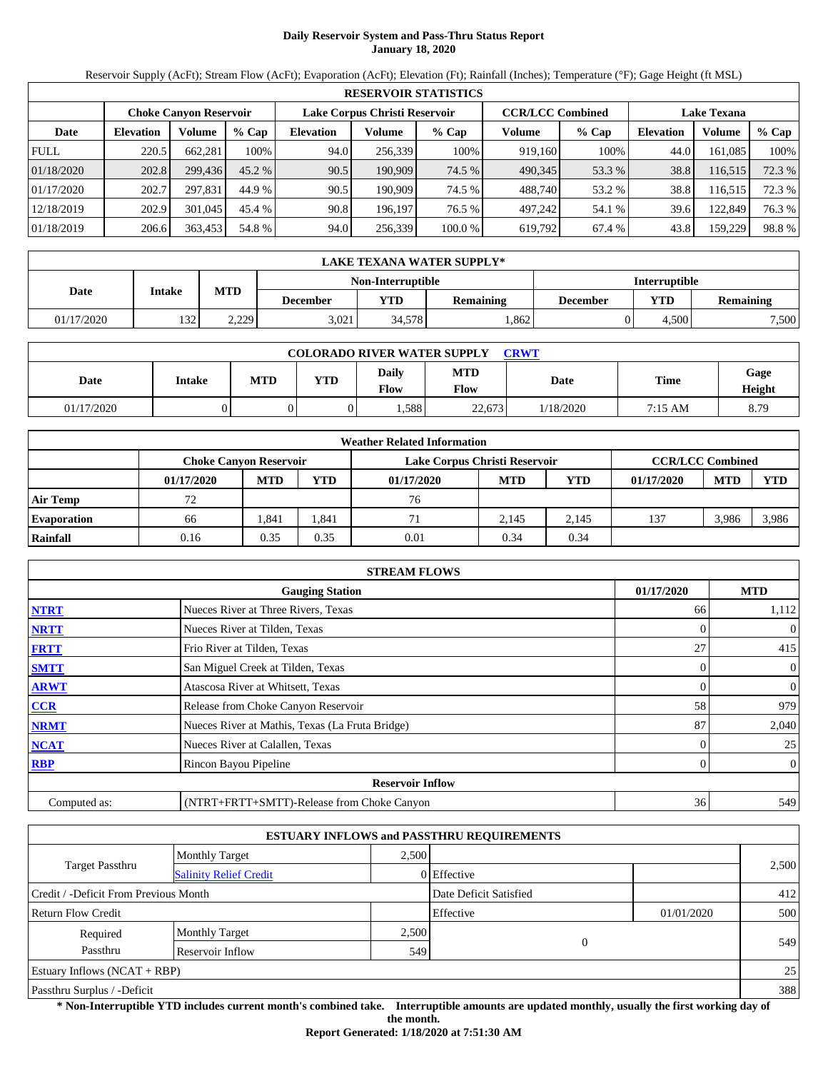# Daily Reservoir System and Pass-Thru Status Report
## January 18, 2020

Reservoir Supply (AcFt); Stream Flow (AcFt); Evaporation (AcFt); Elevation (Ft); Rainfall (Inches); Temperature (°F); Gage Height (ft MSL)

| RESERVOIR STATISTICS | | | | | | | | | | | |
|---|---|---|---|---|---|---|---|---|---|---|---|
| | Choke Canyon Reservoir | | | Lake Corpus Christi Reservoir | | | CCR/LCC Combined | | Lake Texana | | |
| Date | Elevation | Volume | % Cap | Elevation | Volume | % Cap | Volume | % Cap | Elevation | Volume | % Cap |
| FULL | 220.5 | 662,281 | 100% | 94.0 | 256,339 | 100% | 919,160 | 100% | 44.0 | 161,085 | 100% |
| 01/18/2020 | 202.8 | 299,436 | 45.2 % | 90.5 | 190,909 | 74.5 % | 490,345 | 53.3 % | 38.8 | 116,515 | 72.3 % |
| 01/17/2020 | 202.7 | 297,831 | 44.9 % | 90.5 | 190,909 | 74.5 % | 488,740 | 53.2 % | 38.8 | 116,515 | 72.3 % |
| 12/18/2019 | 202.9 | 301,045 | 45.4 % | 90.8 | 196,197 | 76.5 % | 497,242 | 54.1 % | 39.6 | 122,849 | 76.3 % |
| 01/18/2019 | 206.6 | 363,453 | 54.8 % | 94.0 | 256,339 | 100.0 % | 619,792 | 67.4 % | 43.8 | 159,229 | 98.8 % |

| LAKE TEXANA WATER SUPPLY* | | | | | | | |
|---|---|---|---|---|---|---|---|
| Date | Intake | MTD | Non-Interruptible | | | Interruptible | | |
| | | | December | YTD | Remaining | December | YTD | Remaining |
| 01/17/2020 | 132 | 2,229 | 3,021 | 34,578 | 1,862 | 0 | 4,500 | 7,500 |

| COLORADO RIVER WATER SUPPLY CRWT | | | | | | | | |
|---|---|---|---|---|---|---|---|---|
| Date | Intake | MTD | YTD | Daily Flow | MTD Flow | Date | Time | Gage Height |
| 01/17/2020 | 0 | 0 | 0 | 1,588 | 22,673 | 1/18/2020 | 7:15 AM | 8.79 |

| Weather Related Information | | | | | | | | | |
|---|---|---|---|---|---|---|---|---|---|
| | Choke Canyon Reservoir | | | Lake Corpus Christi Reservoir | | | CCR/LCC Combined | | |
| | 01/17/2020 | MTD | YTD | 01/17/2020 | MTD | YTD | 01/17/2020 | MTD | YTD |
| Air Temp | 72 | | | 76 | | | | | |
| Evaporation | 66 | 1,841 | 1,841 | 71 | 2,145 | 2,145 | 137 | 3,986 | 3,986 |
| Rainfall | 0.16 | 0.35 | 0.35 | 0.01 | 0.34 | 0.34 | | | |

| STREAM FLOWS | | | |
|---|---|---|---|
| | Gauging Station | 01/17/2020 | MTD |
| NTRT | Nueces River at Three Rivers, Texas | 66 | 1,112 |
| NRTT | Nueces River at Tilden, Texas | 0 | 0 |
| FRTT | Frio River at Tilden, Texas | 27 | 415 |
| SMTT | San Miguel Creek at Tilden, Texas | 0 | 0 |
| ARWT | Atascosa River at Whitsett, Texas | 0 | 0 |
| CCR | Release from Choke Canyon Reservoir | 58 | 979 |
| NRMT | Nueces River at Mathis, Texas (La Fruta Bridge) | 87 | 2,040 |
| NCAT | Nueces River at Calallen, Texas | 0 | 25 |
| RBP | Rincon Bayou Pipeline | 0 | 0 |
| **Reservoir Inflow** | | | |
| Computed as: | (NTRT+FRTT+SMTT)-Release from Choke Canyon | 36 | 549 |

| ESTUARY INFLOWS and PASSTHRU REQUIREMENTS | | | | | |
|---|---|---|---|---|---|
| Target Passthru | Monthly Target | 2,500 | | | 2,500 |
| | Salinity Relief Credit | 0 | Effective | | |
| Credit / -Deficit From Previous Month | | | Date Deficit Satisfied | | 412 |
| Return Flow Credit | | | Effective | 01/01/2020 | 500 |
| Required Passthru | Monthly Target | 2,500 | 0 | | 549 |
| | Reservoir Inflow | 549 | | | |
| Estuary Inflows (NCAT + RBP) | | | | | 25 |
| Passthru Surplus / -Deficit | | | | | 388 |

**\* Non-Interruptible YTD includes current month's combined take. Interruptible amounts are updated monthly, usually the first working day of the month.**

**Report Generated: 1/18/2020 at 7:51:30 AM**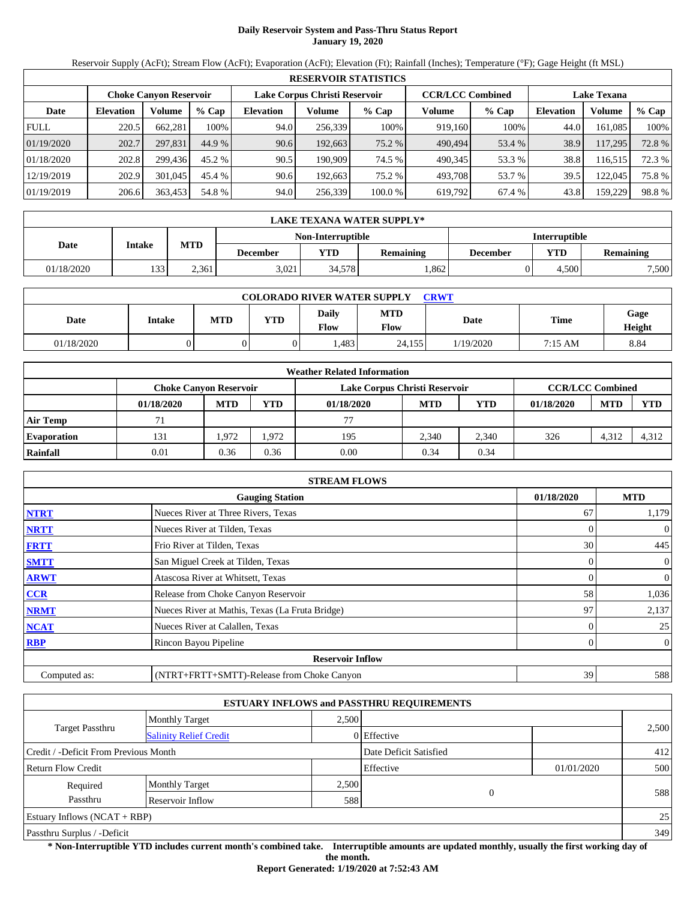# Daily Reservoir System and Pass-Thru Status Report
**January 19, 2020**

Reservoir Supply (AcFt); Stream Flow (AcFt); Evaporation (AcFt); Elevation (Ft); Rainfall (Inches); Temperature (°F); Gage Height (ft MSL)

| RESERVOIR STATISTICS | | | | | | | | | | | |
|---|---|---|---|---|---|---|---|---|---|---|---|
| | Choke Canyon Reservoir | | | Lake Corpus Christi Reservoir | | | CCR/LCC Combined | | Lake Texana | | |
| Date | Elevation | Volume | % Cap | Elevation | Volume | % Cap | Volume | % Cap | Elevation | Volume | % Cap |
| FULL | 220.5 | 662,281 | 100% | 94.0 | 256,339 | 100% | 919,160 | 100% | 44.0 | 161,085 | 100% |
| 01/19/2020 | 202.7 | 297,831 | 44.9 % | 90.6 | 192,663 | 75.2 % | 490,494 | 53.4 % | 38.9 | 117,295 | 72.8 % |
| 01/18/2020 | 202.8 | 299,436 | 45.2 % | 90.5 | 190,909 | 74.5 % | 490,345 | 53.3 % | 38.8 | 116,515 | 72.3 % |
| 12/19/2019 | 202.9 | 301,045 | 45.4 % | 90.6 | 192,663 | 75.2 % | 493,708 | 53.7 % | 39.5 | 122,045 | 75.8 % |
| 01/19/2019 | 206.6 | 363,453 | 54.8 % | 94.0 | 256,339 | 100.0 % | 619,792 | 67.4 % | 43.8 | 159,229 | 98.8 % |

| LAKE TEXANA WATER SUPPLY* | | | | | | | | |
|---|---|---|---|---|---|---|---|---|
| Date | Intake | MTD | Non-Interruptible | | | Interruptible | | |
| | | | December | YTD | Remaining | December | YTD | Remaining |
| 01/18/2020 | 133 | 2,361 | 3,021 | 34,578 | 1,862 | 0 | 4,500 | 7,500 |

| COLORADO RIVER WATER SUPPLY CRWT | | | | | | | | |
|---|---|---|---|---|---|---|---|---|
| Date | Intake | MTD | YTD | Daily Flow | MTD Flow | Date | Time | Gage Height |
| 01/18/2020 | 0 | 0 | 0 | 1,483 | 24,155 | 1/19/2020 | 7:15 AM | 8.84 |

| Weather Related Information | | | | | | | | | |
|---|---|---|---|---|---|---|---|---|---|
| | Choke Canyon Reservoir | | | Lake Corpus Christi Reservoir | | | CCR/LCC Combined | | |
| | 01/18/2020 | MTD | YTD | 01/18/2020 | MTD | YTD | 01/18/2020 | MTD | YTD |
| Air Temp | 71 | | | 77 | | | | | |
| Evaporation | 131 | 1,972 | 1,972 | 195 | 2,340 | 2,340 | 326 | 4,312 | 4,312 |
| Rainfall | 0.01 | 0.36 | 0.36 | 0.00 | 0.34 | 0.34 | | | |

| STREAM FLOWS | | | |
|---|---|---|---|
| | Gauging Station | 01/18/2020 | MTD |
| NTRT | Nueces River at Three Rivers, Texas | 67 | 1,179 |
| NRTT | Nueces River at Tilden, Texas | 0 | 0 |
| FRTT | Frio River at Tilden, Texas | 30 | 445 |
| SMTT | San Miguel Creek at Tilden, Texas | 0 | 0 |
| ARWT | Atascosa River at Whitsett, Texas | 0 | 0 |
| CCR | Release from Choke Canyon Reservoir | 58 | 1,036 |
| NRMT | Nueces River at Mathis, Texas (La Fruta Bridge) | 97 | 2,137 |
| NCAT | Nueces River at Calallen, Texas | 0 | 25 |
| RBP | Rincon Bayou Pipeline | 0 | 0 |
| | **Reservoir Inflow** | | |
| Computed as: | (NTRT+FRTT+SMTT)-Release from Choke Canyon | 39 | 588 |

| ESTUARY INFLOWS and PASSTHRU REQUIREMENTS | | | | | |
|---|---|---|---|---|---|
| Target Passthru | Monthly Target | 2,500 | | | 2,500 |
| | Salinity Relief Credit | 0 | Effective | | |
| Credit / -Deficit From Previous Month | | | Date Deficit Satisfied | | 412 |
| Return Flow Credit | | | Effective | 01/01/2020 | 500 |
| Required Passthru | Monthly Target | 2,500 | 0 | | 588 |
| | Reservoir Inflow | 588 | | | |
| Estuary Inflows (NCAT + RBP) | | | | | 25 |
| Passthru Surplus / -Deficit | | | | | 349 |

**\* Non-Interruptible YTD includes current month's combined take. Interruptible amounts are updated monthly, usually the first working day of the month.**

**Report Generated: 1/19/2020 at 7:52:43 AM**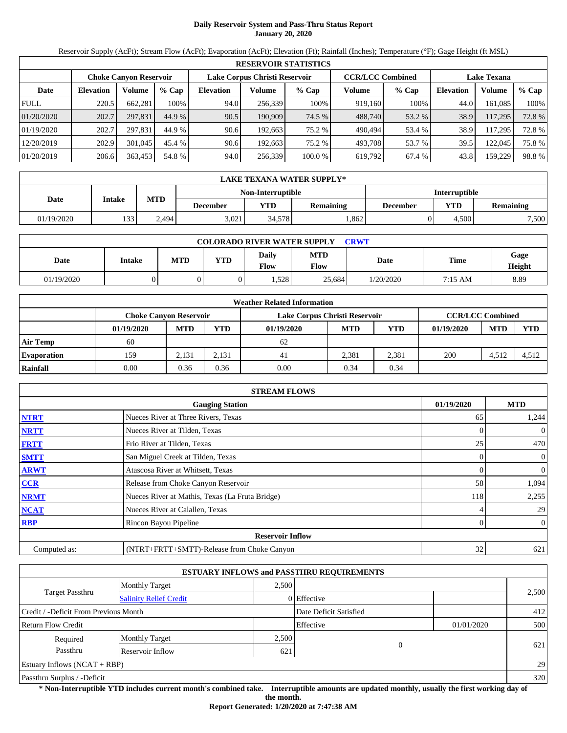# Daily Reservoir System and Pass-Thru Status Report
**January 20, 2020**

Reservoir Supply (AcFt); Stream Flow (AcFt); Evaporation (AcFt); Elevation (Ft); Rainfall (Inches); Temperature (°F); Gage Height (ft MSL)

| RESERVOIR STATISTICS | | | | | | | | | | | |
|---|---|---|---|---|---|---|---|---|---|---|---|
| | Choke Canyon Reservoir | | | Lake Corpus Christi Reservoir | | | CCR/LCC Combined | | Lake Texana | | |
| Date | Elevation | Volume | % Cap | Elevation | Volume | % Cap | Volume | % Cap | Elevation | Volume | % Cap |
| FULL | 220.5 | 662,281 | 100% | 94.0 | 256,339 | 100% | 919,160 | 100% | 44.0 | 161,085 | 100% |
| 01/20/2020 | 202.7 | 297,831 | 44.9 % | 90.5 | 190,909 | 74.5 % | 488,740 | 53.2 % | 38.9 | 117,295 | 72.8 % |
| 01/19/2020 | 202.7 | 297,831 | 44.9 % | 90.6 | 192,663 | 75.2 % | 490,494 | 53.4 % | 38.9 | 117,295 | 72.8 % |
| 12/20/2019 | 202.9 | 301,045 | 45.4 % | 90.6 | 192,663 | 75.2 % | 493,708 | 53.7 % | 39.5 | 122,045 | 75.8 % |
| 01/20/2019 | 206.6 | 363,453 | 54.8 % | 94.0 | 256,339 | 100.0 % | 619,792 | 67.4 % | 43.8 | 159,229 | 98.8 % |

| LAKE TEXANA WATER SUPPLY* | | | | | | | | |
|---|---|---|---|---|---|---|---|---|
| Date | Intake | MTD | Non-Interruptible | | | Interruptible | | |
| | | | December | YTD | Remaining | December | YTD | Remaining |
| 01/19/2020 | 133 | 2,494 | 3,021 | 34,578 | 1,862 | 0 | 4,500 | 7,500 |

| COLORADO RIVER WATER SUPPLY CRWT | | | | | | | | |
|---|---|---|---|---|---|---|---|---|
| Date | Intake | MTD | YTD | Daily Flow | MTD Flow | Date | Time | Gage Height |
| 01/19/2020 | 0 | 0 | 0 | 1,528 | 25,684 | 1/20/2020 | 7:15 AM | 8.89 |

| Weather Related Information | | | | | | | | | |
|---|---|---|---|---|---|---|---|---|---|
| | Choke Canyon Reservoir | | | Lake Corpus Christi Reservoir | | | CCR/LCC Combined | | |
| | 01/19/2020 | MTD | YTD | 01/19/2020 | MTD | YTD | 01/19/2020 | MTD | YTD |
| Air Temp | 60 | | | 62 | | | | | |
| Evaporation | 159 | 2,131 | 2,131 | 41 | 2,381 | 2,381 | 200 | 4,512 | 4,512 |
| Rainfall | 0.00 | 0.36 | 0.36 | 0.00 | 0.34 | 0.34 | | | |

| STREAM FLOWS | | | |
|---|---|---|---|
| | Gauging Station | 01/19/2020 | MTD |
| NTRT | Nueces River at Three Rivers, Texas | 65 | 1,244 |
| NRTT | Nueces River at Tilden, Texas | 0 | 0 |
| FRTT | Frio River at Tilden, Texas | 25 | 470 |
| SMTT | San Miguel Creek at Tilden, Texas | 0 | 0 |
| ARWT | Atascosa River at Whitsett, Texas | 0 | 0 |
| CCR | Release from Choke Canyon Reservoir | 58 | 1,094 |
| NRMT | Nueces River at Mathis, Texas (La Fruta Bridge) | 118 | 2,255 |
| NCAT | Nueces River at Calallen, Texas | 4 | 29 |
| RBP | Rincon Bayou Pipeline | 0 | 0 |
| | **Reservoir Inflow** | | |
| Computed as: | (NTRT+FRTT+SMTT)-Release from Choke Canyon | 32 | 621 |

| ESTUARY INFLOWS and PASSTHRU REQUIREMENTS | | | | | |
|---|---|---|---|---|---|
| Target Passthru | Monthly Target | 2,500 | | | 2,500 |
| | Salinity Relief Credit | 0 | Effective | | |
| Credit / -Deficit From Previous Month | | | Date Deficit Satisfied | | 412 |
| Return Flow Credit | | | Effective | 01/01/2020 | 500 |
| Required Passthru | Monthly Target | 2,500 | 0 | | 621 |
| | Reservoir Inflow | 621 | | | |
| Estuary Inflows (NCAT + RBP) | | | | | 29 |
| Passthru Surplus / -Deficit | | | | | 320 |

**\* Non-Interruptible YTD includes current month's combined take. Interruptible amounts are updated monthly, usually the first working day of the month.**

**Report Generated: 1/20/2020 at 7:47:38 AM**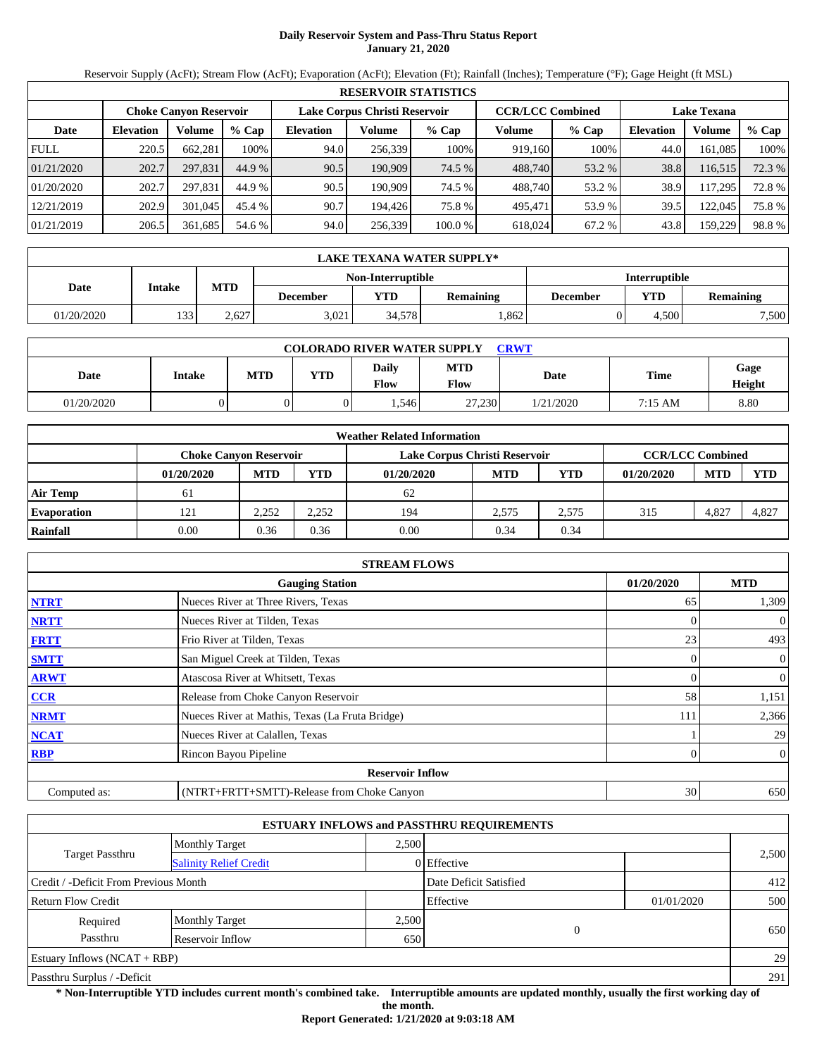# Daily Reservoir System and Pass-Thru Status Report
**January 21, 2020**

Reservoir Supply (AcFt); Stream Flow (AcFt); Evaporation (AcFt); Elevation (Ft); Rainfall (Inches); Temperature (°F); Gage Height (ft MSL)

| RESERVOIR STATISTICS | | | | | | | | | | | |
|---|---|---|---|---|---|---|---|---|---|---|---|
| | Choke Canyon Reservoir | | | Lake Corpus Christi Reservoir | | | CCR/LCC Combined | | Lake Texana | | |
| Date | Elevation | Volume | % Cap | Elevation | Volume | % Cap | Volume | % Cap | Elevation | Volume | % Cap |
| FULL | 220.5 | 662,281 | 100% | 94.0 | 256,339 | 100% | 919,160 | 100% | 44.0 | 161,085 | 100% |
| 01/21/2020 | 202.7 | 297,831 | 44.9 % | 90.5 | 190,909 | 74.5 % | 488,740 | 53.2 % | 38.8 | 116,515 | 72.3 % |
| 01/20/2020 | 202.7 | 297,831 | 44.9 % | 90.5 | 190,909 | 74.5 % | 488,740 | 53.2 % | 38.9 | 117,295 | 72.8 % |
| 12/21/2019 | 202.9 | 301,045 | 45.4 % | 90.7 | 194,426 | 75.8 % | 495,471 | 53.9 % | 39.5 | 122,045 | 75.8 % |
| 01/21/2019 | 206.5 | 361,685 | 54.6 % | 94.0 | 256,339 | 100.0 % | 618,024 | 67.2 % | 43.8 | 159,229 | 98.8 % |

| LAKE TEXANA WATER SUPPLY* | | | | | | | |
|---|---|---|---|---|---|---|---|
| Date | Intake | MTD | Non-Interruptible | | | Interruptible | | |
| | | | December | YTD | Remaining | December | YTD | Remaining |
| 01/20/2020 | 133 | 2,627 | 3,021 | 34,578 | 1,862 | 0 | 4,500 | 7,500 |

| COLORADO RIVER WATER SUPPLY CRWT | | | | | | | | |
|---|---|---|---|---|---|---|---|---|
| Date | Intake | MTD | YTD | Daily Flow | MTD Flow | Date | Time | Gage Height |
| 01/20/2020 | 0 | 0 | 0 | 1,546 | 27,230 | 1/21/2020 | 7:15 AM | 8.80 |

| Weather Related Information | | | | | | | | | |
|---|---|---|---|---|---|---|---|---|---|
| | Choke Canyon Reservoir | | | Lake Corpus Christi Reservoir | | | CCR/LCC Combined | | |
| | 01/20/2020 | MTD | YTD | 01/20/2020 | MTD | YTD | 01/20/2020 | MTD | YTD |
| Air Temp | 61 | | | 62 | | | | | |
| Evaporation | 121 | 2,252 | 2,252 | 194 | 2,575 | 2,575 | 315 | 4,827 | 4,827 |
| Rainfall | 0.00 | 0.36 | 0.36 | 0.00 | 0.34 | 0.34 | | | |

| STREAM FLOWS | | | |
|---|---|---|---|
| | Gauging Station | 01/20/2020 | MTD |
| NTRT | Nueces River at Three Rivers, Texas | 65 | 1,309 |
| NRTT | Nueces River at Tilden, Texas | 0 | 0 |
| FRTT | Frio River at Tilden, Texas | 23 | 493 |
| SMTT | San Miguel Creek at Tilden, Texas | 0 | 0 |
| ARWT | Atascosa River at Whitsett, Texas | 0 | 0 |
| CCR | Release from Choke Canyon Reservoir | 58 | 1,151 |
| NRMT | Nueces River at Mathis, Texas (La Fruta Bridge) | 111 | 2,366 |
| NCAT | Nueces River at Calallen, Texas | 1 | 29 |
| RBP | Rincon Bayou Pipeline | 0 | 0 |
| | Reservoir Inflow | | |
| Computed as: | (NTRT+FRTT+SMTT)-Release from Choke Canyon | 30 | 650 |

| ESTUARY INFLOWS and PASSTHRU REQUIREMENTS | | | | | |
|---|---|---|---|---|---|
| Target Passthru | Monthly Target | 2,500 | | | 2,500 |
| | Salinity Relief Credit | 0 | Effective | | |
| Credit / -Deficit From Previous Month | | | Date Deficit Satisfied | | 412 |
| Return Flow Credit | | | Effective | 01/01/2020 | 500 |
| Required Passthru | Monthly Target | 2,500 | 0 | | 650 |
| | Reservoir Inflow | 650 | | | |
| Estuary Inflows (NCAT + RBP) | | | | | 29 |
| Passthru Surplus / -Deficit | | | | | 291 |

**\* Non-Interruptible YTD includes current month's combined take. Interruptible amounts are updated monthly, usually the first working day of the month.**

**Report Generated: 1/21/2020 at 9:03:18 AM**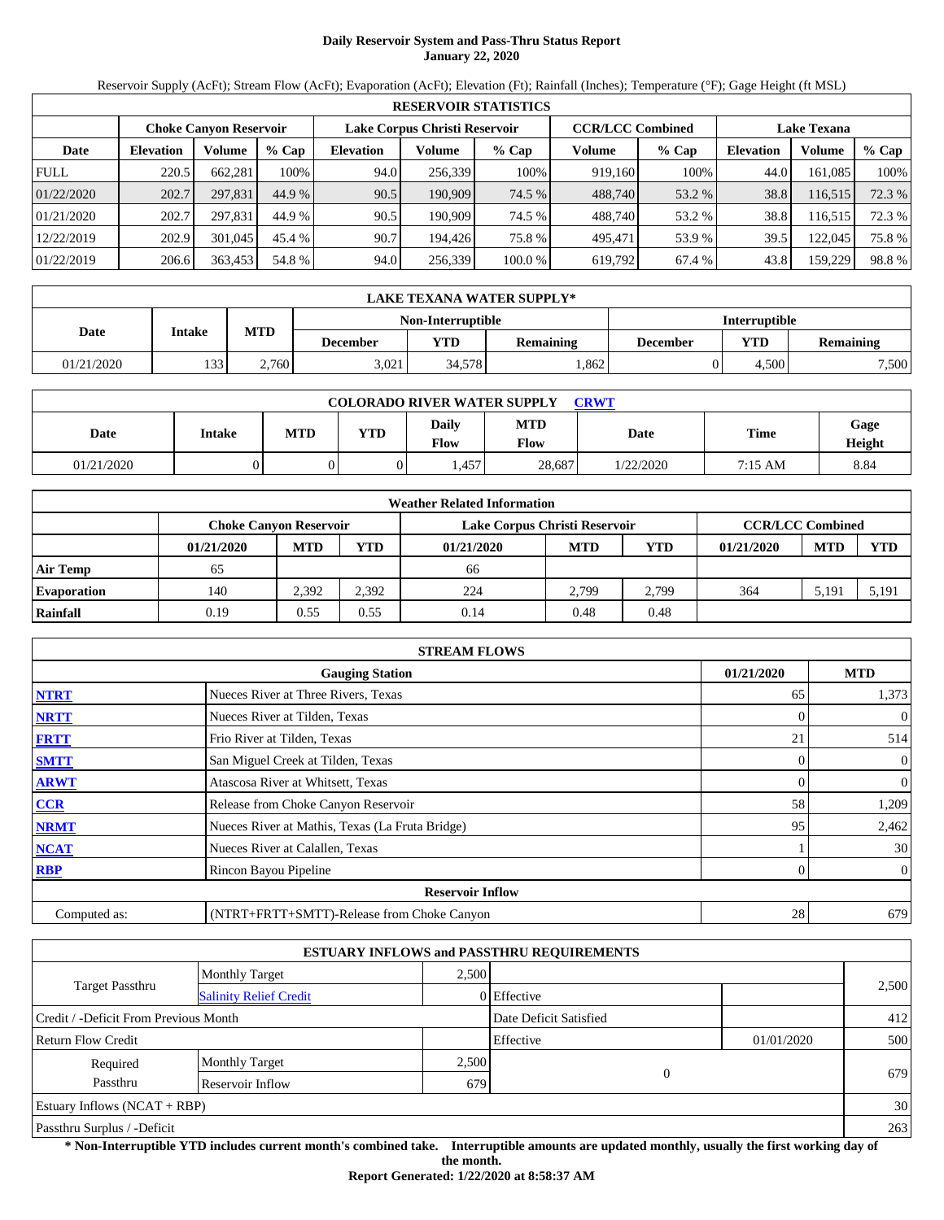# Daily Reservoir System and Pass-Thru Status Report
**January 22, 2020**

Reservoir Supply (AcFt); Stream Flow (AcFt); Evaporation (AcFt); Elevation (Ft); Rainfall (Inches); Temperature (°F); Gage Height (ft MSL)

| RESERVOIR STATISTICS | | | | | | | | | | | |
|---|---|---|---|---|---|---|---|---|---|---|---|
| | Choke Canyon Reservoir | | | Lake Corpus Christi Reservoir | | | CCR/LCC Combined | | Lake Texana | | |
| Date | Elevation | Volume | % Cap | Elevation | Volume | % Cap | Volume | % Cap | Elevation | Volume | % Cap |
| FULL | 220.5 | 662,281 | 100% | 94.0 | 256,339 | 100% | 919,160 | 100% | 44.0 | 161,085 | 100% |
| 01/22/2020 | 202.7 | 297,831 | 44.9 % | 90.5 | 190,909 | 74.5 % | 488,740 | 53.2 % | 38.8 | 116,515 | 72.3 % |
| 01/21/2020 | 202.7 | 297,831 | 44.9 % | 90.5 | 190,909 | 74.5 % | 488,740 | 53.2 % | 38.8 | 116,515 | 72.3 % |
| 12/22/2019 | 202.9 | 301,045 | 45.4 % | 90.7 | 194,426 | 75.8 % | 495,471 | 53.9 % | 39.5 | 122,045 | 75.8 % |
| 01/22/2019 | 206.6 | 363,453 | 54.8 % | 94.0 | 256,339 | 100.0 % | 619,792 | 67.4 % | 43.8 | 159,229 | 98.8 % |

| LAKE TEXANA WATER SUPPLY* | | | | | | | | |
|---|---|---|---|---|---|---|---|---|
| Date | Intake | MTD | Non-Interruptible | | | Interruptible | | |
| | | | December | YTD | Remaining | December | YTD | Remaining |
| 01/21/2020 | 133 | 2,760 | 3,021 | 34,578 | 1,862 | 0 | 4,500 | 7,500 |

| COLORADO RIVER WATER SUPPLY CRWT | | | | | | | | |
|---|---|---|---|---|---|---|---|---|
| Date | Intake | MTD | YTD | Daily Flow | MTD Flow | Date | Time | Gage Height |
| 01/21/2020 | 0 | 0 | 0 | 1,457 | 28,687 | 1/22/2020 | 7:15 AM | 8.84 |

| Weather Related Information | | | | | | | | | |
|---|---|---|---|---|---|---|---|---|---|
| | Choke Canyon Reservoir | | | Lake Corpus Christi Reservoir | | | CCR/LCC Combined | | |
| | 01/21/2020 | MTD | YTD | 01/21/2020 | MTD | YTD | 01/21/2020 | MTD | YTD |
| Air Temp | 65 | | | 66 | | | | | |
| Evaporation | 140 | 2,392 | 2,392 | 224 | 2,799 | 2,799 | 364 | 5,191 | 5,191 |
| Rainfall | 0.19 | 0.55 | 0.55 | 0.14 | 0.48 | 0.48 | | | |

| STREAM FLOWS | | | |
|---|---|---|---|
| | Gauging Station | 01/21/2020 | MTD |
| NTRT | Nueces River at Three Rivers, Texas | 65 | 1,373 |
| NRTT | Nueces River at Tilden, Texas | 0 | 0 |
| FRTT | Frio River at Tilden, Texas | 21 | 514 |
| SMTT | San Miguel Creek at Tilden, Texas | 0 | 0 |
| ARWT | Atascosa River at Whitsett, Texas | 0 | 0 |
| CCR | Release from Choke Canyon Reservoir | 58 | 1,209 |
| NRMT | Nueces River at Mathis, Texas (La Fruta Bridge) | 95 | 2,462 |
| NCAT | Nueces River at Calallen, Texas | 1 | 30 |
| RBP | Rincon Bayou Pipeline | 0 | 0 |
| **Reservoir Inflow** | | | |
| Computed as: | (NTRT+FRTT+SMTT)-Release from Choke Canyon | 28 | 679 |

| ESTUARY INFLOWS and PASSTHRU REQUIREMENTS | | | | | |
|---|---|---|---|---|---|
| Target Passthru | Monthly Target | 2,500 | | | 2,500 |
| | Salinity Relief Credit | 0 | Effective | | |
| Credit / -Deficit From Previous Month | | | Date Deficit Satisfied | | 412 |
| Return Flow Credit | | | Effective | 01/01/2020 | 500 |
| Required Passthru | Monthly Target | 2,500 | 0 | | 679 |
| | Reservoir Inflow | 679 | | | |
| Estuary Inflows (NCAT + RBP) | | | | | 30 |
| Passthru Surplus / -Deficit | | | | | 263 |

**\* Non-Interruptible YTD includes current month's combined take. Interruptible amounts are updated monthly, usually the first working day of the month.**

**Report Generated: 1/22/2020 at 8:58:37 AM**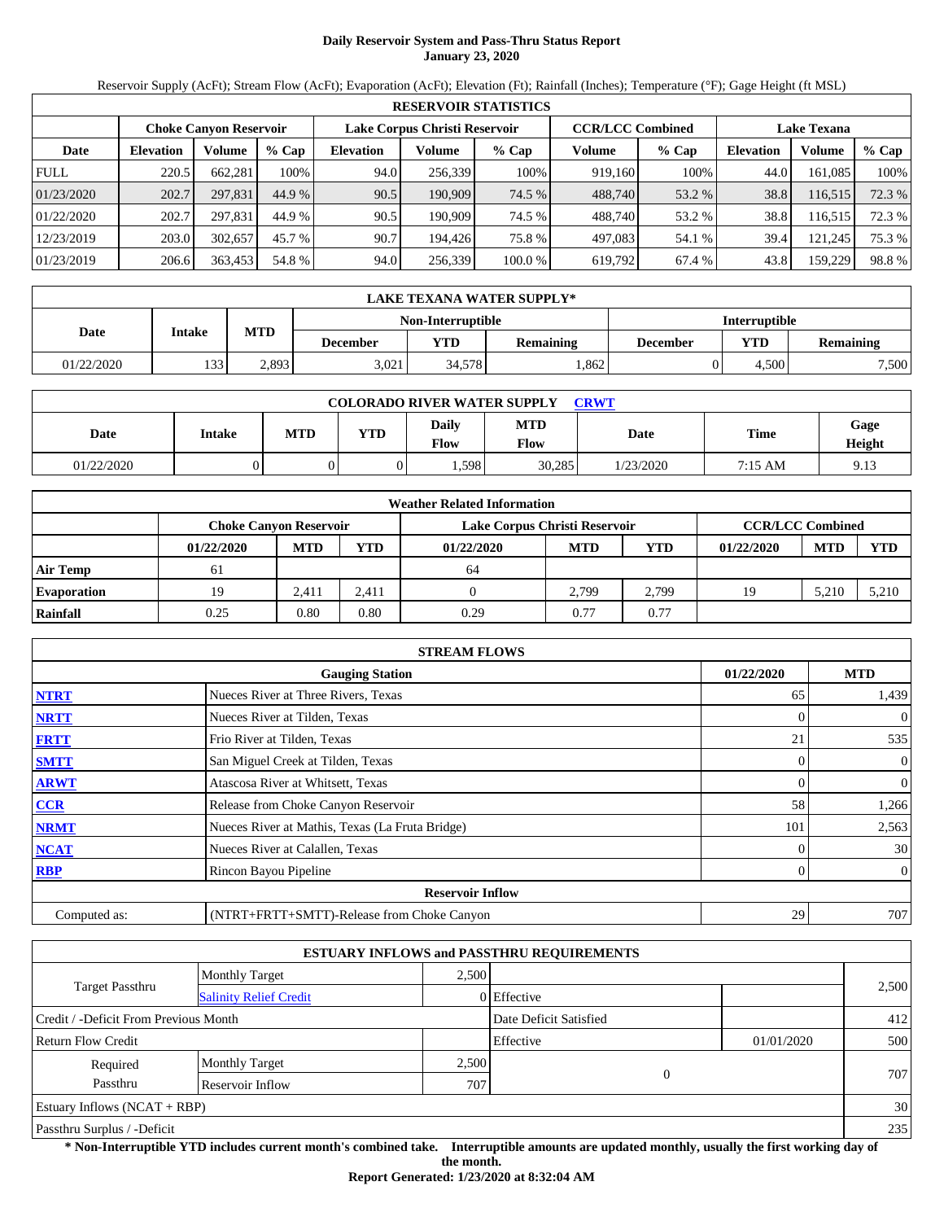**Daily Reservoir System and Pass-Thru Status Report**
**January 23, 2020**

Reservoir Supply (AcFt); Stream Flow (AcFt); Evaporation (AcFt); Elevation (Ft); Rainfall (Inches); Temperature (°F); Gage Height (ft MSL)

| RESERVOIR STATISTICS | | | | | | | | | | | |
|---|---|---|---|---|---|---|---|---|---|---|---|
| | Choke Canyon Reservoir | | | Lake Corpus Christi Reservoir | | | CCR/LCC Combined | | Lake Texana | | |
| Date | Elevation | Volume | % Cap | Elevation | Volume | % Cap | Volume | % Cap | Elevation | Volume | % Cap |
| FULL | 220.5 | 662,281 | 100% | 94.0 | 256,339 | 100% | 919,160 | 100% | 44.0 | 161,085 | 100% |
| 01/23/2020 | 202.7 | 297,831 | 44.9 % | 90.5 | 190,909 | 74.5 % | 488,740 | 53.2 % | 38.8 | 116,515 | 72.3 % |
| 01/22/2020 | 202.7 | 297,831 | 44.9 % | 90.5 | 190,909 | 74.5 % | 488,740 | 53.2 % | 38.8 | 116,515 | 72.3 % |
| 12/23/2019 | 203.0 | 302,657 | 45.7 % | 90.7 | 194,426 | 75.8 % | 497,083 | 54.1 % | 39.4 | 121,245 | 75.3 % |
| 01/23/2019 | 206.6 | 363,453 | 54.8 % | 94.0 | 256,339 | 100.0 % | 619,792 | 67.4 % | 43.8 | 159,229 | 98.8 % |

| LAKE TEXANA WATER SUPPLY* | | | | | | | | |
|---|---|---|---|---|---|---|---|---|
| Date | Intake | MTD | Non-Interruptible | | | Interruptible | | |
| | | | December | YTD | Remaining | December | YTD | Remaining |
| 01/22/2020 | 133 | 2,893 | 3,021 | 34,578 | 1,862 | 0 | 4,500 | 7,500 |

| COLORADO RIVER WATER SUPPLY CRWT | | | | | | | | |
|---|---|---|---|---|---|---|---|---|
| Date | Intake | MTD | YTD | Daily Flow | MTD Flow | Date | Time | Gage Height |
| 01/22/2020 | 0 | 0 | 0 | 1,598 | 30,285 | 1/23/2020 | 7:15 AM | 9.13 |

| Weather Related Information | | | | | | | | | |
|---|---|---|---|---|---|---|---|---|---|
| | Choke Canyon Reservoir | | | Lake Corpus Christi Reservoir | | | CCR/LCC Combined | | |
| | 01/22/2020 | MTD | YTD | 01/22/2020 | MTD | YTD | 01/22/2020 | MTD | YTD |
| Air Temp | 61 | | | 64 | | | | | |
| Evaporation | 19 | 2,411 | 2,411 | 0 | 2,799 | 2,799 | 19 | 5,210 | 5,210 |
| Rainfall | 0.25 | 0.80 | 0.80 | 0.29 | 0.77 | 0.77 | | | |

| STREAM FLOWS | | | |
|---|---|---|---|
| | Gauging Station | 01/22/2020 | MTD |
| NTRT | Nueces River at Three Rivers, Texas | 65 | 1,439 |
| NRTT | Nueces River at Tilden, Texas | 0 | 0 |
| FRTT | Frio River at Tilden, Texas | 21 | 535 |
| SMTT | San Miguel Creek at Tilden, Texas | 0 | 0 |
| ARWT | Atascosa River at Whitsett, Texas | 0 | 0 |
| CCR | Release from Choke Canyon Reservoir | 58 | 1,266 |
| NRMT | Nueces River at Mathis, Texas (La Fruta Bridge) | 101 | 2,563 |
| NCAT | Nueces River at Calallen, Texas | 0 | 30 |
| RBP | Rincon Bayou Pipeline | 0 | 0 |
| | Reservoir Inflow | | |
| Computed as: | (NTRT+FRTT+SMTT)-Release from Choke Canyon | 29 | 707 |

| ESTUARY INFLOWS and PASSTHRU REQUIREMENTS | | | | | |
|---|---|---|---|---|---|
| Target Passthru | Monthly Target | 2,500 | | | 2,500 |
| | Salinity Relief Credit | 0 | Effective | | |
| Credit / -Deficit From Previous Month | | | Date Deficit Satisfied | | 412 |
| Return Flow Credit | | | Effective | 01/01/2020 | 500 |
| Required Passthru | Monthly Target | 2,500 | 0 | | 707 |
| | Reservoir Inflow | 707 | | | |
| Estuary Inflows (NCAT + RBP) | | | | | 30 |
| Passthru Surplus / -Deficit | | | | | 235 |

**\* Non-Interruptible YTD includes current month's combined take. Interruptible amounts are updated monthly, usually the first working day of the month.**

**Report Generated: 1/23/2020 at 8:32:04 AM**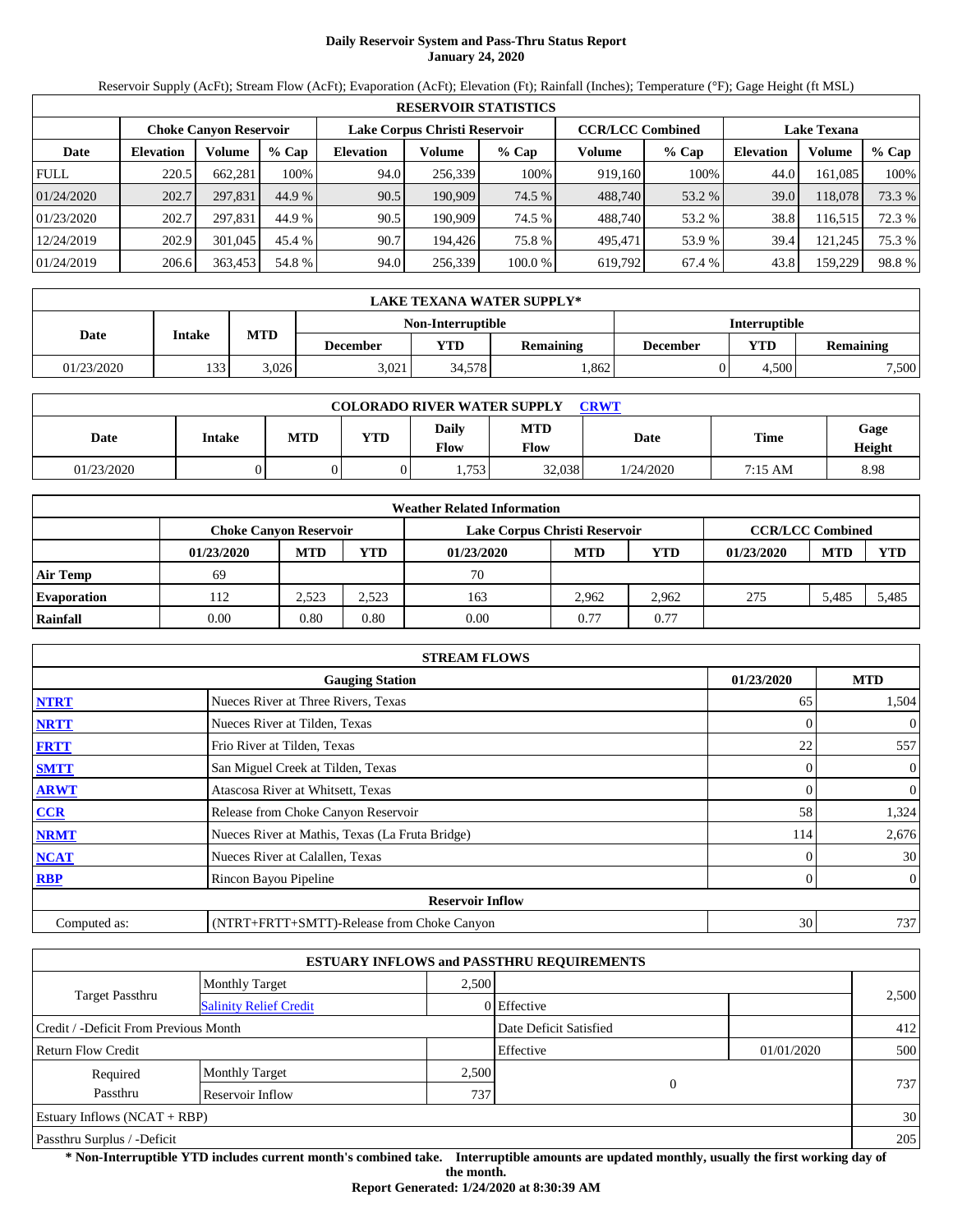# Daily Reservoir System and Pass-Thru Status Report
## January 24, 2020

Reservoir Supply (AcFt); Stream Flow (AcFt); Evaporation (AcFt); Elevation (Ft); Rainfall (Inches); Temperature (°F); Gage Height (ft MSL)

**RESERVOIR STATISTICS**

| | Choke Canyon Reservoir | | | Lake Corpus Christi Reservoir | | | CCR/LCC Combined | | Lake Texana | | |
|---|---|---|---|---|---|---|---|---|---|---|---|
| Date | Elevation | Volume | % Cap | Elevation | Volume | % Cap | Volume | % Cap | Elevation | Volume | % Cap |
| FULL | 220.5 | 662,281 | 100% | 94.0 | 256,339 | 100% | 919,160 | 100% | 44.0 | 161,085 | 100% |
| 01/24/2020 | 202.7 | 297,831 | 44.9 % | 90.5 | 190,909 | 74.5 % | 488,740 | 53.2 % | 39.0 | 118,078 | 73.3 % |
| 01/23/2020 | 202.7 | 297,831 | 44.9 % | 90.5 | 190,909 | 74.5 % | 488,740 | 53.2 % | 38.8 | 116,515 | 72.3 % |
| 12/24/2019 | 202.9 | 301,045 | 45.4 % | 90.7 | 194,426 | 75.8 % | 495,471 | 53.9 % | 39.4 | 121,245 | 75.3 % |
| 01/24/2019 | 206.6 | 363,453 | 54.8 % | 94.0 | 256,339 | 100.0 % | 619,792 | 67.4 % | 43.8 | 159,229 | 98.8 % |

**LAKE TEXANA WATER SUPPLY***

| Date | Intake | MTD | Non-Interruptible | | | Interruptible | | |
|---|---|---|---|---|---|---|---|---|
| | | | December | YTD | Remaining | December | YTD | Remaining |
| 01/23/2020 | 133 | 3,026 | 3,021 | 34,578 | 1,862 | 0 | 4,500 | 7,500 |

**COLORADO RIVER WATER SUPPLY CRWT**

| Date | Intake | MTD | YTD | Daily Flow | MTD Flow | Date | Time | Gage Height |
|---|---|---|---|---|---|---|---|---|
| 01/23/2020 | 0 | 0 | 0 | 1,753 | 32,038 | 1/24/2020 | 7:15 AM | 8.98 |

**Weather Related Information**

| | Choke Canyon Reservoir | | | Lake Corpus Christi Reservoir | | | CCR/LCC Combined | | |
|---|---|---|---|---|---|---|---|---|---|
| | 01/23/2020 | MTD | YTD | 01/23/2020 | MTD | YTD | 01/23/2020 | MTD | YTD |
| Air Temp | 69 | | | 70 | | | | | |
| Evaporation | 112 | 2,523 | 2,523 | 163 | 2,962 | 2,962 | 275 | 5,485 | 5,485 |
| Rainfall | 0.00 | 0.80 | 0.80 | 0.00 | 0.77 | 0.77 | | | |

**STREAM FLOWS**

| | Gauging Station | 01/23/2020 | MTD |
|---|---|---|---|
| NTRT | Nueces River at Three Rivers, Texas | 65 | 1,504 |
| NRTT | Nueces River at Tilden, Texas | 0 | 0 |
| FRTT | Frio River at Tilden, Texas | 22 | 557 |
| SMTT | San Miguel Creek at Tilden, Texas | 0 | 0 |
| ARWT | Atascosa River at Whitsett, Texas | 0 | 0 |
| CCR | Release from Choke Canyon Reservoir | 58 | 1,324 |
| NRMT | Nueces River at Mathis, Texas (La Fruta Bridge) | 114 | 2,676 |
| NCAT | Nueces River at Calallen, Texas | 0 | 30 |
| RBP | Rincon Bayou Pipeline | 0 | 0 |
| | **Reservoir Inflow** | | |
| Computed as: | (NTRT+FRTT+SMTT)-Release from Choke Canyon | 30 | 737 |

**ESTUARY INFLOWS and PASSTHRU REQUIREMENTS**

| | | | | | |
|---|---|---|---|---|---|
| Target Passthru | Monthly Target | 2,500 | | | 2,500 |
| | Salinity Relief Credit | 0 | Effective | | |
| Credit / -Deficit From Previous Month | | | Date Deficit Satisfied | | 412 |
| Return Flow Credit | | | Effective | 01/01/2020 | 500 |
| Required Passthru | Monthly Target | 2,500 | 0 | | 737 |
| | Reservoir Inflow | 737 | | | |
| Estuary Inflows (NCAT + RBP) | | | | | 30 |
| Passthru Surplus / -Deficit | | | | | 205 |

**\* Non-Interruptible YTD includes current month's combined take. Interruptible amounts are updated monthly, usually the first working day of the month.**

**Report Generated: 1/24/2020 at 8:30:39 AM**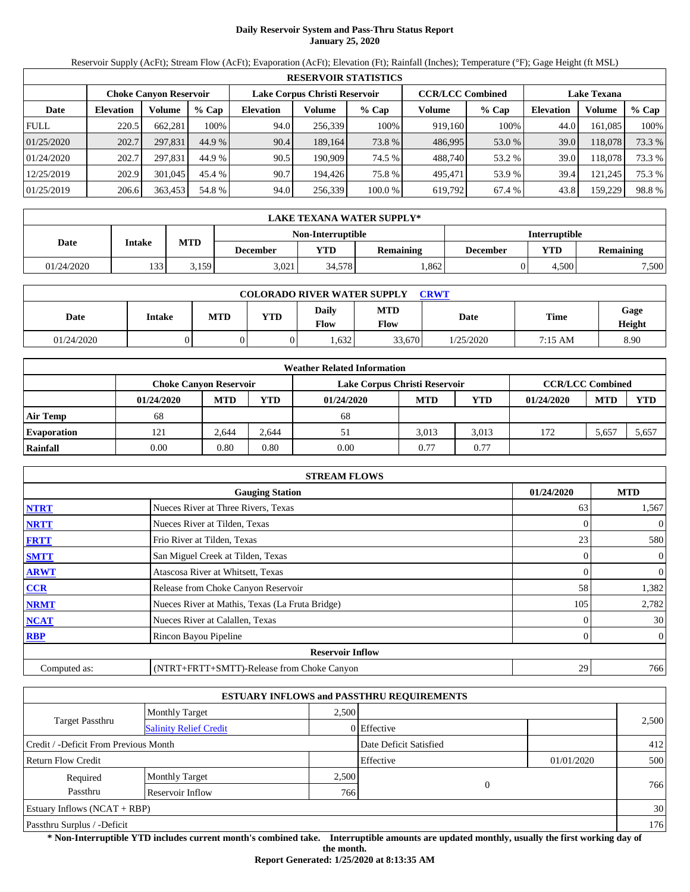# Daily Reservoir System and Pass-Thru Status Report
## January 25, 2020

Reservoir Supply (AcFt); Stream Flow (AcFt); Evaporation (AcFt); Elevation (Ft); Rainfall (Inches); Temperature (°F); Gage Height (ft MSL)

| RESERVOIR STATISTICS | | | | | | | | | | | |
|---|---|---|---|---|---|---|---|---|---|---|---|
| | Choke Canyon Reservoir | | | Lake Corpus Christi Reservoir | | | CCR/LCC Combined | | Lake Texana | | |
| Date | Elevation | Volume | % Cap | Elevation | Volume | % Cap | Volume | % Cap | Elevation | Volume | % Cap |
| FULL | 220.5 | 662,281 | 100% | 94.0 | 256,339 | 100% | 919,160 | 100% | 44.0 | 161,085 | 100% |
| 01/25/2020 | 202.7 | 297,831 | 44.9 % | 90.4 | 189,164 | 73.8 % | 486,995 | 53.0 % | 39.0 | 118,078 | 73.3 % |
| 01/24/2020 | 202.7 | 297,831 | 44.9 % | 90.5 | 190,909 | 74.5 % | 488,740 | 53.2 % | 39.0 | 118,078 | 73.3 % |
| 12/25/2019 | 202.9 | 301,045 | 45.4 % | 90.7 | 194,426 | 75.8 % | 495,471 | 53.9 % | 39.4 | 121,245 | 75.3 % |
| 01/25/2019 | 206.6 | 363,453 | 54.8 % | 94.0 | 256,339 | 100.0 % | 619,792 | 67.4 % | 43.8 | 159,229 | 98.8 % |

| LAKE TEXANA WATER SUPPLY* | | | | | | | | |
|---|---|---|---|---|---|---|---|---|
| Date | Intake | MTD | Non-Interruptible | | | Interruptible | | |
| | | | December | YTD | Remaining | December | YTD | Remaining |
| 01/24/2020 | 133 | 3,159 | 3,021 | 34,578 | 1,862 | 0 | 4,500 | 7,500 |

| COLORADO RIVER WATER SUPPLY CRWT | | | | | | | | |
|---|---|---|---|---|---|---|---|---|
| Date | Intake | MTD | YTD | Daily Flow | MTD Flow | Date | Time | Gage Height |
| 01/24/2020 | 0 | 0 | 0 | 1,632 | 33,670 | 1/25/2020 | 7:15 AM | 8.90 |

| Weather Related Information | | | | | | | | | |
|---|---|---|---|---|---|---|---|---|---|
| | Choke Canyon Reservoir | | | Lake Corpus Christi Reservoir | | | CCR/LCC Combined | | |
| | 01/24/2020 | MTD | YTD | 01/24/2020 | MTD | YTD | 01/24/2020 | MTD | YTD |
| Air Temp | 68 | | | 68 | | | | | |
| Evaporation | 121 | 2,644 | 2,644 | 51 | 3,013 | 3,013 | 172 | 5,657 | 5,657 |
| Rainfall | 0.00 | 0.80 | 0.80 | 0.00 | 0.77 | 0.77 | | | |

| STREAM FLOWS | | | |
|---|---|---|---|
| | Gauging Station | 01/24/2020 | MTD |
| NTRT | Nueces River at Three Rivers, Texas | 63 | 1,567 |
| NRTT | Nueces River at Tilden, Texas | 0 | 0 |
| FRTT | Frio River at Tilden, Texas | 23 | 580 |
| SMTT | San Miguel Creek at Tilden, Texas | 0 | 0 |
| ARWT | Atascosa River at Whitsett, Texas | 0 | 0 |
| CCR | Release from Choke Canyon Reservoir | 58 | 1,382 |
| NRMT | Nueces River at Mathis, Texas (La Fruta Bridge) | 105 | 2,782 |
| NCAT | Nueces River at Calallen, Texas | 0 | 30 |
| RBP | Rincon Bayou Pipeline | 0 | 0 |
| | Reservoir Inflow | | |
| Computed as: | (NTRT+FRTT+SMTT)-Release from Choke Canyon | 29 | 766 |

| ESTUARY INFLOWS and PASSTHRU REQUIREMENTS | | | | | |
|---|---|---|---|---|---|
| Target Passthru | Monthly Target | 2,500 | | | 2,500 |
| | Salinity Relief Credit | 0 | Effective | | |
| Credit / -Deficit From Previous Month | | | Date Deficit Satisfied | | 412 |
| Return Flow Credit | | | Effective | 01/01/2020 | 500 |
| Required Passthru | Monthly Target | 2,500 | 0 | | 766 |
| | Reservoir Inflow | 766 | | | |
| Estuary Inflows (NCAT + RBP) | | | | | 30 |
| Passthru Surplus / -Deficit | | | | | 176 |

**\* Non-Interruptible YTD includes current month's combined take. Interruptible amounts are updated monthly, usually the first working day of the month.**

**Report Generated: 1/25/2020 at 8:13:35 AM**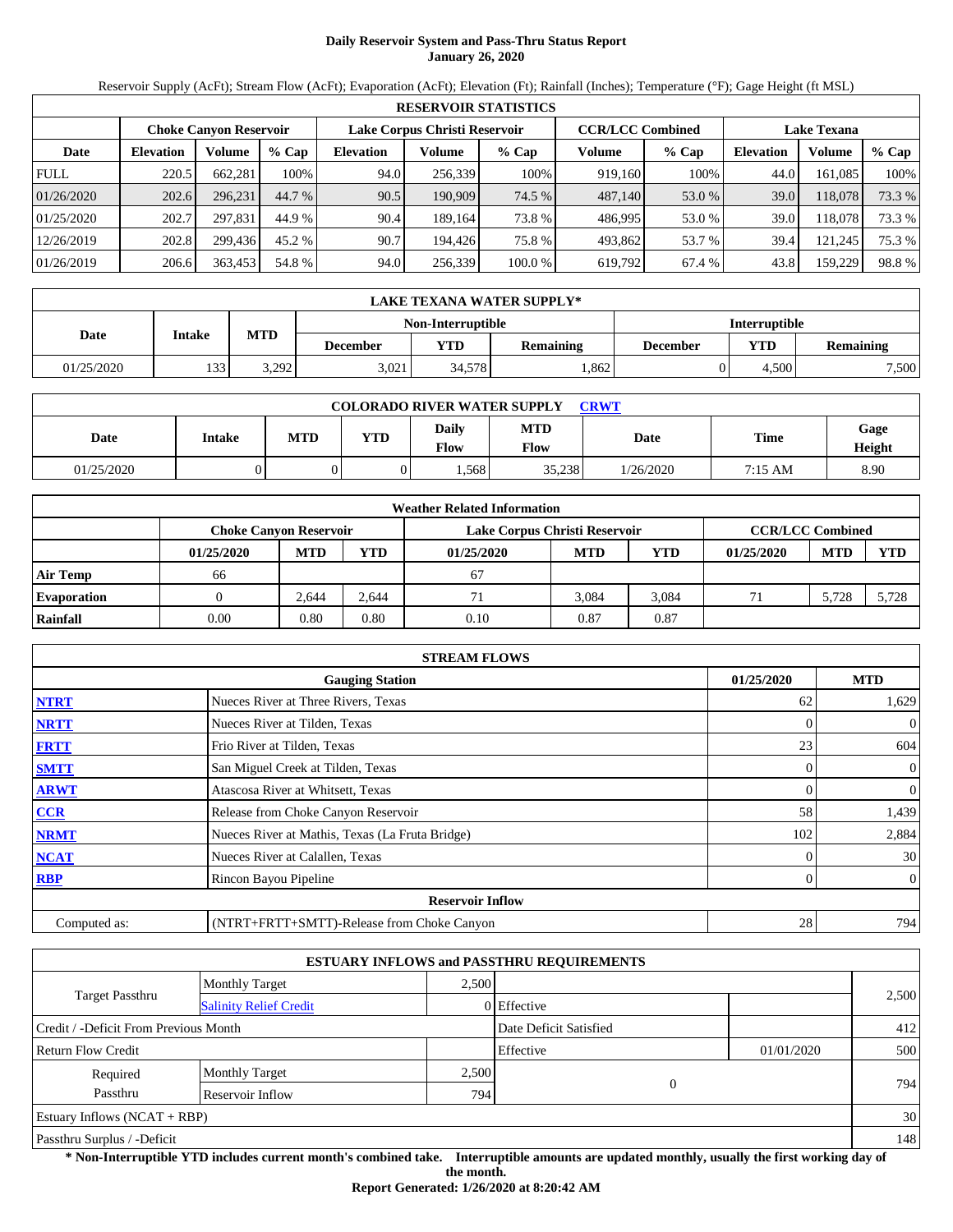# Daily Reservoir System and Pass-Thru Status Report
## January 26, 2020

Reservoir Supply (AcFt); Stream Flow (AcFt); Evaporation (AcFt); Elevation (Ft); Rainfall (Inches); Temperature (°F); Gage Height (ft MSL)

| RESERVOIR STATISTICS | | | | | | | | | | | |
|---|---|---|---|---|---|---|---|---|---|---|---|
| | Choke Canyon Reservoir | | | Lake Corpus Christi Reservoir | | | CCR/LCC Combined | | Lake Texana | | |
| Date | Elevation | Volume | % Cap | Elevation | Volume | % Cap | Volume | % Cap | Elevation | Volume | % Cap |
| FULL | 220.5 | 662,281 | 100% | 94.0 | 256,339 | 100% | 919,160 | 100% | 44.0 | 161,085 | 100% |
| 01/26/2020 | 202.6 | 296,231 | 44.7 % | 90.5 | 190,909 | 74.5 % | 487,140 | 53.0 % | 39.0 | 118,078 | 73.3 % |
| 01/25/2020 | 202.7 | 297,831 | 44.9 % | 90.4 | 189,164 | 73.8 % | 486,995 | 53.0 % | 39.0 | 118,078 | 73.3 % |
| 12/26/2019 | 202.8 | 299,436 | 45.2 % | 90.7 | 194,426 | 75.8 % | 493,862 | 53.7 % | 39.4 | 121,245 | 75.3 % |
| 01/26/2019 | 206.6 | 363,453 | 54.8 % | 94.0 | 256,339 | 100.0 % | 619,792 | 67.4 % | 43.8 | 159,229 | 98.8 % |

| LAKE TEXANA WATER SUPPLY* | | | | | | | | |
|---|---|---|---|---|---|---|---|---|
| Date | Intake | MTD | Non-Interruptible | | | Interruptible | | |
| | | | December | YTD | Remaining | December | YTD | Remaining |
| 01/25/2020 | 133 | 3,292 | 3,021 | 34,578 | 1,862 | 0 | 4,500 | 7,500 |

| COLORADO RIVER WATER SUPPLY CRWT | | | | | | | | |
|---|---|---|---|---|---|---|---|---|
| Date | Intake | MTD | YTD | Daily Flow | MTD Flow | Date | Time | Gage Height |
| 01/25/2020 | 0 | 0 | 0 | 1,568 | 35,238 | 1/26/2020 | 7:15 AM | 8.90 |

| Weather Related Information | | | | | | | | | |
|---|---|---|---|---|---|---|---|---|---|
| | Choke Canyon Reservoir | | | Lake Corpus Christi Reservoir | | | CCR/LCC Combined | | |
| | 01/25/2020 | MTD | YTD | 01/25/2020 | MTD | YTD | 01/25/2020 | MTD | YTD |
| Air Temp | 66 | | | 67 | | | | | |
| Evaporation | 0 | 2,644 | 2,644 | 71 | 3,084 | 3,084 | 71 | 5,728 | 5,728 |
| Rainfall | 0.00 | 0.80 | 0.80 | 0.10 | 0.87 | 0.87 | | | |

| STREAM FLOWS | | | |
|---|---|---|---|
| | Gauging Station | 01/25/2020 | MTD |
| NTRT | Nueces River at Three Rivers, Texas | 62 | 1,629 |
| NRTT | Nueces River at Tilden, Texas | 0 | 0 |
| FRTT | Frio River at Tilden, Texas | 23 | 604 |
| SMTT | San Miguel Creek at Tilden, Texas | 0 | 0 |
| ARWT | Atascosa River at Whitsett, Texas | 0 | 0 |
| CCR | Release from Choke Canyon Reservoir | 58 | 1,439 |
| NRMT | Nueces River at Mathis, Texas (La Fruta Bridge) | 102 | 2,884 |
| NCAT | Nueces River at Calallen, Texas | 0 | 30 |
| RBP | Rincon Bayou Pipeline | 0 | 0 |
| Reservoir Inflow | | | |
| Computed as: | (NTRT+FRTT+SMTT)-Release from Choke Canyon | 28 | 794 |

| ESTUARY INFLOWS and PASSTHRU REQUIREMENTS | | | | | |
|---|---|---|---|---|---|
| Target Passthru | Monthly Target | 2,500 | | | 2,500 |
| | Salinity Relief Credit | 0 | Effective | | |
| Credit / -Deficit From Previous Month | | | Date Deficit Satisfied | | 412 |
| Return Flow Credit | | | Effective | 01/01/2020 | 500 |
| Required Passthru | Monthly Target | 2,500 | 0 | | 794 |
| | Reservoir Inflow | 794 | | | |
| Estuary Inflows (NCAT + RBP) | | | | | 30 |
| Passthru Surplus / -Deficit | | | | | 148 |

**\* Non-Interruptible YTD includes current month's combined take. Interruptible amounts are updated monthly, usually the first working day of the month.**

**Report Generated: 1/26/2020 at 8:20:42 AM**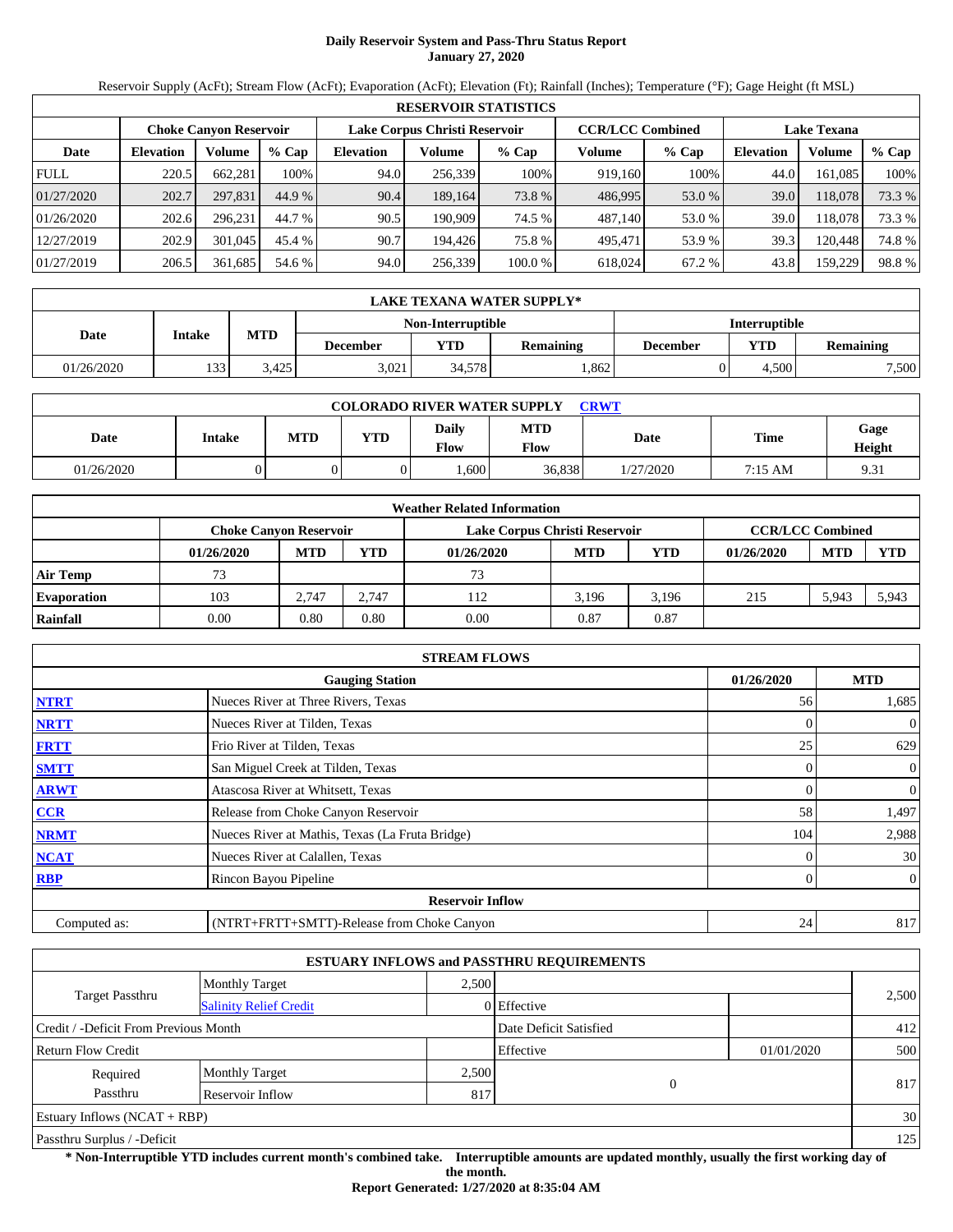# Daily Reservoir System and Pass-Thru Status Report
**January 27, 2020**

Reservoir Supply (AcFt); Stream Flow (AcFt); Evaporation (AcFt); Elevation (Ft); Rainfall (Inches); Temperature (°F); Gage Height (ft MSL)

| RESERVOIR STATISTICS | | | | | | | | | | | |
|---|---|---|---|---|---|---|---|---|---|---|---|
| | Choke Canyon Reservoir | | | Lake Corpus Christi Reservoir | | | CCR/LCC Combined | | Lake Texana | | |
| Date | Elevation | Volume | % Cap | Elevation | Volume | % Cap | Volume | % Cap | Elevation | Volume | % Cap |
| FULL | 220.5 | 662,281 | 100% | 94.0 | 256,339 | 100% | 919,160 | 100% | 44.0 | 161,085 | 100% |
| 01/27/2020 | 202.7 | 297,831 | 44.9 % | 90.4 | 189,164 | 73.8 % | 486,995 | 53.0 % | 39.0 | 118,078 | 73.3 % |
| 01/26/2020 | 202.6 | 296,231 | 44.7 % | 90.5 | 190,909 | 74.5 % | 487,140 | 53.0 % | 39.0 | 118,078 | 73.3 % |
| 12/27/2019 | 202.9 | 301,045 | 45.4 % | 90.7 | 194,426 | 75.8 % | 495,471 | 53.9 % | 39.3 | 120,448 | 74.8 % |
| 01/27/2019 | 206.5 | 361,685 | 54.6 % | 94.0 | 256,339 | 100.0 % | 618,024 | 67.2 % | 43.8 | 159,229 | 98.8 % |

| LAKE TEXANA WATER SUPPLY* | | | | | | | |
|---|---|---|---|---|---|---|---|
| Date | Intake | MTD | Non-Interruptible | | | Interruptible | | |
| | | | December | YTD | Remaining | December | YTD | Remaining |
| 01/26/2020 | 133 | 3,425 | 3,021 | 34,578 | 1,862 | 0 | 4,500 | 7,500 |

| COLORADO RIVER WATER SUPPLY CRWT | | | | | | | | |
|---|---|---|---|---|---|---|---|---|
| Date | Intake | MTD | YTD | Daily Flow | MTD Flow | Date | Time | Gage Height |
| 01/26/2020 | 0 | 0 | 0 | 1,600 | 36,838 | 1/27/2020 | 7:15 AM | 9.31 |

| Weather Related Information | | | | | | | | | |
|---|---|---|---|---|---|---|---|---|---|
| | Choke Canyon Reservoir | | | Lake Corpus Christi Reservoir | | | CCR/LCC Combined | | |
| | 01/26/2020 | MTD | YTD | 01/26/2020 | MTD | YTD | 01/26/2020 | MTD | YTD |
| Air Temp | 73 | | | 73 | | | | | |
| Evaporation | 103 | 2,747 | 2,747 | 112 | 3,196 | 3,196 | 215 | 5,943 | 5,943 |
| Rainfall | 0.00 | 0.80 | 0.80 | 0.00 | 0.87 | 0.87 | | | |

| STREAM FLOWS | | | |
|---|---|---|---|
| | Gauging Station | 01/26/2020 | MTD |
| NTRT | Nueces River at Three Rivers, Texas | 56 | 1,685 |
| NRTT | Nueces River at Tilden, Texas | 0 | 0 |
| FRTT | Frio River at Tilden, Texas | 25 | 629 |
| SMTT | San Miguel Creek at Tilden, Texas | 0 | 0 |
| ARWT | Atascosa River at Whitsett, Texas | 0 | 0 |
| CCR | Release from Choke Canyon Reservoir | 58 | 1,497 |
| NRMT | Nueces River at Mathis, Texas (La Fruta Bridge) | 104 | 2,988 |
| NCAT | Nueces River at Calallen, Texas | 0 | 30 |
| RBP | Rincon Bayou Pipeline | 0 | 0 |
| | **Reservoir Inflow** | | |
| Computed as: | (NTRT+FRTT+SMTT)-Release from Choke Canyon | 24 | 817 |

| ESTUARY INFLOWS and PASSTHRU REQUIREMENTS | | | | | |
|---|---|---|---|---|---|
| Target Passthru | Monthly Target | 2,500 | | | 2,500 |
| | Salinity Relief Credit | 0 | Effective | | |
| Credit / -Deficit From Previous Month | | | Date Deficit Satisfied | | 412 |
| Return Flow Credit | | | Effective | 01/01/2020 | 500 |
| Required Passthru | Monthly Target | 2,500 | 0 | | 817 |
| | Reservoir Inflow | 817 | | | |
| Estuary Inflows (NCAT + RBP) | | | | | 30 |
| Passthru Surplus / -Deficit | | | | | 125 |

**\* Non-Interruptible YTD includes current month's combined take. Interruptible amounts are updated monthly, usually the first working day of the month.**

**Report Generated: 1/27/2020 at 8:35:04 AM**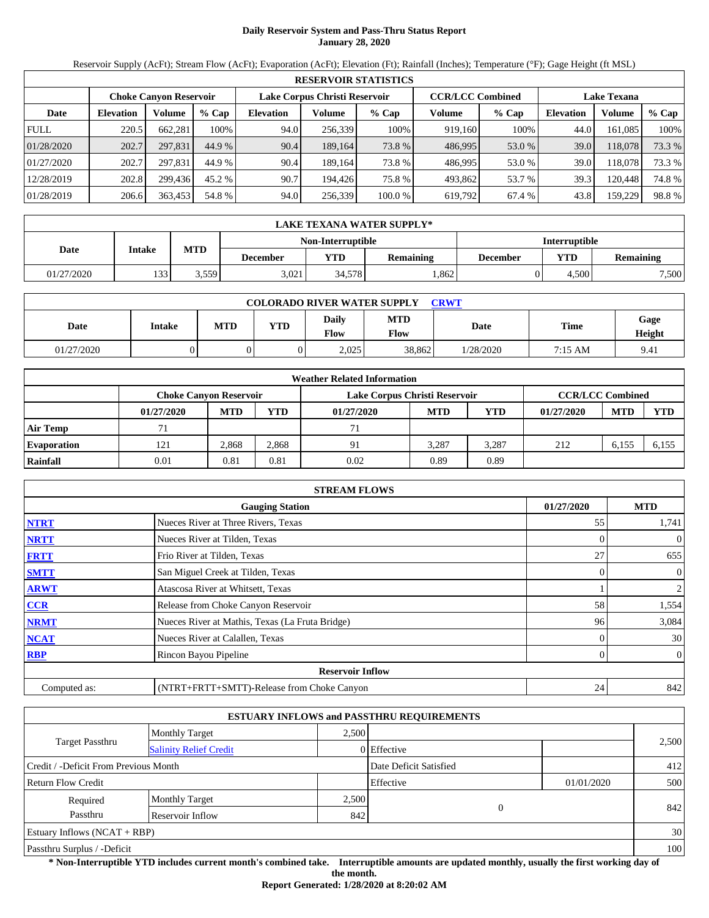# Daily Reservoir System and Pass-Thru Status Report
**January 28, 2020**

Reservoir Supply (AcFt); Stream Flow (AcFt); Evaporation (AcFt); Elevation (Ft); Rainfall (Inches); Temperature (°F); Gage Height (ft MSL)

| RESERVOIR STATISTICS | | | | | | | | | | | |
|---|---|---|---|---|---|---|---|---|---|---|---|
| | Choke Canyon Reservoir | | | Lake Corpus Christi Reservoir | | | CCR/LCC Combined | | Lake Texana | | |
| Date | Elevation | Volume | % Cap | Elevation | Volume | % Cap | Volume | % Cap | Elevation | Volume | % Cap |
| FULL | 220.5 | 662,281 | 100% | 94.0 | 256,339 | 100% | 919,160 | 100% | 44.0 | 161,085 | 100% |
| 01/28/2020 | 202.7 | 297,831 | 44.9 % | 90.4 | 189,164 | 73.8 % | 486,995 | 53.0 % | 39.0 | 118,078 | 73.3 % |
| 01/27/2020 | 202.7 | 297,831 | 44.9 % | 90.4 | 189,164 | 73.8 % | 486,995 | 53.0 % | 39.0 | 118,078 | 73.3 % |
| 12/28/2019 | 202.8 | 299,436 | 45.2 % | 90.7 | 194,426 | 75.8 % | 493,862 | 53.7 % | 39.3 | 120,448 | 74.8 % |
| 01/28/2019 | 206.6 | 363,453 | 54.8 % | 94.0 | 256,339 | 100.0 % | 619,792 | 67.4 % | 43.8 | 159,229 | 98.8 % |

| LAKE TEXANA WATER SUPPLY* | | | | | | | |
|---|---|---|---|---|---|---|---|
| Date | Intake | MTD | Non-Interruptible | | | Interruptible | | |
| | | | December | YTD | Remaining | December | YTD | Remaining |
| 01/27/2020 | 133 | 3,559 | 3,021 | 34,578 | 1,862 | 0 | 4,500 | 7,500 |

| COLORADO RIVER WATER SUPPLY CRWT | | | | | | | | |
|---|---|---|---|---|---|---|---|---|
| Date | Intake | MTD | YTD | Daily Flow | MTD Flow | Date | Time | Gage Height |
| 01/27/2020 | 0 | 0 | 0 | 2,025 | 38,862 | 1/28/2020 | 7:15 AM | 9.41 |

| Weather Related Information | | | | | | | | | |
|---|---|---|---|---|---|---|---|---|---|
| | Choke Canyon Reservoir | | | Lake Corpus Christi Reservoir | | | CCR/LCC Combined | | |
| | 01/27/2020 | MTD | YTD | 01/27/2020 | MTD | YTD | 01/27/2020 | MTD | YTD |
| Air Temp | 71 | | | 71 | | | | | |
| Evaporation | 121 | 2,868 | 2,868 | 91 | 3,287 | 3,287 | 212 | 6,155 | 6,155 |
| Rainfall | 0.01 | 0.81 | 0.81 | 0.02 | 0.89 | 0.89 | | | |

| STREAM FLOWS | | | |
|---|---|---|---|
| | Gauging Station | 01/27/2020 | MTD |
| NTRT | Nueces River at Three Rivers, Texas | 55 | 1,741 |
| NRTT | Nueces River at Tilden, Texas | 0 | 0 |
| FRTT | Frio River at Tilden, Texas | 27 | 655 |
| SMTT | San Miguel Creek at Tilden, Texas | 0 | 0 |
| ARWT | Atascosa River at Whitsett, Texas | 1 | 2 |
| CCR | Release from Choke Canyon Reservoir | 58 | 1,554 |
| NRMT | Nueces River at Mathis, Texas (La Fruta Bridge) | 96 | 3,084 |
| NCAT | Nueces River at Calallen, Texas | 0 | 30 |
| RBP | Rincon Bayou Pipeline | 0 | 0 |
| | **Reservoir Inflow** | | |
| Computed as: | (NTRT+FRTT+SMTT)-Release from Choke Canyon | 24 | 842 |

| ESTUARY INFLOWS and PASSTHRU REQUIREMENTS | | | | | |
|---|---|---|---|---|---|
| Target Passthru | Monthly Target | 2,500 | | | 2,500 |
| | Salinity Relief Credit | 0 | Effective | | |
| Credit / -Deficit From Previous Month | | | Date Deficit Satisfied | | 412 |
| Return Flow Credit | | | Effective | 01/01/2020 | 500 |
| Required Passthru | Monthly Target | 2,500 | 0 | | 842 |
| | Reservoir Inflow | 842 | | | |
| Estuary Inflows (NCAT + RBP) | | | | | 30 |
| Passthru Surplus / -Deficit | | | | | 100 |

**\* Non-Interruptible YTD includes current month's combined take. Interruptible amounts are updated monthly, usually the first working day of the month.**

**Report Generated: 1/28/2020 at 8:20:02 AM**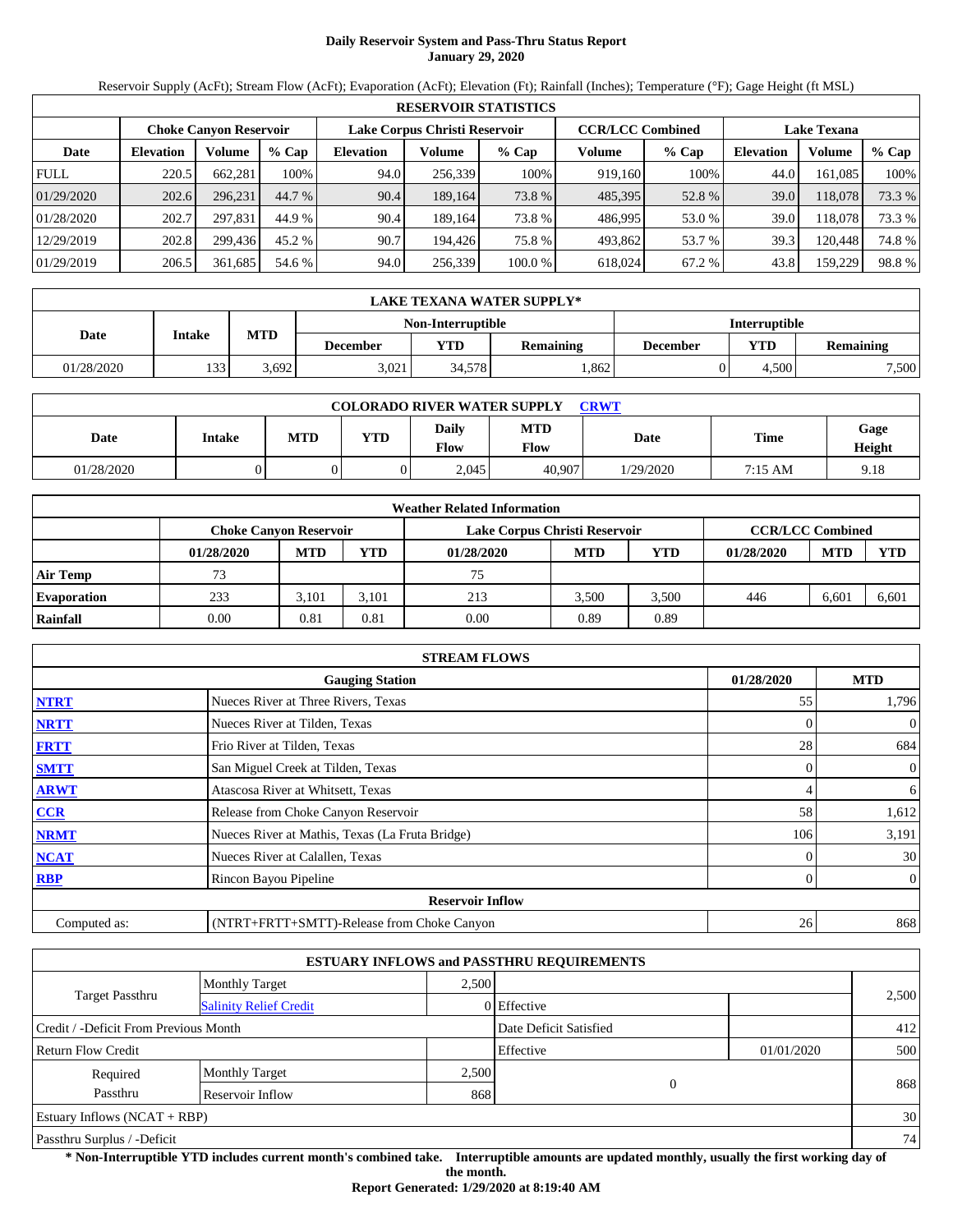# Daily Reservoir System and Pass-Thru Status Report
## January 29, 2020

Reservoir Supply (AcFt); Stream Flow (AcFt); Evaporation (AcFt); Elevation (Ft); Rainfall (Inches); Temperature (°F); Gage Height (ft MSL)

| RESERVOIR STATISTICS | | | | | | | | | | | |
|---|---|---|---|---|---|---|---|---|---|---|---|
| | Choke Canyon Reservoir | | | Lake Corpus Christi Reservoir | | | CCR/LCC Combined | | Lake Texana | | |
| Date | Elevation | Volume | % Cap | Elevation | Volume | % Cap | Volume | % Cap | Elevation | Volume | % Cap |
| FULL | 220.5 | 662,281 | 100% | 94.0 | 256,339 | 100% | 919,160 | 100% | 44.0 | 161,085 | 100% |
| 01/29/2020 | 202.6 | 296,231 | 44.7 % | 90.4 | 189,164 | 73.8 % | 485,395 | 52.8 % | 39.0 | 118,078 | 73.3 % |
| 01/28/2020 | 202.7 | 297,831 | 44.9 % | 90.4 | 189,164 | 73.8 % | 486,995 | 53.0 % | 39.0 | 118,078 | 73.3 % |
| 12/29/2019 | 202.8 | 299,436 | 45.2 % | 90.7 | 194,426 | 75.8 % | 493,862 | 53.7 % | 39.3 | 120,448 | 74.8 % |
| 01/29/2019 | 206.5 | 361,685 | 54.6 % | 94.0 | 256,339 | 100.0 % | 618,024 | 67.2 % | 43.8 | 159,229 | 98.8 % |

| LAKE TEXANA WATER SUPPLY* | | | | | | | |
|---|---|---|---|---|---|---|---|
| Date | Intake | MTD | Non-Interruptible | | | Interruptible | | |
| | | | December | YTD | Remaining | December | YTD | Remaining |
| 01/28/2020 | 133 | 3,692 | 3,021 | 34,578 | 1,862 | 0 | 4,500 | 7,500 |

| COLORADO RIVER WATER SUPPLY CRWT | | | | | | | | |
|---|---|---|---|---|---|---|---|---|
| Date | Intake | MTD | YTD | Daily Flow | MTD Flow | Date | Time | Gage Height |
| 01/28/2020 | 0 | 0 | 0 | 2,045 | 40,907 | 1/29/2020 | 7:15 AM | 9.18 |

| Weather Related Information | | | | | | | | | |
|---|---|---|---|---|---|---|---|---|---|
| | Choke Canyon Reservoir | | | Lake Corpus Christi Reservoir | | | CCR/LCC Combined | | |
| | 01/28/2020 | MTD | YTD | 01/28/2020 | MTD | YTD | 01/28/2020 | MTD | YTD |
| Air Temp | 73 | | | 75 | | | | | |
| Evaporation | 233 | 3,101 | 3,101 | 213 | 3,500 | 3,500 | 446 | 6,601 | 6,601 |
| Rainfall | 0.00 | 0.81 | 0.81 | 0.00 | 0.89 | 0.89 | | | |

| STREAM FLOWS | | | |
|---|---|---|---|
| | Gauging Station | 01/28/2020 | MTD |
| NTRT | Nueces River at Three Rivers, Texas | 55 | 1,796 |
| NRTT | Nueces River at Tilden, Texas | 0 | 0 |
| FRTT | Frio River at Tilden, Texas | 28 | 684 |
| SMTT | San Miguel Creek at Tilden, Texas | 0 | 0 |
| ARWT | Atascosa River at Whitsett, Texas | 4 | 6 |
| CCR | Release from Choke Canyon Reservoir | 58 | 1,612 |
| NRMT | Nueces River at Mathis, Texas (La Fruta Bridge) | 106 | 3,191 |
| NCAT | Nueces River at Calallen, Texas | 0 | 30 |
| RBP | Rincon Bayou Pipeline | 0 | 0 |
| | **Reservoir Inflow** | | |
| Computed as: | (NTRT+FRTT+SMTT)-Release from Choke Canyon | 26 | 868 |

| ESTUARY INFLOWS and PASSTHRU REQUIREMENTS | | | | | |
|---|---|---|---|---|---|
| Target Passthru | Monthly Target | 2,500 | | | 2,500 |
| | Salinity Relief Credit | 0 | Effective | | |
| Credit / -Deficit From Previous Month | | | Date Deficit Satisfied | | 412 |
| Return Flow Credit | | | Effective | 01/01/2020 | 500 |
| Required Passthru | Monthly Target | 2,500 | 0 | | 868 |
| | Reservoir Inflow | 868 | | | |
| Estuary Inflows (NCAT + RBP) | | | | | 30 |
| Passthru Surplus / -Deficit | | | | | 74 |

**\* Non-Interruptible YTD includes current month's combined take. Interruptible amounts are updated monthly, usually the first working day of the month.**

**Report Generated: 1/29/2020 at 8:19:40 AM**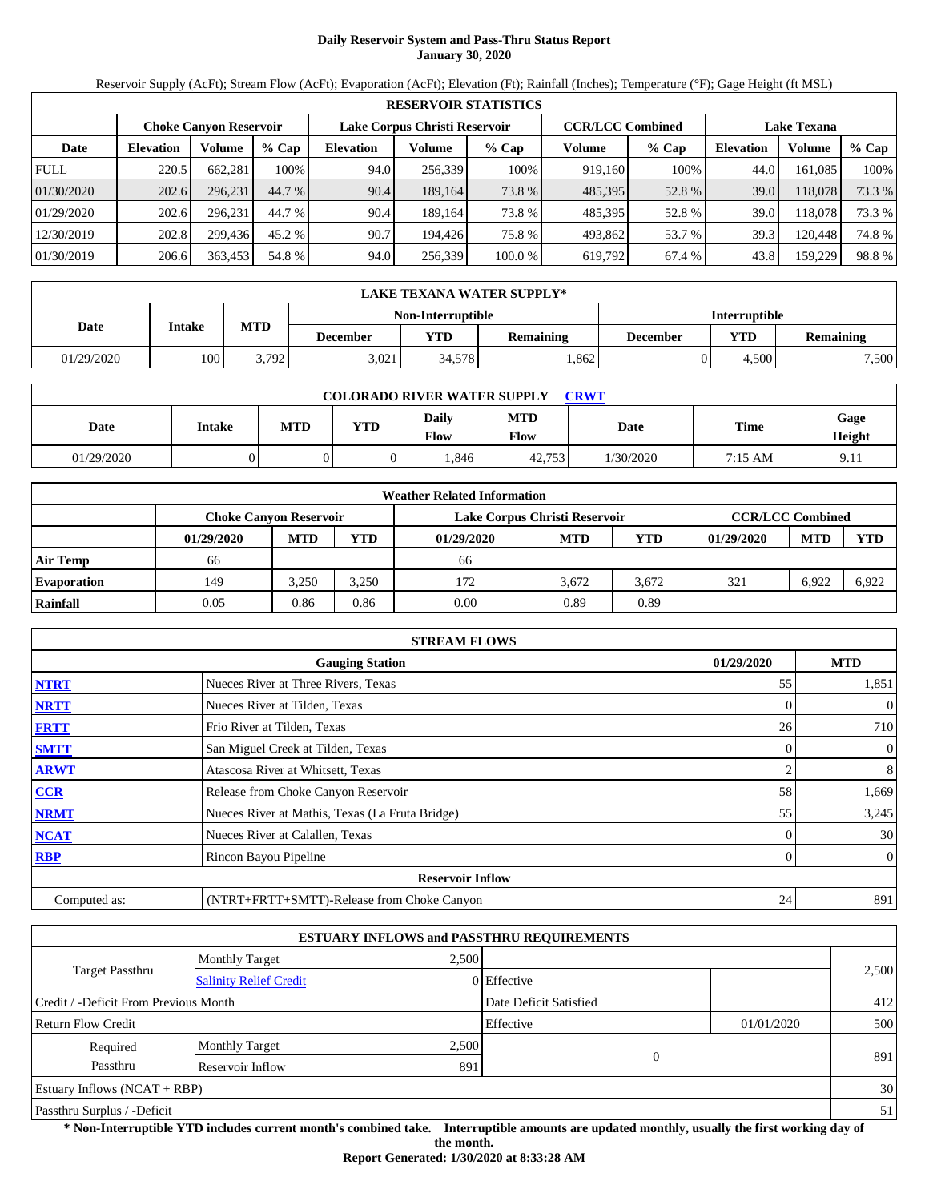# Daily Reservoir System and Pass-Thru Status Report
## January 30, 2020

Reservoir Supply (AcFt); Stream Flow (AcFt); Evaporation (AcFt); Elevation (Ft); Rainfall (Inches); Temperature (°F); Gage Height (ft MSL)

| RESERVOIR STATISTICS | | | | | | | | | | | |
|---|---|---|---|---|---|---|---|---|---|---|---|
| | Choke Canyon Reservoir | | | Lake Corpus Christi Reservoir | | | CCR/LCC Combined | | Lake Texana | | |
| Date | Elevation | Volume | % Cap | Elevation | Volume | % Cap | Volume | % Cap | Elevation | Volume | % Cap |
| FULL | 220.5 | 662,281 | 100% | 94.0 | 256,339 | 100% | 919,160 | 100% | 44.0 | 161,085 | 100% |
| 01/30/2020 | 202.6 | 296,231 | 44.7 % | 90.4 | 189,164 | 73.8 % | 485,395 | 52.8 % | 39.0 | 118,078 | 73.3 % |
| 01/29/2020 | 202.6 | 296,231 | 44.7 % | 90.4 | 189,164 | 73.8 % | 485,395 | 52.8 % | 39.0 | 118,078 | 73.3 % |
| 12/30/2019 | 202.8 | 299,436 | 45.2 % | 90.7 | 194,426 | 75.8 % | 493,862 | 53.7 % | 39.3 | 120,448 | 74.8 % |
| 01/30/2019 | 206.6 | 363,453 | 54.8 % | 94.0 | 256,339 | 100.0 % | 619,792 | 67.4 % | 43.8 | 159,229 | 98.8 % |

| LAKE TEXANA WATER SUPPLY* | | | | | | | |
|---|---|---|---|---|---|---|---|
| Date | Intake | MTD | Non-Interruptible | | | Interruptible | | |
| | | | December | YTD | Remaining | December | YTD | Remaining |
| 01/29/2020 | 100 | 3,792 | 3,021 | 34,578 | 1,862 | 0 | 4,500 | 7,500 |

| COLORADO RIVER WATER SUPPLY CRWT | | | | | | | | |
|---|---|---|---|---|---|---|---|---|
| Date | Intake | MTD | YTD | Daily Flow | MTD Flow | Date | Time | Gage Height |
| 01/29/2020 | 0 | 0 | 0 | 1,846 | 42,753 | 1/30/2020 | 7:15 AM | 9.11 |

| Weather Related Information | | | | | | | | | |
|---|---|---|---|---|---|---|---|---|---|
| | Choke Canyon Reservoir | | | Lake Corpus Christi Reservoir | | | CCR/LCC Combined | | |
| | 01/29/2020 | MTD | YTD | 01/29/2020 | MTD | YTD | 01/29/2020 | MTD | YTD |
| Air Temp | 66 | | | 66 | | | | | |
| Evaporation | 149 | 3,250 | 3,250 | 172 | 3,672 | 3,672 | 321 | 6,922 | 6,922 |
| Rainfall | 0.05 | 0.86 | 0.86 | 0.00 | 0.89 | 0.89 | | | |

| STREAM FLOWS | | | |
|---|---|---|---|
| | Gauging Station | 01/29/2020 | MTD |
| NTRT | Nueces River at Three Rivers, Texas | 55 | 1,851 |
| NRTT | Nueces River at Tilden, Texas | 0 | 0 |
| FRTT | Frio River at Tilden, Texas | 26 | 710 |
| SMTT | San Miguel Creek at Tilden, Texas | 0 | 0 |
| ARWT | Atascosa River at Whitsett, Texas | 2 | 8 |
| CCR | Release from Choke Canyon Reservoir | 58 | 1,669 |
| NRMT | Nueces River at Mathis, Texas (La Fruta Bridge) | 55 | 3,245 |
| NCAT | Nueces River at Calallen, Texas | 0 | 30 |
| RBP | Rincon Bayou Pipeline | 0 | 0 |
| | **Reservoir Inflow** | | |
| Computed as: | (NTRT+FRTT+SMTT)-Release from Choke Canyon | 24 | 891 |

| ESTUARY INFLOWS and PASSTHRU REQUIREMENTS | | | | | |
|---|---|---|---|---|---|
| Target Passthru | Monthly Target | 2,500 | | | 2,500 |
| | Salinity Relief Credit | 0 | Effective | | |
| Credit / -Deficit From Previous Month | | | Date Deficit Satisfied | | 412 |
| Return Flow Credit | | | Effective | 01/01/2020 | 500 |
| Required Passthru | Monthly Target | 2,500 | 0 | | 891 |
| | Reservoir Inflow | 891 | | | |
| Estuary Inflows (NCAT + RBP) | | | | | 30 |
| Passthru Surplus / -Deficit | | | | | 51 |

**\* Non-Interruptible YTD includes current month's combined take. Interruptible amounts are updated monthly, usually the first working day of the month.**

**Report Generated: 1/30/2020 at 8:33:28 AM**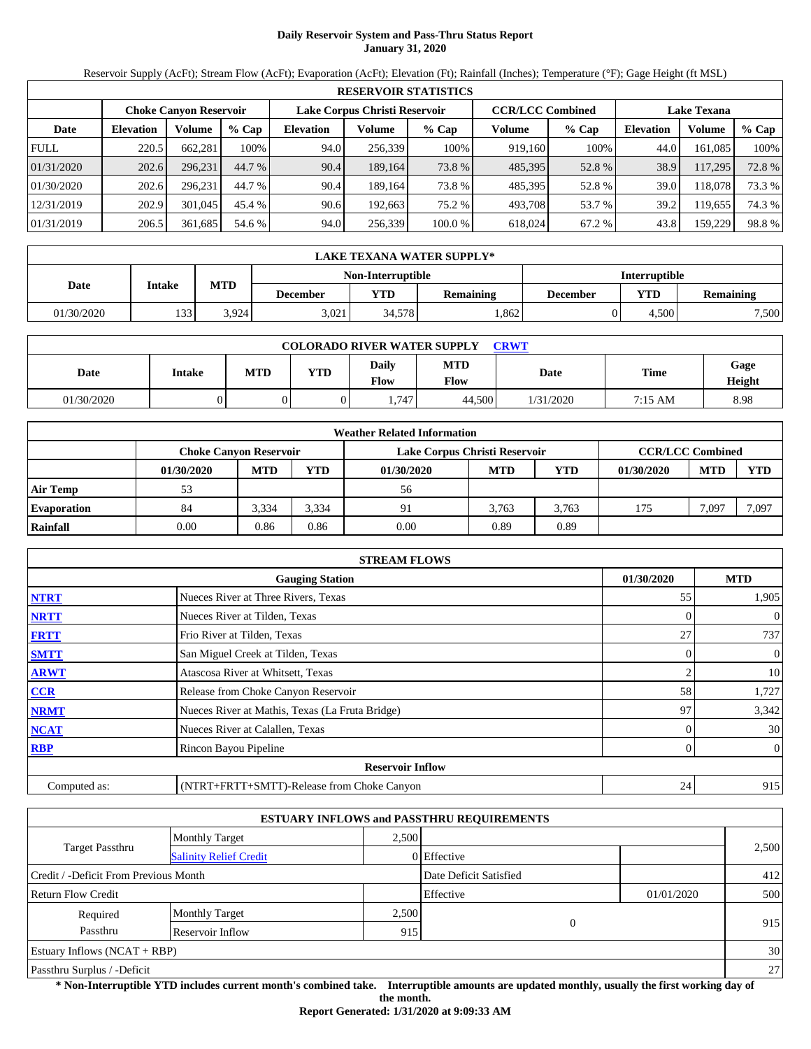# Daily Reservoir System and Pass-Thru Status Report
**January 31, 2020**

Reservoir Supply (AcFt); Stream Flow (AcFt); Evaporation (AcFt); Elevation (Ft); Rainfall (Inches); Temperature (°F); Gage Height (ft MSL)

| RESERVOIR STATISTICS | | | | | | | | | | | |
|---|---|---|---|---|---|---|---|---|---|---|---|
| | Choke Canyon Reservoir | | | Lake Corpus Christi Reservoir | | | CCR/LCC Combined | | Lake Texana | | |
| Date | Elevation | Volume | % Cap | Elevation | Volume | % Cap | Volume | % Cap | Elevation | Volume | % Cap |
| FULL | 220.5 | 662,281 | 100% | 94.0 | 256,339 | 100% | 919,160 | 100% | 44.0 | 161,085 | 100% |
| 01/31/2020 | 202.6 | 296,231 | 44.7 % | 90.4 | 189,164 | 73.8 % | 485,395 | 52.8 % | 38.9 | 117,295 | 72.8 % |
| 01/30/2020 | 202.6 | 296,231 | 44.7 % | 90.4 | 189,164 | 73.8 % | 485,395 | 52.8 % | 39.0 | 118,078 | 73.3 % |
| 12/31/2019 | 202.9 | 301,045 | 45.4 % | 90.6 | 192,663 | 75.2 % | 493,708 | 53.7 % | 39.2 | 119,655 | 74.3 % |
| 01/31/2019 | 206.5 | 361,685 | 54.6 % | 94.0 | 256,339 | 100.0 % | 618,024 | 67.2 % | 43.8 | 159,229 | 98.8 % |

| LAKE TEXANA WATER SUPPLY* | | | | | | | |
|---|---|---|---|---|---|---|---|
| Date | Intake | MTD | Non-Interruptible | | | Interruptible | | |
| | | | December | YTD | Remaining | December | YTD | Remaining |
| 01/30/2020 | 133 | 3,924 | 3,021 | 34,578 | 1,862 | 0 | 4,500 | 7,500 |

| COLORADO RIVER WATER SUPPLY CRWT | | | | | | | | |
|---|---|---|---|---|---|---|---|---|
| Date | Intake | MTD | YTD | Daily Flow | MTD Flow | Date | Time | Gage Height |
| 01/30/2020 | 0 | 0 | 0 | 1,747 | 44,500 | 1/31/2020 | 7:15 AM | 8.98 |

| Weather Related Information | | | | | | | | | |
|---|---|---|---|---|---|---|---|---|---|
| | Choke Canyon Reservoir | | | Lake Corpus Christi Reservoir | | | CCR/LCC Combined | | |
| | 01/30/2020 | MTD | YTD | 01/30/2020 | MTD | YTD | 01/30/2020 | MTD | YTD |
| Air Temp | 53 | | | 56 | | | | | |
| Evaporation | 84 | 3,334 | 3,334 | 91 | 3,763 | 3,763 | 175 | 7,097 | 7,097 |
| Rainfall | 0.00 | 0.86 | 0.86 | 0.00 | 0.89 | 0.89 | | | |

| STREAM FLOWS | | | |
|---|---|---|---|
| | Gauging Station | 01/30/2020 | MTD |
| NTRT | Nueces River at Three Rivers, Texas | 55 | 1,905 |
| NRTT | Nueces River at Tilden, Texas | 0 | 0 |
| FRTT | Frio River at Tilden, Texas | 27 | 737 |
| SMTT | San Miguel Creek at Tilden, Texas | 0 | 0 |
| ARWT | Atascosa River at Whitsett, Texas | 2 | 10 |
| CCR | Release from Choke Canyon Reservoir | 58 | 1,727 |
| NRMT | Nueces River at Mathis, Texas (La Fruta Bridge) | 97 | 3,342 |
| NCAT | Nueces River at Calallen, Texas | 0 | 30 |
| RBP | Rincon Bayou Pipeline | 0 | 0 |
| | **Reservoir Inflow** | | |
| Computed as: | (NTRT+FRTT+SMTT)-Release from Choke Canyon | 24 | 915 |

| ESTUARY INFLOWS and PASSTHRU REQUIREMENTS | | | | | |
|---|---|---|---|---|---|
| Target Passthru | Monthly Target | 2,500 | | | 2,500 |
| | Salinity Relief Credit | 0 | Effective | | |
| Credit / -Deficit From Previous Month | | | Date Deficit Satisfied | | 412 |
| Return Flow Credit | | | Effective | 01/01/2020 | 500 |
| Required Passthru | Monthly Target | 2,500 | 0 | | 915 |
| | Reservoir Inflow | 915 | | | |
| Estuary Inflows (NCAT + RBP) | | | | | 30 |
| Passthru Surplus / -Deficit | | | | | 27 |

**\* Non-Interruptible YTD includes current month's combined take. Interruptible amounts are updated monthly, usually the first working day of the month.**

**Report Generated: 1/31/2020 at 9:09:33 AM**